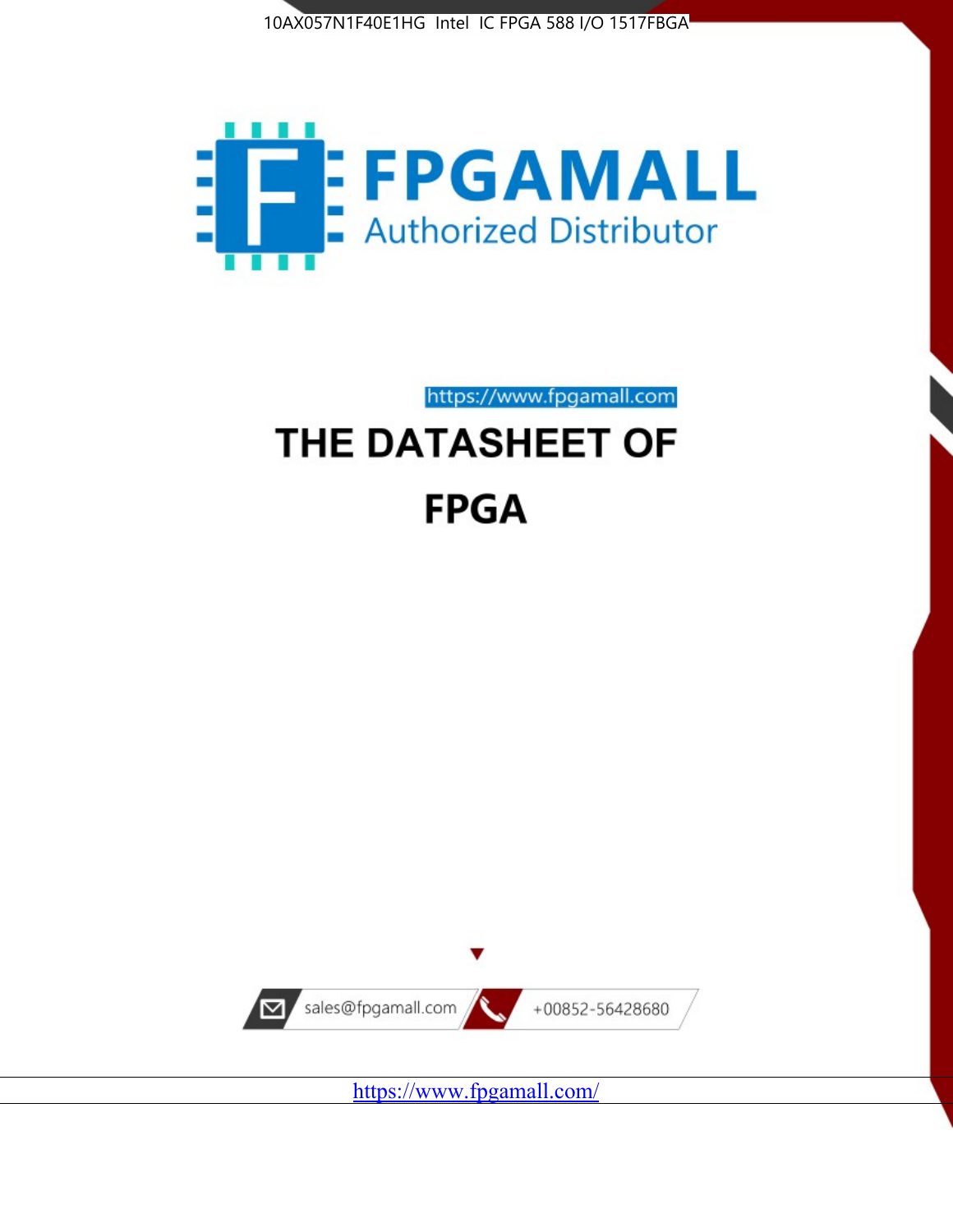10AX057N1F40E1HG Intel IC FPGA 588 I/O 1517FBGA

FPGAMALL

Authorized Distributor

https://www.fpgamall.com

# THE DATASHEET OF FPGA

sales@fpgamall.com

+00852-56428680

https://www.fpgamall.com/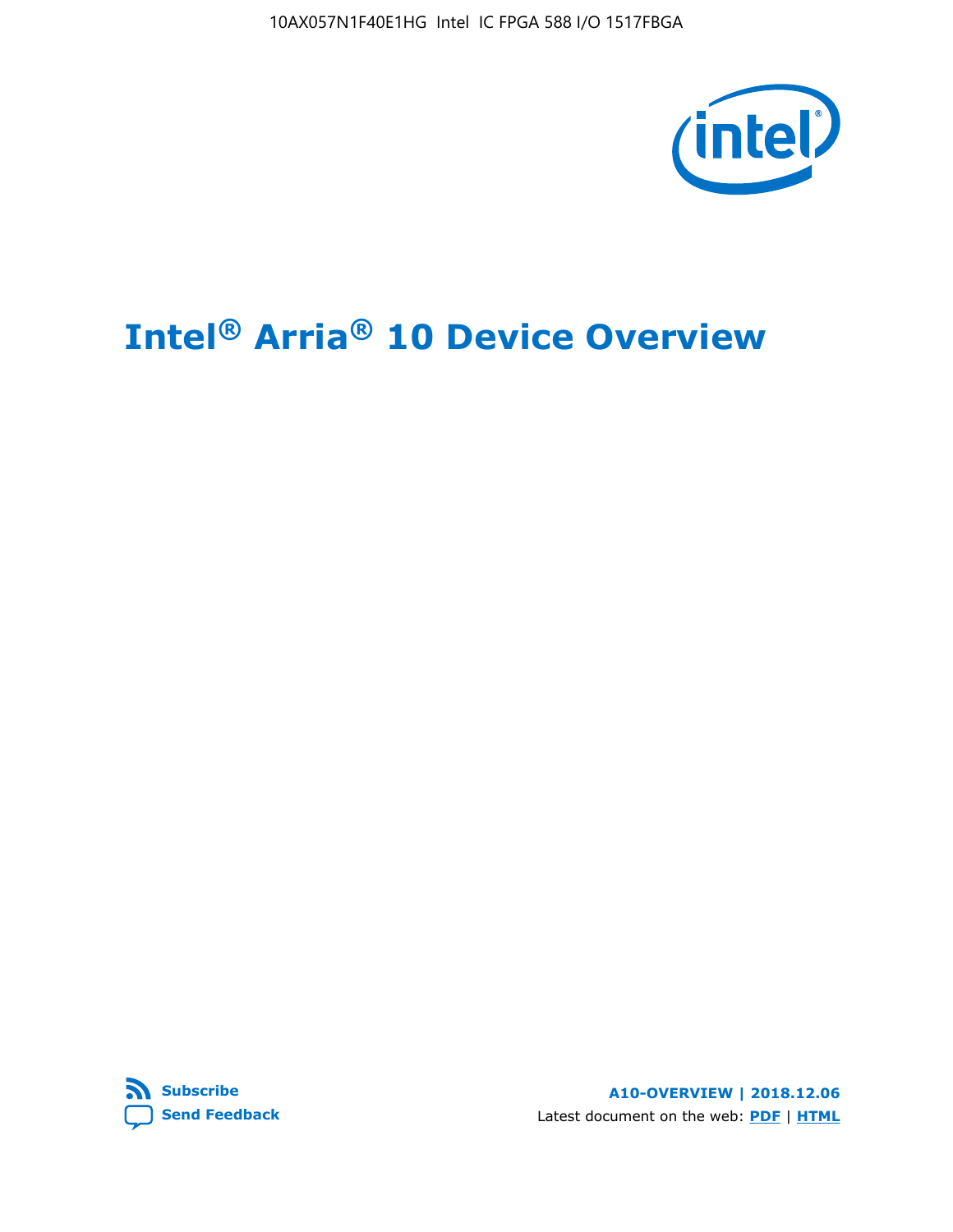# Intel® Arria® 10 Device Overview

Subscribe

Send Feedback

A10-OVERVIEW | 2018.12.06

Latest document on the web: PDF | HTML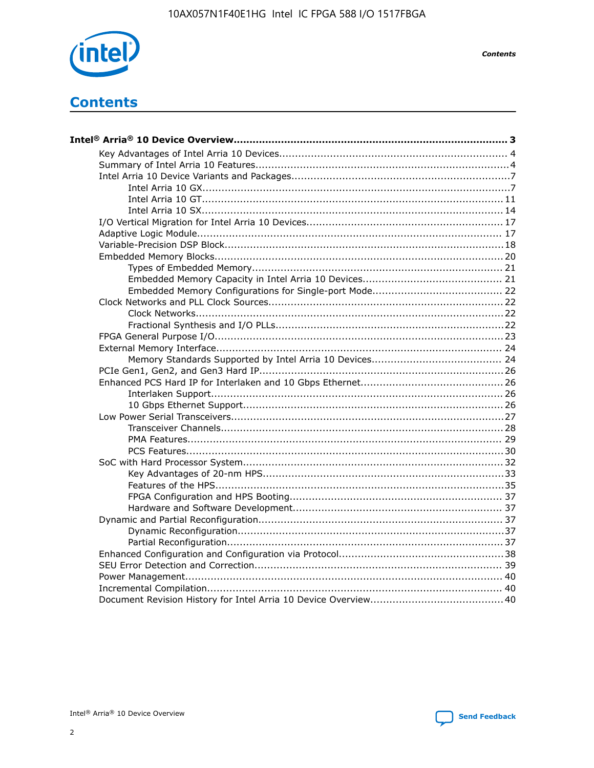# Contents

**Intel® Arria® 10 Device Overview...................................................................................... 3**

- Key Advantages of Intel Arria 10 Devices....................................................................... 4
- Summary of Intel Arria 10 Features................................................................................4
- Intel Arria 10 Device Variants and Packages.....................................................................7
  - Intel Arria 10 GX.................................................................................................7
  - Intel Arria 10 GT............................................................................................... 11
  - Intel Arria 10 SX............................................................................................... 14
- I/O Vertical Migration for Intel Arria 10 Devices............................................................. 17
- Adaptive Logic Module................................................................................................ 17
- Variable-Precision DSP Block........................................................................................18
- Embedded Memory Blocks...........................................................................................20
  - Types of Embedded Memory............................................................................... 21
  - Embedded Memory Capacity in Intel Arria 10 Devices............................................ 21
  - Embedded Memory Configurations for Single-port Mode......................................... 22
- Clock Networks and PLL Clock Sources.........................................................................22
  - Clock Networks.................................................................................................22
  - Fractional Synthesis and I/O PLLs.......................................................................22
- FPGA General Purpose I/O..........................................................................................23
- External Memory Interface.......................................................................................... 24
  - Memory Standards Supported by Intel Arria 10 Devices......................................... 24
- PCIe Gen1, Gen2, and Gen3 Hard IP.............................................................................26
- Enhanced PCS Hard IP for Interlaken and 10 Gbps Ethernet.............................................26
  - Interlaken Support............................................................................................ 26
  - 10 Gbps Ethernet Support.................................................................................. 26
- Low Power Serial Transceivers.....................................................................................27
  - Transceiver Channels.........................................................................................28
  - PMA Features................................................................................................... 29
  - PCS Features....................................................................................................30
- SoC with Hard Processor System..................................................................................32
  - Key Advantages of 20-nm HPS............................................................................33
  - Features of the HPS...........................................................................................35
  - FPGA Configuration and HPS Booting................................................................... 37
  - Hardware and Software Development.................................................................. 37
- Dynamic and Partial Reconfiguration.............................................................................37
  - Dynamic Reconfiguration...................................................................................37
  - Partial Reconfiguration.......................................................................................37
- Enhanced Configuration and Configuration via Protocol....................................................38
- SEU Error Detection and Correction.............................................................................. 39
- Power Management.................................................................................................... 40
- Incremental Compilation............................................................................................. 40
- Document Revision History for Intel Arria 10 Device Overview..........................................40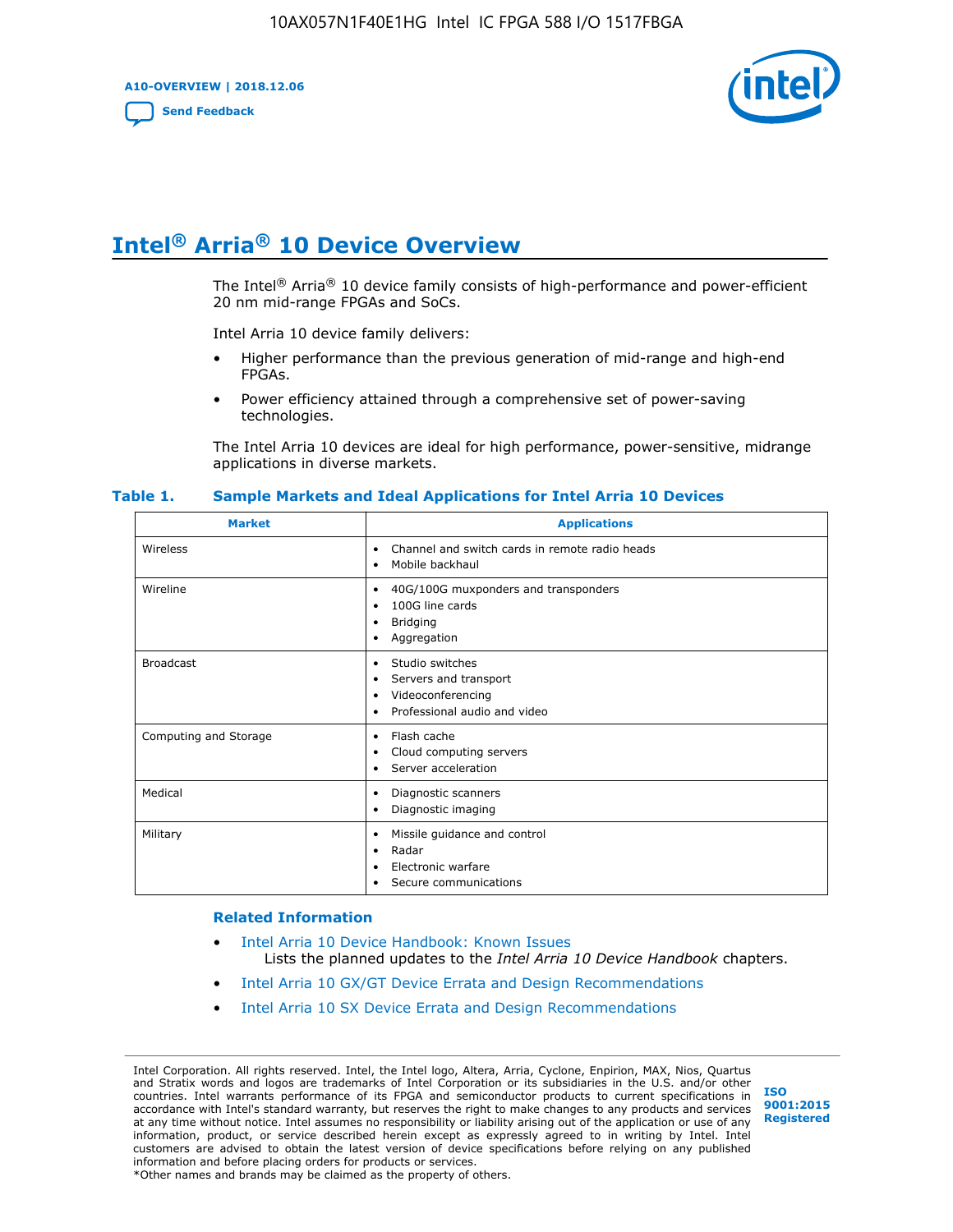# Intel® Arria® 10 Device Overview

The Intel® Arria® 10 device family consists of high-performance and power-efficient 20 nm mid-range FPGAs and SoCs.

Intel Arria 10 device family delivers:

- Higher performance than the previous generation of mid-range and high-end FPGAs.
- Power efficiency attained through a comprehensive set of power-saving technologies.

The Intel Arria 10 devices are ideal for high performance, power-sensitive, midrange applications in diverse markets.

**Table 1. Sample Markets and Ideal Applications for Intel Arria 10 Devices**

| Market | Applications |
|---|---|
| Wireless | • Channel and switch cards in remote radio heads<br>• Mobile backhaul |
| Wireline | • 40G/100G muxponders and transponders<br>• 100G line cards<br>• Bridging<br>• Aggregation |
| Broadcast | • Studio switches<br>• Servers and transport<br>• Videoconferencing<br>• Professional audio and video |
| Computing and Storage | • Flash cache<br>• Cloud computing servers<br>• Server acceleration |
| Medical | • Diagnostic scanners<br>• Diagnostic imaging |
| Military | • Missile guidance and control<br>• Radar<br>• Electronic warfare<br>• Secure communications |

### Related Information

- Intel Arria 10 Device Handbook: Known Issues
  Lists the planned updates to the *Intel Arria 10 Device Handbook* chapters.
- Intel Arria 10 GX/GT Device Errata and Design Recommendations
- Intel Arria 10 SX Device Errata and Design Recommendations

Intel Corporation. All rights reserved. Intel, the Intel logo, Altera, Arria, Cyclone, Enpirion, MAX, Nios, Quartus and Stratix words and logos are trademarks of Intel Corporation or its subsidiaries in the U.S. and/or other countries. Intel warrants performance of its FPGA and semiconductor products to current specifications in accordance with Intel's standard warranty, but reserves the right to make changes to any products and services at any time without notice. Intel assumes no responsibility or liability arising out of the application or use of any information, product, or service described herein except as expressly agreed to in writing by Intel. Intel customers are advised to obtain the latest version of device specifications before relying on any published information and before placing orders for products or services.
*Other names and brands may be claimed as the property of others.

ISO 9001:2015 Registered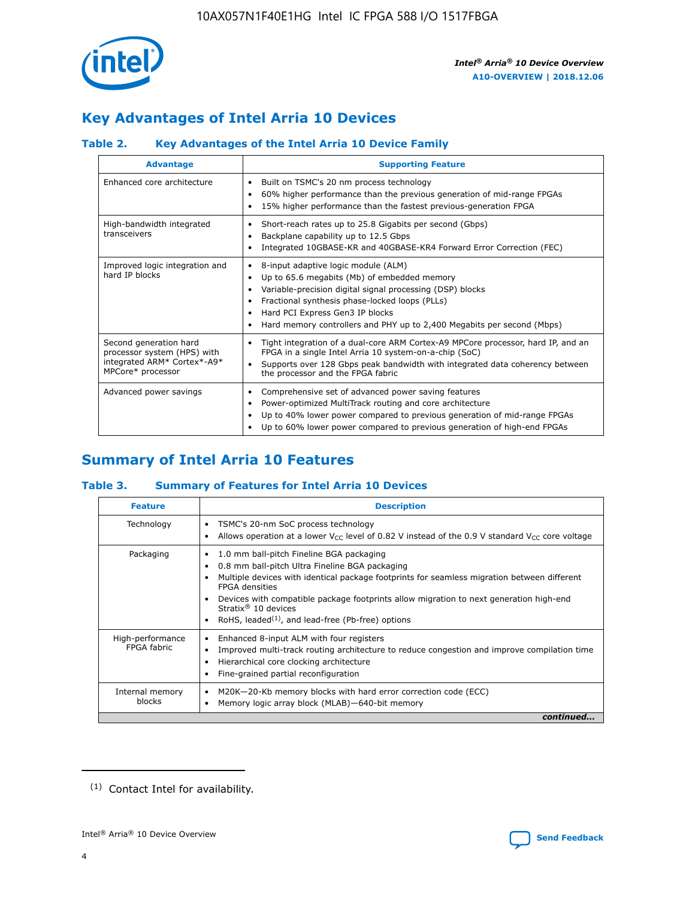## Key Advantages of Intel Arria 10 Devices

### Table 2. Key Advantages of the Intel Arria 10 Device Family

| Advantage | Supporting Feature |
|---|---|
| Enhanced core architecture | • Built on TSMC's 20 nm process technology<br>• 60% higher performance than the previous generation of mid-range FPGAs<br>• 15% higher performance than the fastest previous-generation FPGA |
| High-bandwidth integrated transceivers | • Short-reach rates up to 25.8 Gigabits per second (Gbps)<br>• Backplane capability up to 12.5 Gbps<br>• Integrated 10GBASE-KR and 40GBASE-KR4 Forward Error Correction (FEC) |
| Improved logic integration and hard IP blocks | • 8-input adaptive logic module (ALM)<br>• Up to 65.6 megabits (Mb) of embedded memory<br>• Variable-precision digital signal processing (DSP) blocks<br>• Fractional synthesis phase-locked loops (PLLs)<br>• Hard PCI Express Gen3 IP blocks<br>• Hard memory controllers and PHY up to 2,400 Megabits per second (Mbps) |
| Second generation hard processor system (HPS) with integrated ARM* Cortex*-A9* MPCore* processor | • Tight integration of a dual-core ARM Cortex-A9 MPCore processor, hard IP, and an FPGA in a single Intel Arria 10 system-on-a-chip (SoC)<br>• Supports over 128 Gbps peak bandwidth with integrated data coherency between the processor and the FPGA fabric |
| Advanced power savings | • Comprehensive set of advanced power saving features<br>• Power-optimized MultiTrack routing and core architecture<br>• Up to 40% lower power compared to previous generation of mid-range FPGAs<br>• Up to 60% lower power compared to previous generation of high-end FPGAs |

## Summary of Intel Arria 10 Features

### Table 3. Summary of Features for Intel Arria 10 Devices

| Feature | Description |
|---|---|
| Technology | • TSMC's 20-nm SoC process technology<br>• Allows operation at a lower $V_{CC}$ level of 0.82 V instead of the 0.9 V standard $V_{CC}$ core voltage |
| Packaging | • 1.0 mm ball-pitch Fineline BGA packaging<br>• 0.8 mm ball-pitch Ultra Fineline BGA packaging<br>• Multiple devices with identical package footprints for seamless migration between different FPGA densities<br>• Devices with compatible package footprints allow migration to next generation high-end Stratix® 10 devices<br>• RoHS, leaded[(1)], and lead-free (Pb-free) options |
| High-performance FPGA fabric | • Enhanced 8-input ALM with four registers<br>• Improved multi-track routing architecture to reduce congestion and improve compilation time<br>• Hierarchical core clocking architecture<br>• Fine-grained partial reconfiguration |
| Internal memory blocks | • M20K—20-Kb memory blocks with hard error correction code (ECC)<br>• Memory logic array block (MLAB)—640-bit memory |

*continued...*

(1) Contact Intel for availability.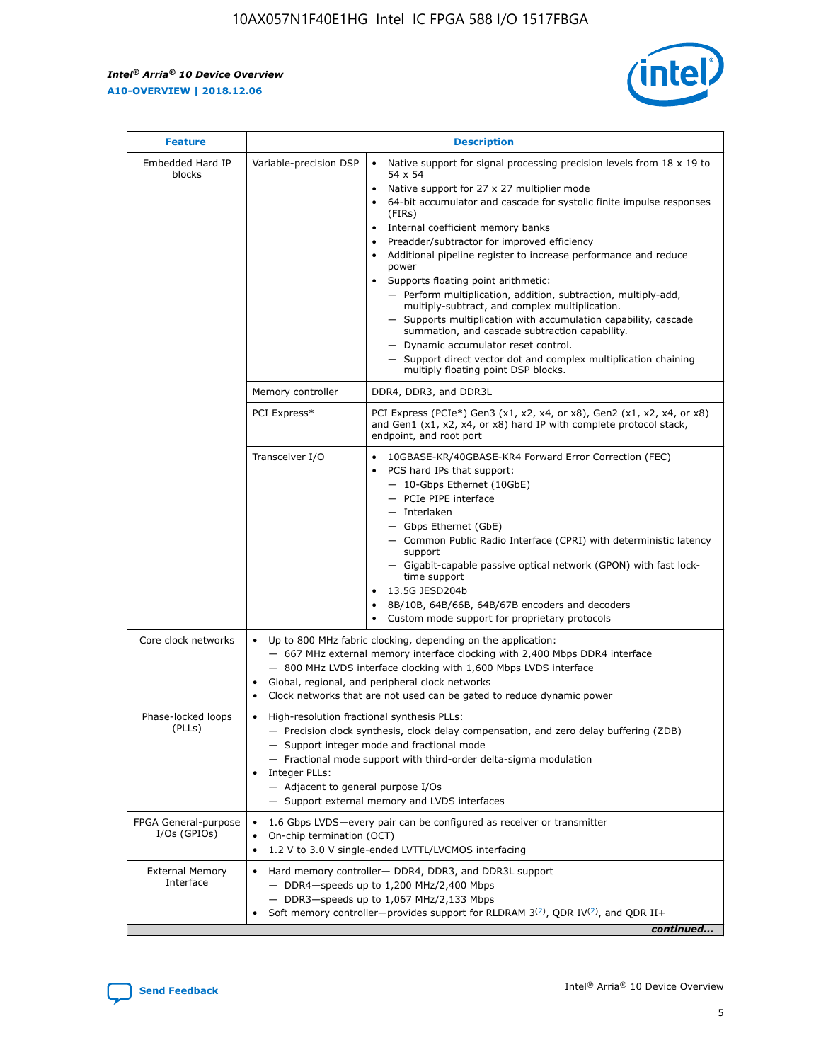| Feature | Description | |
|---|---|---|
| Embedded Hard IP blocks | Variable-precision DSP | • Native support for signal processing precision levels from 18 x 19 to 54 x 54<br>• Native support for 27 x 27 multiplier mode<br>• 64-bit accumulator and cascade for systolic finite impulse responses (FIRs)<br>• Internal coefficient memory banks<br>• Preadder/subtractor for improved efficiency<br>• Additional pipeline register to increase performance and reduce power<br>• Supports floating point arithmetic:<br>— Perform multiplication, addition, subtraction, multiply-add, multiply-subtract, and complex multiplication.<br>— Supports multiplication with accumulation capability, cascade summation, and cascade subtraction capability.<br>— Dynamic accumulator reset control.<br>— Support direct vector dot and complex multiplication chaining multiply floating point DSP blocks. |
| | Memory controller | DDR4, DDR3, and DDR3L |
| | PCI Express* | PCI Express (PCIe*) Gen3 (x1, x2, x4, or x8), Gen2 (x1, x2, x4, or x8) and Gen1 (x1, x2, x4, or x8) hard IP with complete protocol stack, endpoint, and root port |
| | Transceiver I/O | • 10GBASE-KR/40GBASE-KR4 Forward Error Correction (FEC)<br>• PCS hard IPs that support:<br>— 10-Gbps Ethernet (10GbE)<br>— PCIe PIPE interface<br>— Interlaken<br>— Gbps Ethernet (GbE)<br>— Common Public Radio Interface (CPRI) with deterministic latency support<br>— Gigabit-capable passive optical network (GPON) with fast lock-time support<br>• 13.5G JESD204b<br>• 8B/10B, 64B/66B, 64B/67B encoders and decoders<br>• Custom mode support for proprietary protocols |
| Core clock networks | • Up to 800 MHz fabric clocking, depending on the application:<br>— 667 MHz external memory interface clocking with 2,400 Mbps DDR4 interface<br>— 800 MHz LVDS interface clocking with 1,600 Mbps LVDS interface<br>• Global, regional, and peripheral clock networks<br>• Clock networks that are not used can be gated to reduce dynamic power | |
| Phase-locked loops (PLLs) | • High-resolution fractional synthesis PLLs:<br>— Precision clock synthesis, clock delay compensation, and zero delay buffering (ZDB)<br>— Support integer mode and fractional mode<br>— Fractional mode support with third-order delta-sigma modulation<br>• Integer PLLs:<br>— Adjacent to general purpose I/Os<br>— Support external memory and LVDS interfaces | |
| FPGA General-purpose I/Os (GPIOs) | • 1.6 Gbps LVDS—every pair can be configured as receiver or transmitter<br>• On-chip termination (OCT)<br>• 1.2 V to 3.0 V single-ended LVTTL/LVCMOS interfacing | |
| External Memory Interface | • Hard memory controller— DDR4, DDR3, and DDR3L support<br>— DDR4—speeds up to 1,200 MHz/2,400 Mbps<br>— DDR3—speeds up to 1,067 MHz/2,133 Mbps<br>• Soft memory controller—provides support for RLDRAM 3[(2)], QDR IV[(2)], and QDR II+ | |

*continued...*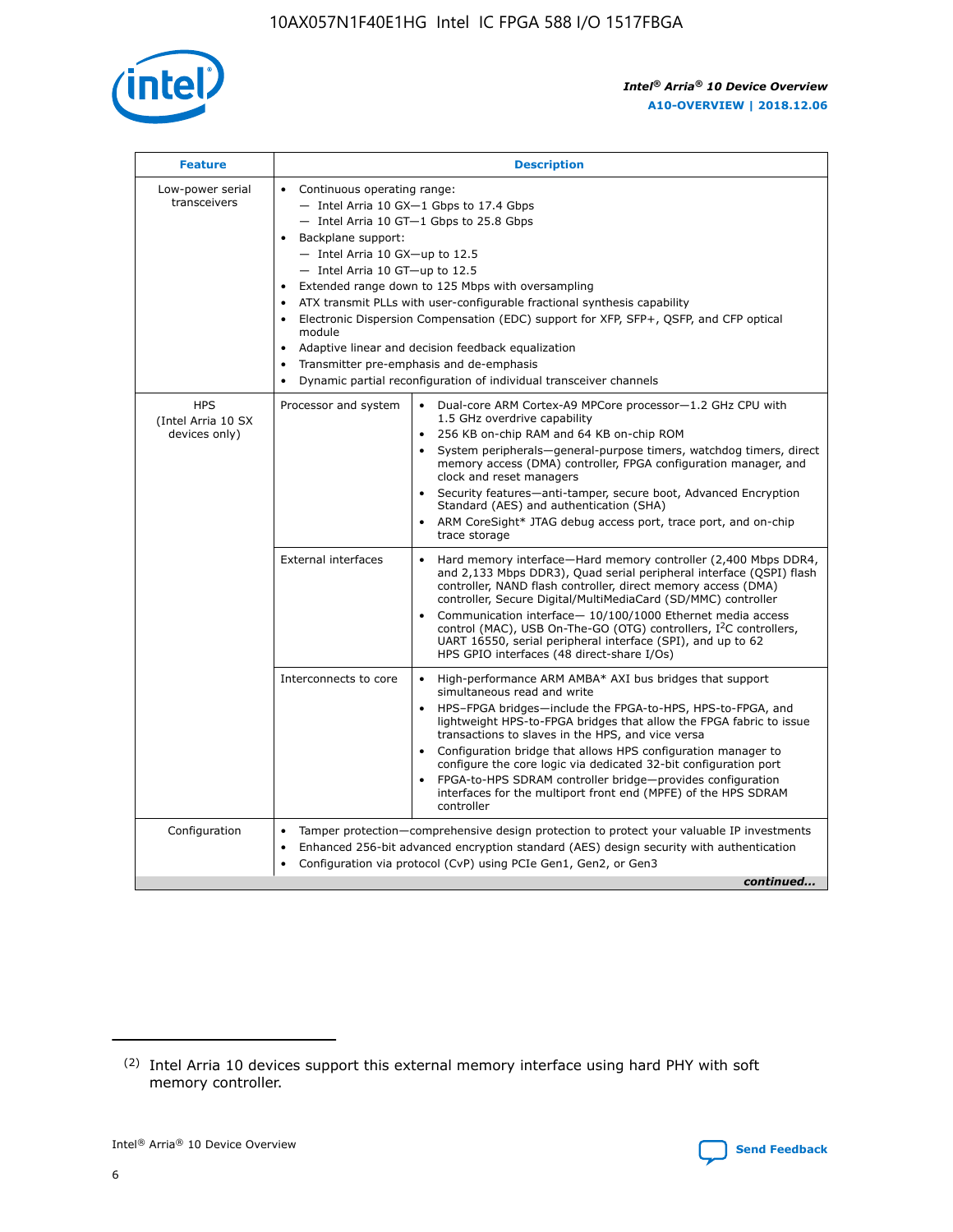| Feature | Description | |
|---|---|---|
| Low-power serial transceivers | • Continuous operating range:<br>— Intel Arria 10 GX—1 Gbps to 17.4 Gbps<br>— Intel Arria 10 GT—1 Gbps to 25.8 Gbps<br>• Backplane support:<br>— Intel Arria 10 GX—up to 12.5<br>— Intel Arria 10 GT—up to 12.5<br>• Extended range down to 125 Mbps with oversampling<br>• ATX transmit PLLs with user-configurable fractional synthesis capability<br>• Electronic Dispersion Compensation (EDC) support for XFP, SFP+, QSFP, and CFP optical module<br>• Adaptive linear and decision feedback equalization<br>• Transmitter pre-emphasis and de-emphasis<br>• Dynamic partial reconfiguration of individual transceiver channels | |
| HPS (Intel Arria 10 SX devices only) | Processor and system | • Dual-core ARM Cortex-A9 MPCore processor—1.2 GHz CPU with 1.5 GHz overdrive capability<br>• 256 KB on-chip RAM and 64 KB on-chip ROM<br>• System peripherals—general-purpose timers, watchdog timers, direct memory access (DMA) controller, FPGA configuration manager, and clock and reset managers<br>• Security features—anti-tamper, secure boot, Advanced Encryption Standard (AES) and authentication (SHA)<br>• ARM CoreSight* JTAG debug access port, trace port, and on-chip trace storage |
| | External interfaces | • Hard memory interface—Hard memory controller (2,400 Mbps DDR4, and 2,133 Mbps DDR3), Quad serial peripheral interface (QSPI) flash controller, NAND flash controller, direct memory access (DMA) controller, Secure Digital/MultiMediaCard (SD/MMC) controller<br>• Communication interface— 10/100/1000 Ethernet media access control (MAC), USB On-The-GO (OTG) controllers, I$^2$C controllers, UART 16550, serial peripheral interface (SPI), and up to 62 HPS GPIO interfaces (48 direct-share I/Os) |
| | Interconnects to core | • High-performance ARM AMBA* AXI bus bridges that support simultaneous read and write<br>• HPS–FPGA bridges—include the FPGA-to-HPS, HPS-to-FPGA, and lightweight HPS-to-FPGA bridges that allow the FPGA fabric to issue transactions to slaves in the HPS, and vice versa<br>• Configuration bridge that allows HPS configuration manager to configure the core logic via dedicated 32-bit configuration port<br>• FPGA-to-HPS SDRAM controller bridge—provides configuration interfaces for the multiport front end (MPFE) of the HPS SDRAM controller |
| Configuration | • Tamper protection—comprehensive design protection to protect your valuable IP investments<br>• Enhanced 256-bit advanced encryption standard (AES) design security with authentication<br>• Configuration via protocol (CvP) using PCIe Gen1, Gen2, or Gen3 | |

*continued...*

(2) Intel Arria 10 devices support this external memory interface using hard PHY with soft memory controller.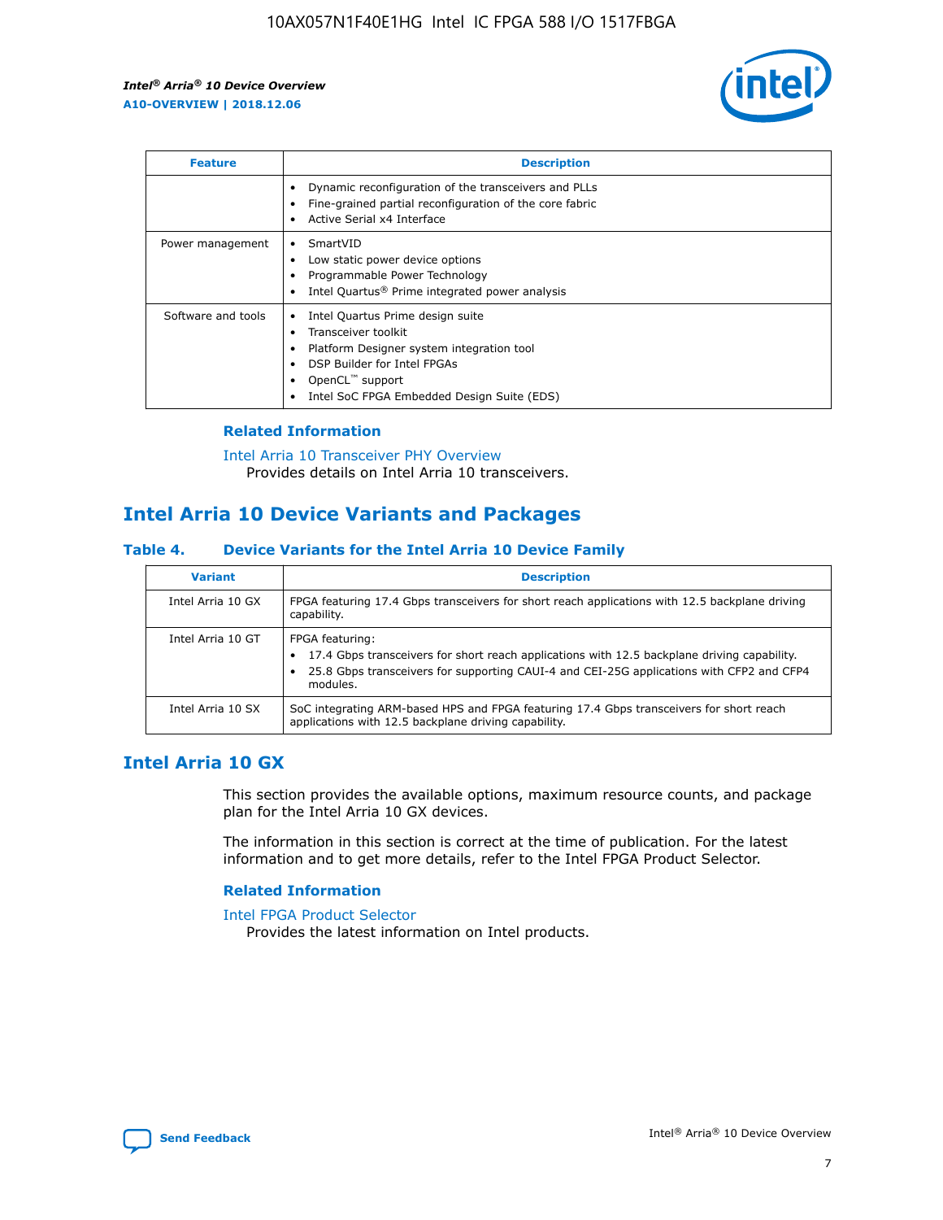| Feature | Description |
| --- | --- |
| | • Dynamic reconfiguration of the transceivers and PLLs<br>• Fine-grained partial reconfiguration of the core fabric<br>• Active Serial x4 Interface |
| Power management | • SmartVID<br>• Low static power device options<br>• Programmable Power Technology<br>• Intel Quartus® Prime integrated power analysis |
| Software and tools | • Intel Quartus Prime design suite<br>• Transceiver toolkit<br>• Platform Designer system integration tool<br>• DSP Builder for Intel FPGAs<br>• OpenCL™ support<br>• Intel SoC FPGA Embedded Design Suite (EDS) |

### Related Information

Intel Arria 10 Transceiver PHY Overview
Provides details on Intel Arria 10 transceivers.

## Intel Arria 10 Device Variants and Packages

### Table 4. Device Variants for the Intel Arria 10 Device Family

| Variant | Description |
| --- | --- |
| Intel Arria 10 GX | FPGA featuring 17.4 Gbps transceivers for short reach applications with 12.5 backplane driving capability. |
| Intel Arria 10 GT | FPGA featuring:<br>• 17.4 Gbps transceivers for short reach applications with 12.5 backplane driving capability.<br>• 25.8 Gbps transceivers for supporting CAUI-4 and CEI-25G applications with CFP2 and CFP4 modules. |
| Intel Arria 10 SX | SoC integrating ARM-based HPS and FPGA featuring 17.4 Gbps transceivers for short reach applications with 12.5 backplane driving capability. |

## Intel Arria 10 GX

This section provides the available options, maximum resource counts, and package plan for the Intel Arria 10 GX devices.

The information in this section is correct at the time of publication. For the latest information and to get more details, refer to the Intel FPGA Product Selector.

### Related Information

Intel FPGA Product Selector
Provides the latest information on Intel products.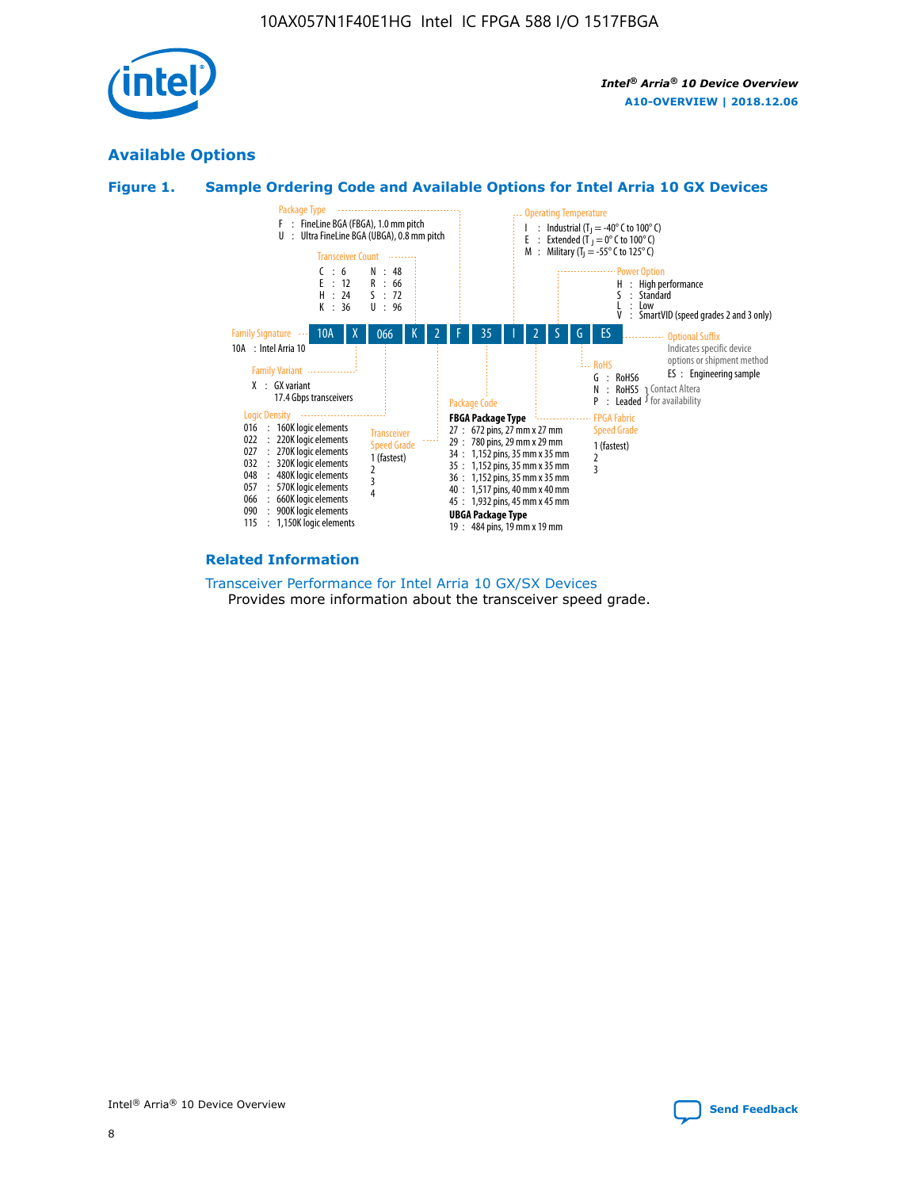## Available Options

### Figure 1. Sample Ordering Code and Available Options for Intel Arria 10 GX Devices

Sample ordering code: 10A X 066 K 2 F 35 I 2 S G ES

**Family Signature**
- 10A : Intel Arria 10

**Family Variant**
- X : GX variant, 17.4 Gbps transceivers

**Logic Density**
- 016 : 160K logic elements
- 022 : 220K logic elements
- 027 : 270K logic elements
- 032 : 320K logic elements
- 048 : 480K logic elements
- 057 : 570K logic elements
- 066 : 660K logic elements
- 090 : 900K logic elements
- 115 : 1,150K logic elements

**Transceiver Count**
- C : 6
- E : 12
- H : 24
- K : 36
- N : 48
- R : 66
- S : 72
- U : 96

**Transceiver Speed Grade**
- 1 (fastest)
- 2
- 3
- 4

**Package Type**
- F : FineLine BGA (FBGA), 1.0 mm pitch
- U : Ultra FineLine BGA (UBGA), 0.8 mm pitch

**Package Code**

FBGA Package Type
- 27 : 672 pins, 27 mm x 27 mm
- 29 : 780 pins, 29 mm x 29 mm
- 34 : 1,152 pins, 35 mm x 35 mm
- 35 : 1,152 pins, 35 mm x 35 mm
- 36 : 1,152 pins, 35 mm x 35 mm
- 40 : 1,517 pins, 40 mm x 40 mm
- 45 : 1,932 pins, 45 mm x 45 mm

UBGA Package Type
- 19 : 484 pins, 19 mm x 19 mm

**Operating Temperature**
- I : Industrial ($T_J$ = -40° C to 100° C)
- E : Extended ($T_J$ = 0° C to 100° C)
- M : Military ($T_J$ = -55° C to 125° C)

**FPGA Fabric Speed Grade**
- 1 (fastest)
- 2
- 3

**Power Option**
- H : High performance
- S : Standard
- L : Low
- V : SmartVID (speed grades 2 and 3 only)

**RoHS**
- G : RoHS6
- N : RoHS5 (Contact Altera for availability)
- P : Leaded (Contact Altera for availability)

**Optional Suffix**

Indicates specific device options or shipment method
- ES : Engineering sample

### Related Information

Transceiver Performance for Intel Arria 10 GX/SX Devices
Provides more information about the transceiver speed grade.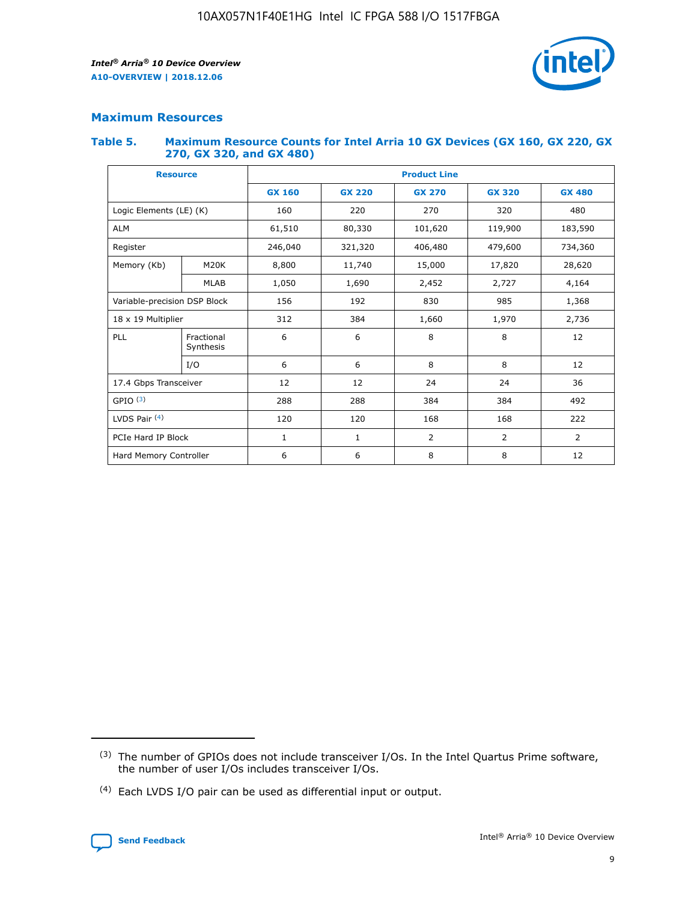## Maximum Resources

### Table 5. Maximum Resource Counts for Intel Arria 10 GX Devices (GX 160, GX 220, GX 270, GX 320, and GX 480)

| Resource | | Product Line | | | | |
|---|---|---|---|---|---|---|
| | | GX 160 | GX 220 | GX 270 | GX 320 | GX 480 |
| Logic Elements (LE) (K) | | 160 | 220 | 270 | 320 | 480 |
| ALM | | 61,510 | 80,330 | 101,620 | 119,900 | 183,590 |
| Register | | 246,040 | 321,320 | 406,480 | 479,600 | 734,360 |
| Memory (Kb) | M20K | 8,800 | 11,740 | 15,000 | 17,820 | 28,620 |
| | MLAB | 1,050 | 1,690 | 2,452 | 2,727 | 4,164 |
| Variable-precision DSP Block | | 156 | 192 | 830 | 985 | 1,368 |
| 18 x 19 Multiplier | | 312 | 384 | 1,660 | 1,970 | 2,736 |
| PLL | Fractional Synthesis | 6 | 6 | 8 | 8 | 12 |
| | I/O | 6 | 6 | 8 | 8 | 12 |
| 17.4 Gbps Transceiver | | 12 | 12 | 24 | 24 | 36 |
| GPIO [(3)] | | 288 | 288 | 384 | 384 | 492 |
| LVDS Pair [(4)] | | 120 | 120 | 168 | 168 | 222 |
| PCIe Hard IP Block | | 1 | 1 | 2 | 2 | 2 |
| Hard Memory Controller | | 6 | 6 | 8 | 8 | 12 |

(3) The number of GPIOs does not include transceiver I/Os. In the Intel Quartus Prime software, the number of user I/Os includes transceiver I/Os.

(4) Each LVDS I/O pair can be used as differential input or output.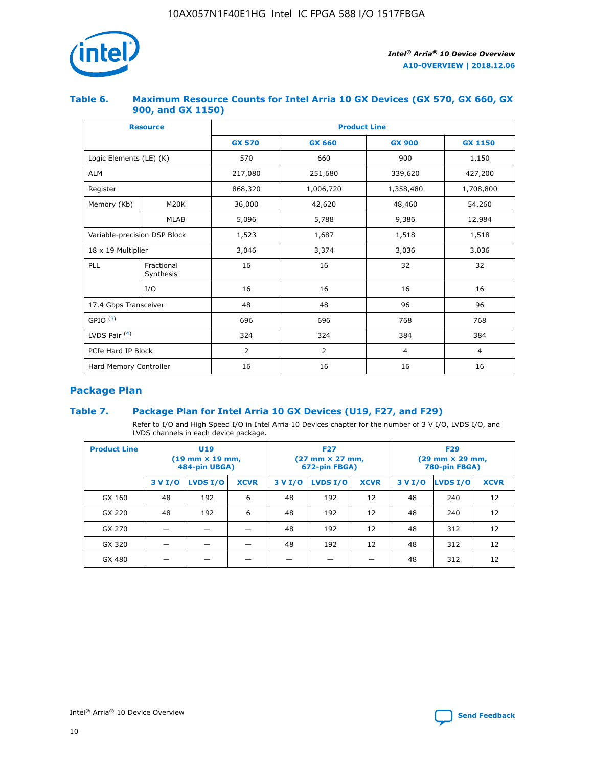### Table 6. Maximum Resource Counts for Intel Arria 10 GX Devices (GX 570, GX 660, GX 900, and GX 1150)

| Resource | | Product Line | | | |
|---|---|---|---|---|---|
| | | GX 570 | GX 660 | GX 900 | GX 1150 |
| Logic Elements (LE) (K) | | 570 | 660 | 900 | 1,150 |
| ALM | | 217,080 | 251,680 | 339,620 | 427,200 |
| Register | | 868,320 | 1,006,720 | 1,358,480 | 1,708,800 |
| Memory (Kb) | M20K | 36,000 | 42,620 | 48,460 | 54,260 |
| | MLAB | 5,096 | 5,788 | 9,386 | 12,984 |
| Variable-precision DSP Block | | 1,523 | 1,687 | 1,518 | 1,518 |
| 18 x 19 Multiplier | | 3,046 | 3,374 | 3,036 | 3,036 |
| PLL | Fractional Synthesis | 16 | 16 | 32 | 32 |
| | I/O | 16 | 16 | 16 | 16 |
| 17.4 Gbps Transceiver | | 48 | 48 | 96 | 96 |
| GPIO [(3)] | | 696 | 696 | 768 | 768 |
| LVDS Pair [(4)] | | 324 | 324 | 384 | 384 |
| PCIe Hard IP Block | | 2 | 2 | 4 | 4 |
| Hard Memory Controller | | 16 | 16 | 16 | 16 |

## Package Plan

### Table 7. Package Plan for Intel Arria 10 GX Devices (U19, F27, and F29)

Refer to I/O and High Speed I/O in Intel Arria 10 Devices chapter for the number of 3 V I/O, LVDS I/O, and LVDS channels in each device package.

| Product Line | U19 (19 mm × 19 mm, 484-pin UBGA) | | | F27 (27 mm × 27 mm, 672-pin FBGA) | | | F29 (29 mm × 29 mm, 780-pin FBGA) | | |
|---|---|---|---|---|---|---|---|---|---|
| | 3 V I/O | LVDS I/O | XCVR | 3 V I/O | LVDS I/O | XCVR | 3 V I/O | LVDS I/O | XCVR |
| GX 160 | 48 | 192 | 6 | 48 | 192 | 12 | 48 | 240 | 12 |
| GX 220 | 48 | 192 | 6 | 48 | 192 | 12 | 48 | 240 | 12 |
| GX 270 | — | — | — | 48 | 192 | 12 | 48 | 312 | 12 |
| GX 320 | — | — | — | 48 | 192 | 12 | 48 | 312 | 12 |
| GX 480 | — | — | — | — | — | — | 48 | 312 | 12 |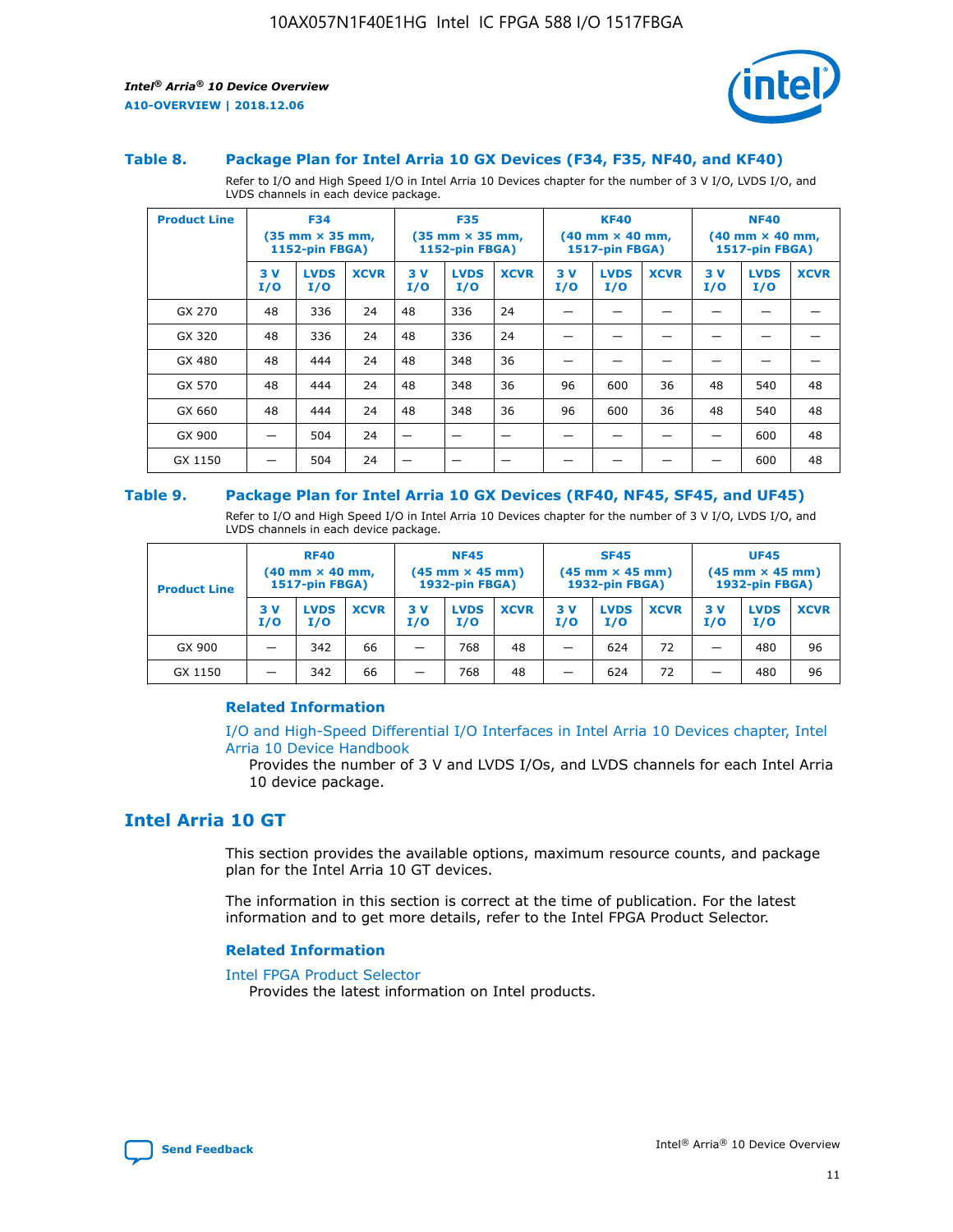### Table 8. Package Plan for Intel Arria 10 GX Devices (F34, F35, NF40, and KF40)

Refer to I/O and High Speed I/O in Intel Arria 10 Devices chapter for the number of 3 V I/O, LVDS I/O, and LVDS channels in each device package.

| Product Line | F34 (35 mm × 35 mm, 1152-pin FBGA) | | | F35 (35 mm × 35 mm, 1152-pin FBGA) | | | KF40 (40 mm × 40 mm, 1517-pin FBGA) | | | NF40 (40 mm × 40 mm, 1517-pin FBGA) | | |
|---|---|---|---|---|---|---|---|---|---|---|---|---|
| | 3 V I/O | LVDS I/O | XCVR | 3 V I/O | LVDS I/O | XCVR | 3 V I/O | LVDS I/O | XCVR | 3 V I/O | LVDS I/O | XCVR |
| GX 270 | 48 | 336 | 24 | 48 | 336 | 24 | — | — | — | — | — | — |
| GX 320 | 48 | 336 | 24 | 48 | 336 | 24 | — | — | — | — | — | — |
| GX 480 | 48 | 444 | 24 | 48 | 348 | 36 | — | — | — | — | — | — |
| GX 570 | 48 | 444 | 24 | 48 | 348 | 36 | 96 | 600 | 36 | 48 | 540 | 48 |
| GX 660 | 48 | 444 | 24 | 48 | 348 | 36 | 96 | 600 | 36 | 48 | 540 | 48 |
| GX 900 | — | 504 | 24 | — | — | — | — | — | — | — | 600 | 48 |
| GX 1150 | — | 504 | 24 | — | — | — | — | — | — | — | 600 | 48 |

### Table 9. Package Plan for Intel Arria 10 GX Devices (RF40, NF45, SF45, and UF45)

Refer to I/O and High Speed I/O in Intel Arria 10 Devices chapter for the number of 3 V I/O, LVDS I/O, and LVDS channels in each device package.

| Product Line | RF40 (40 mm × 40 mm, 1517-pin FBGA) | | | NF45 (45 mm × 45 mm) 1932-pin FBGA) | | | SF45 (45 mm × 45 mm) 1932-pin FBGA) | | | UF45 (45 mm × 45 mm) 1932-pin FBGA) | | |
|---|---|---|---|---|---|---|---|---|---|---|---|---|
| | 3 V I/O | LVDS I/O | XCVR | 3 V I/O | LVDS I/O | XCVR | 3 V I/O | LVDS I/O | XCVR | 3 V I/O | LVDS I/O | XCVR |
| GX 900 | — | 342 | 66 | — | 768 | 48 | — | 624 | 72 | — | 480 | 96 |
| GX 1150 | — | 342 | 66 | — | 768 | 48 | — | 624 | 72 | — | 480 | 96 |

#### Related Information

I/O and High-Speed Differential I/O Interfaces in Intel Arria 10 Devices chapter, Intel Arria 10 Device Handbook

Provides the number of 3 V and LVDS I/Os, and LVDS channels for each Intel Arria 10 device package.

## Intel Arria 10 GT

This section provides the available options, maximum resource counts, and package plan for the Intel Arria 10 GT devices.

The information in this section is correct at the time of publication. For the latest information and to get more details, refer to the Intel FPGA Product Selector.

#### Related Information

Intel FPGA Product Selector

Provides the latest information on Intel products.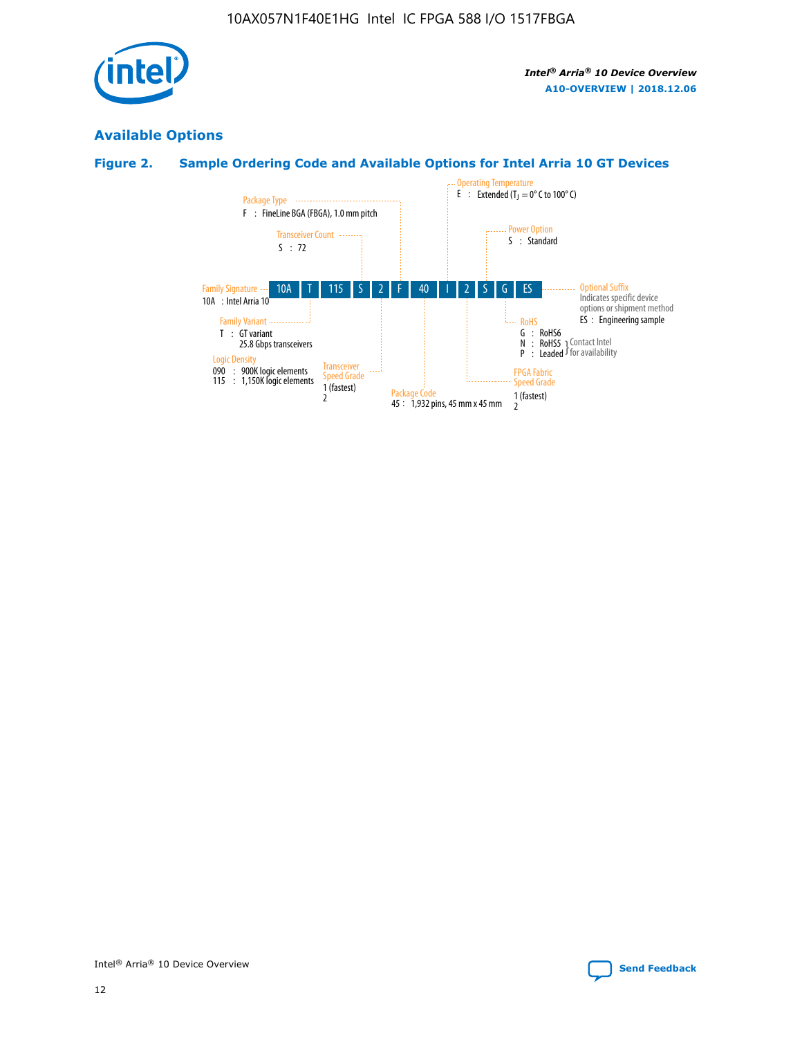## Available Options

### Figure 2. Sample Ordering Code and Available Options for Intel Arria 10 GT Devices

| 10A | T | 115 | S | 2 | F | 40 | I | 2 | S | G | ES |
|---|---|---|---|---|---|---|---|---|---|---|---|

**Family Signature**
10A : Intel Arria 10

**Family Variant**
T : GT variant
25.8 Gbps transceivers

**Logic Density**
090 : 900K logic elements
115 : 1,150K logic elements

**Transceiver Count**
S : 72

**Transceiver Speed Grade**
1 (fastest)
2

**Package Type**
F : FineLine BGA (FBGA), 1.0 mm pitch

**Package Code**
45 : 1,932 pins, 45 mm x 45 mm

**Operating Temperature**
E : Extended ($T_J$ = 0° C to 100° C)

**FPGA Fabric Speed Grade**
1 (fastest)
2

**Power Option**
S : Standard

**RoHS**
G : RoHS6
N : RoHS5 (Contact Intel for availability)
P : Leaded (Contact Intel for availability)

**Optional Suffix**
Indicates specific device options or shipment method
ES : Engineering sample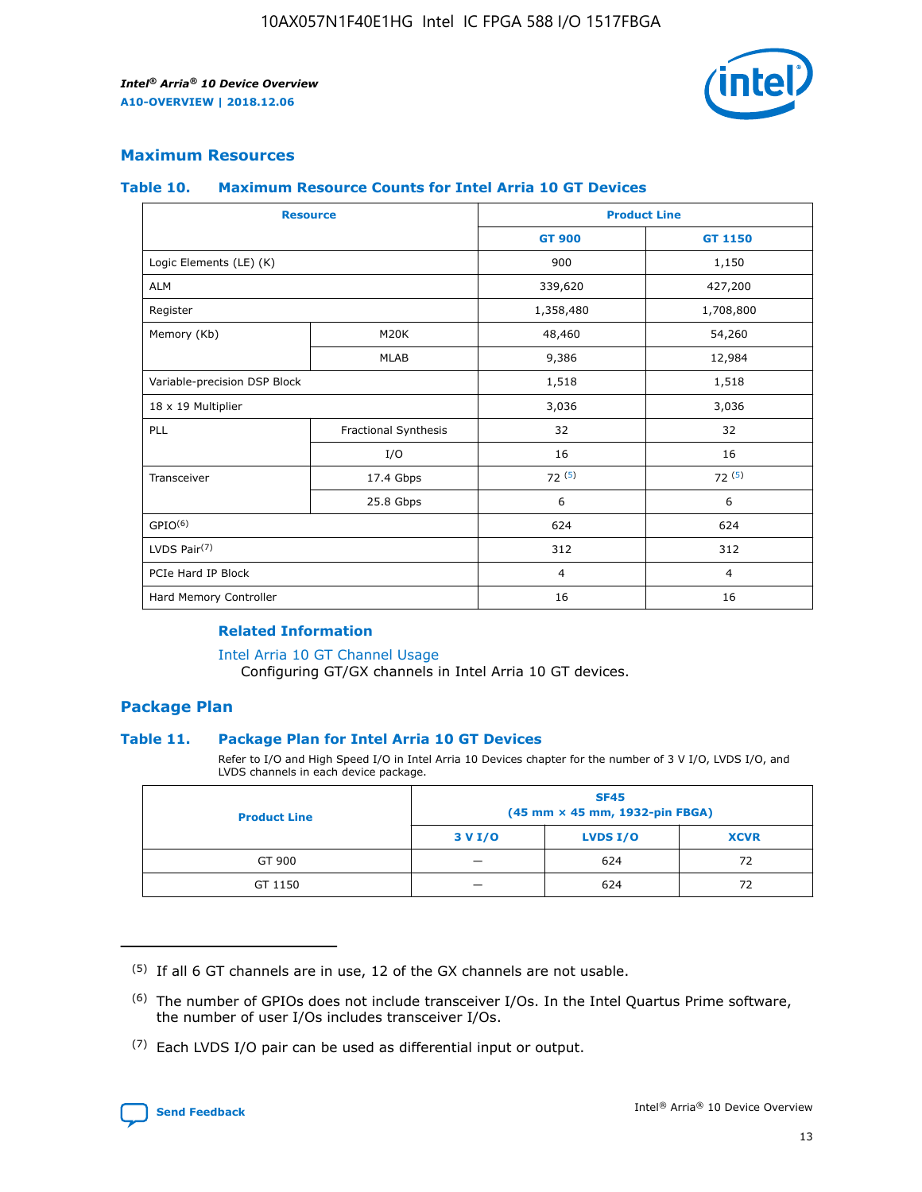## Maximum Resources

### Table 10. Maximum Resource Counts for Intel Arria 10 GT Devices

| Resource | | Product Line | |
|---|---|---|---|
| | | GT 900 | GT 1150 |
| Logic Elements (LE) (K) | | 900 | 1,150 |
| ALM | | 339,620 | 427,200 |
| Register | | 1,358,480 | 1,708,800 |
| Memory (Kb) | M20K | 48,460 | 54,260 |
| | MLAB | 9,386 | 12,984 |
| Variable-precision DSP Block | | 1,518 | 1,518 |
| 18 x 19 Multiplier | | 3,036 | 3,036 |
| PLL | Fractional Synthesis | 32 | 32 |
| | I/O | 16 | 16 |
| Transceiver | 17.4 Gbps | 72 (5) | 72 (5) |
| | 25.8 Gbps | 6 | 6 |
| GPIO(6) | | 624 | 624 |
| LVDS Pair(7) | | 312 | 312 |
| PCIe Hard IP Block | | 4 | 4 |
| Hard Memory Controller | | 16 | 16 |

#### Related Information

Intel Arria 10 GT Channel Usage
Configuring GT/GX channels in Intel Arria 10 GT devices.

## Package Plan

### Table 11. Package Plan for Intel Arria 10 GT Devices

Refer to I/O and High Speed I/O in Intel Arria 10 Devices chapter for the number of 3 V I/O, LVDS I/O, and LVDS channels in each device package.

| Product Line | SF45 (45 mm × 45 mm, 1932-pin FBGA) | | |
|---|---|---|---|
| | 3 V I/O | LVDS I/O | XCVR |
| GT 900 | — | 624 | 72 |
| GT 1150 | — | 624 | 72 |

(5) If all 6 GT channels are in use, 12 of the GX channels are not usable.

(6) The number of GPIOs does not include transceiver I/Os. In the Intel Quartus Prime software, the number of user I/Os includes transceiver I/Os.

(7) Each LVDS I/O pair can be used as differential input or output.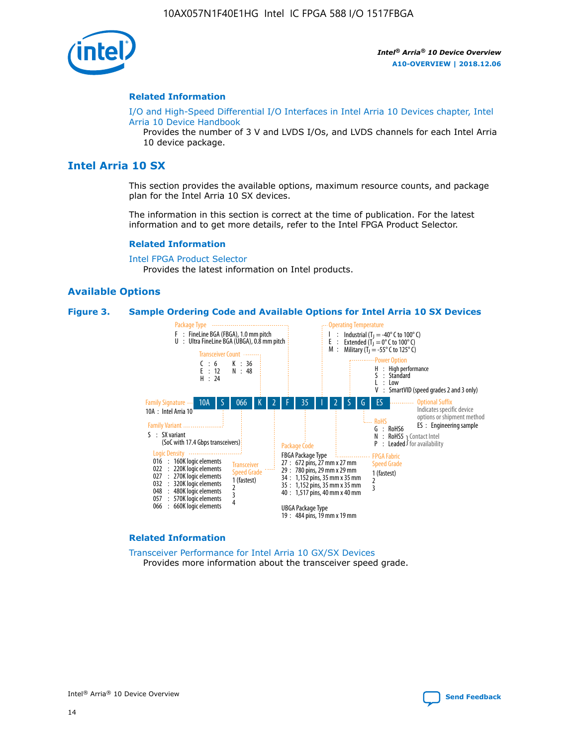**Related Information**

I/O and High-Speed Differential I/O Interfaces in Intel Arria 10 Devices chapter, Intel Arria 10 Device Handbook

Provides the number of 3 V and LVDS I/Os, and LVDS channels for each Intel Arria 10 device package.

## Intel Arria 10 SX

This section provides the available options, maximum resource counts, and package plan for the Intel Arria 10 SX devices.

The information in this section is correct at the time of publication. For the latest information and to get more details, refer to the Intel FPGA Product Selector.

**Related Information**

Intel FPGA Product Selector

Provides the latest information on Intel products.

### Available Options

**Figure 3. Sample Ordering Code and Available Options for Intel Arria 10 SX Devices**

Sample ordering code: 10A S 066 K 2 F 35 I 2 S G ES

**Family Signature**
- 10A : Intel Arria 10

**Family Variant**
- S : SX variant (SoC with 17.4 Gbps transceivers)

**Logic Density**
- 016 : 160K logic elements
- 022 : 220K logic elements
- 027 : 270K logic elements
- 032 : 320K logic elements
- 048 : 480K logic elements
- 057 : 570K logic elements
- 066 : 660K logic elements

**Transceiver Count**
- C : 6
- E : 12
- H : 24
- K : 36
- N : 48

**Transceiver Speed Grade**
- 1 (fastest)
- 2
- 3
- 4

**Package Type**
- F : FineLine BGA (FBGA), 1.0 mm pitch
- U : Ultra FineLine BGA (UBGA), 0.8 mm pitch

**Package Code**

FBGA Package Type
- 27 : 672 pins, 27 mm x 27 mm
- 29 : 780 pins, 29 mm x 29 mm
- 34 : 1,152 pins, 35 mm x 35 mm
- 35 : 1,152 pins, 35 mm x 35 mm
- 40 : 1,517 pins, 40 mm x 40 mm

UBGA Package Type
- 19 : 484 pins, 19 mm x 19 mm

**Operating Temperature**
- I : Industrial ($T_J$ = -40° C to 100° C)
- E : Extended ($T_J$ = 0° C to 100° C)
- M : Military ($T_J$ = -55° C to 125° C)

**FPGA Fabric Speed Grade**
- 1 (fastest)
- 2
- 3

**Power Option**
- H : High performance
- S : Standard
- L : Low
- V : SmartVID (speed grades 2 and 3 only)

**RoHS**
- G : RoHS6
- N : RoHS5 (Contact Intel for availability)
- P : Leaded (Contact Intel for availability)

**Optional Suffix**

Indicates specific device options or shipment method
- ES : Engineering sample

**Related Information**

Transceiver Performance for Intel Arria 10 GX/SX Devices

Provides more information about the transceiver speed grade.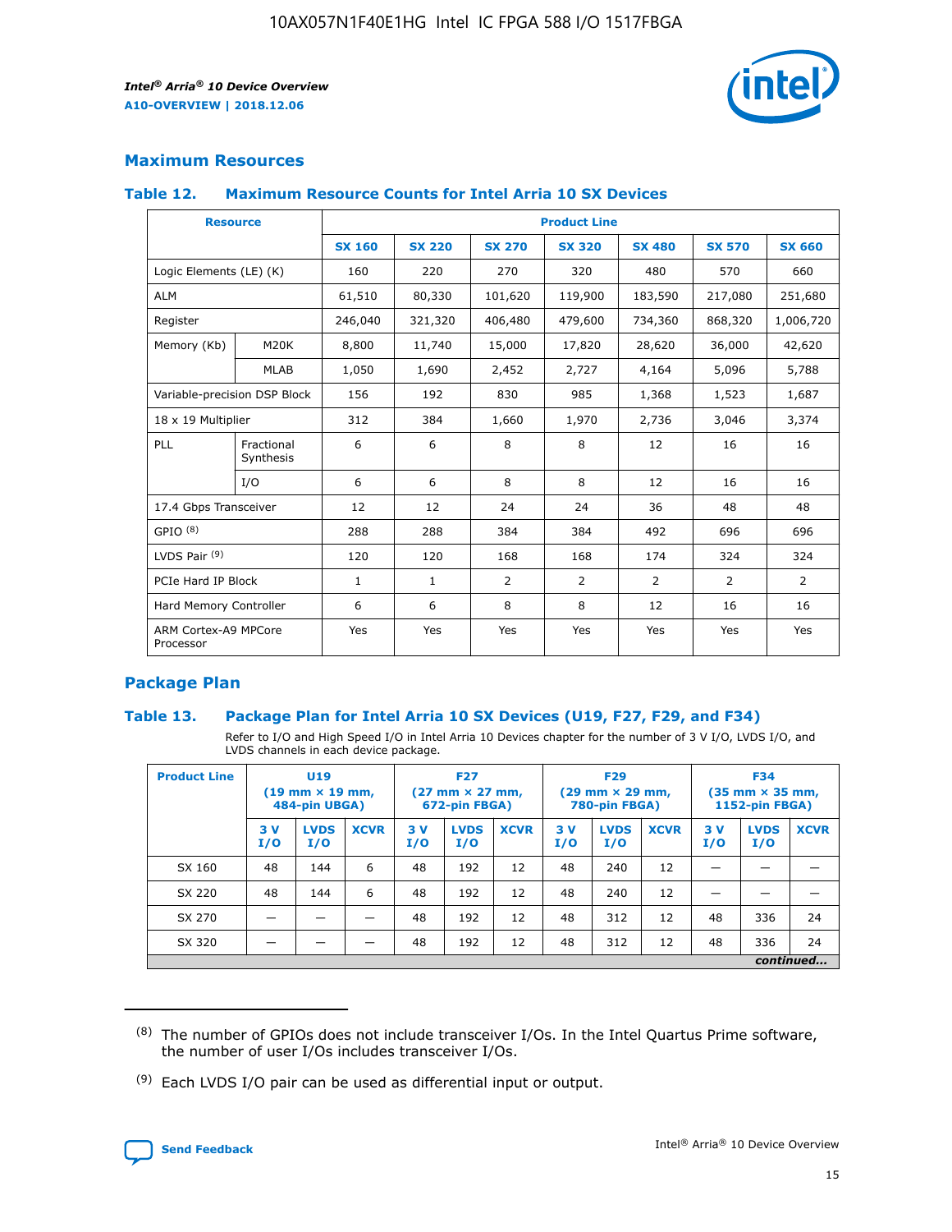## Maximum Resources

### Table 12. Maximum Resource Counts for Intel Arria 10 SX Devices

| Resource | | Product Line | | | | | | |
|---|---|---|---|---|---|---|---|---|
| | | SX 160 | SX 220 | SX 270 | SX 320 | SX 480 | SX 570 | SX 660 |
| Logic Elements (LE) (K) | | 160 | 220 | 270 | 320 | 480 | 570 | 660 |
| ALM | | 61,510 | 80,330 | 101,620 | 119,900 | 183,590 | 217,080 | 251,680 |
| Register | | 246,040 | 321,320 | 406,480 | 479,600 | 734,360 | 868,320 | 1,006,720 |
| Memory (Kb) | M20K | 8,800 | 11,740 | 15,000 | 17,820 | 28,620 | 36,000 | 42,620 |
| | MLAB | 1,050 | 1,690 | 2,452 | 2,727 | 4,164 | 5,096 | 5,788 |
| Variable-precision DSP Block | | 156 | 192 | 830 | 985 | 1,368 | 1,523 | 1,687 |
| 18 x 19 Multiplier | | 312 | 384 | 1,660 | 1,970 | 2,736 | 3,046 | 3,374 |
| PLL | Fractional Synthesis | 6 | 6 | 8 | 8 | 12 | 16 | 16 |
| | I/O | 6 | 6 | 8 | 8 | 12 | 16 | 16 |
| 17.4 Gbps Transceiver | | 12 | 12 | 24 | 24 | 36 | 48 | 48 |
| GPIO [(8)] | | 288 | 288 | 384 | 384 | 492 | 696 | 696 |
| LVDS Pair [(9)] | | 120 | 120 | 168 | 168 | 174 | 324 | 324 |
| PCIe Hard IP Block | | 1 | 1 | 2 | 2 | 2 | 2 | 2 |
| Hard Memory Controller | | 6 | 6 | 8 | 8 | 12 | 16 | 16 |
| ARM Cortex-A9 MPCore Processor | | Yes | Yes | Yes | Yes | Yes | Yes | Yes |

## Package Plan

### Table 13. Package Plan for Intel Arria 10 SX Devices (U19, F27, F29, and F34)

Refer to I/O and High Speed I/O in Intel Arria 10 Devices chapter for the number of 3 V I/O, LVDS I/O, and LVDS channels in each device package.

| Product Line | U19 (19 mm × 19 mm, 484-pin UBGA) | | | F27 (27 mm × 27 mm, 672-pin FBGA) | | | F29 (29 mm × 29 mm, 780-pin FBGA) | | | F34 (35 mm × 35 mm, 1152-pin FBGA) | | |
|---|---|---|---|---|---|---|---|---|---|---|---|---|
| | 3 V I/O | LVDS I/O | XCVR | 3 V I/O | LVDS I/O | XCVR | 3 V I/O | LVDS I/O | XCVR | 3 V I/O | LVDS I/O | XCVR |
| SX 160 | 48 | 144 | 6 | 48 | 192 | 12 | 48 | 240 | 12 | — | — | — |
| SX 220 | 48 | 144 | 6 | 48 | 192 | 12 | 48 | 240 | 12 | — | — | — |
| SX 270 | — | — | — | 48 | 192 | 12 | 48 | 312 | 12 | 48 | 336 | 24 |
| SX 320 | — | — | — | 48 | 192 | 12 | 48 | 312 | 12 | 48 | 336 | 24 |

*continued...*

(8) The number of GPIOs does not include transceiver I/Os. In the Intel Quartus Prime software, the number of user I/Os includes transceiver I/Os.

(9) Each LVDS I/O pair can be used as differential input or output.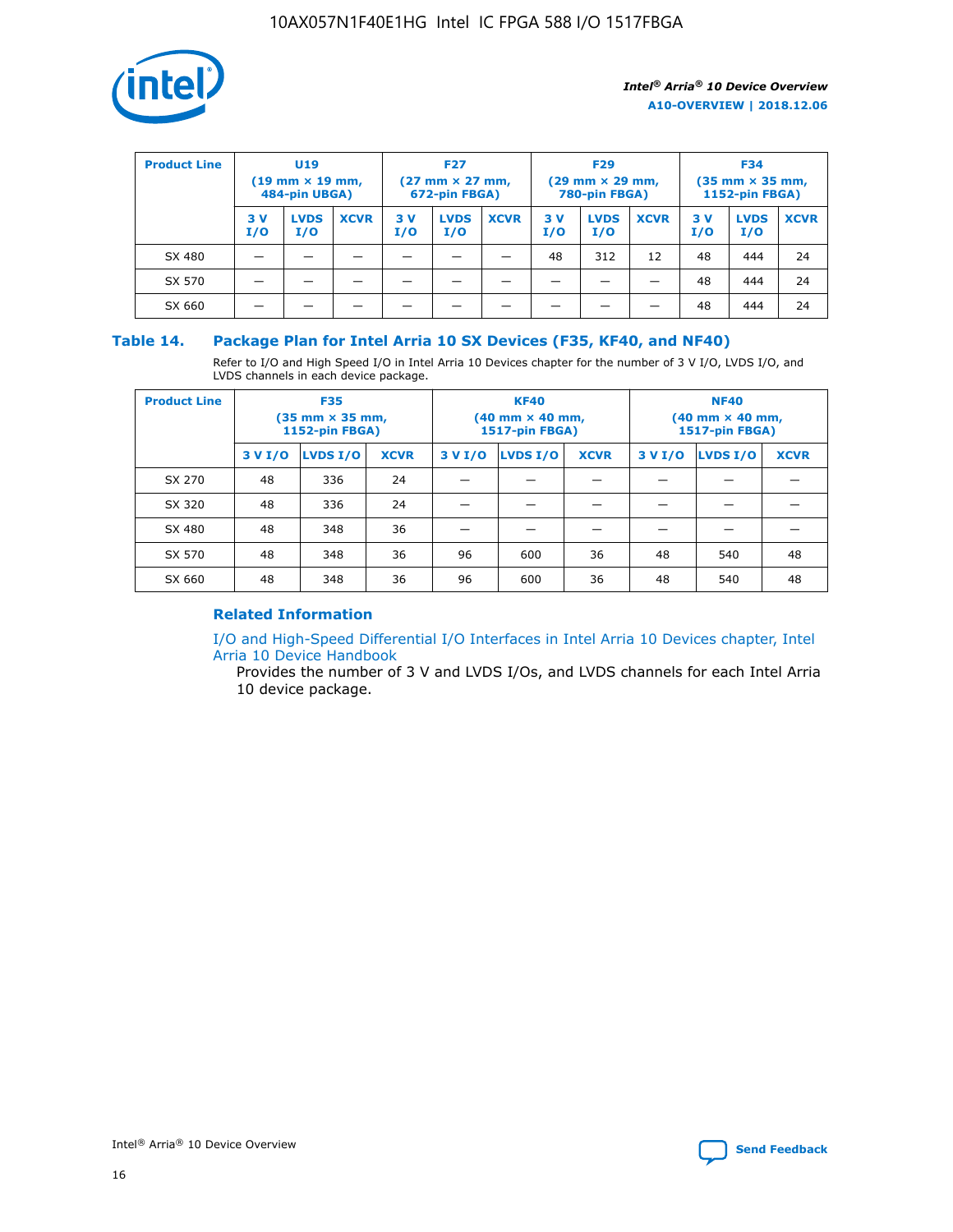| Product Line | U19 (19 mm × 19 mm, 484-pin UBGA) | | | F27 (27 mm × 27 mm, 672-pin FBGA) | | | F29 (29 mm × 29 mm, 780-pin FBGA) | | | F34 (35 mm × 35 mm, 1152-pin FBGA) | | |
|---|---|---|---|---|---|---|---|---|---|---|---|---|
| | 3 V I/O | LVDS I/O | XCVR | 3 V I/O | LVDS I/O | XCVR | 3 V I/O | LVDS I/O | XCVR | 3 V I/O | LVDS I/O | XCVR |
| SX 480 | — | — | — | — | — | — | 48 | 312 | 12 | 48 | 444 | 24 |
| SX 570 | — | — | — | — | — | — | — | — | — | 48 | 444 | 24 |
| SX 660 | — | — | — | — | — | — | — | — | — | 48 | 444 | 24 |

## Table 14. Package Plan for Intel Arria 10 SX Devices (F35, KF40, and NF40)

Refer to I/O and High Speed I/O in Intel Arria 10 Devices chapter for the number of 3 V I/O, LVDS I/O, and LVDS channels in each device package.

| Product Line | F35 (35 mm × 35 mm, 1152-pin FBGA) | | | KF40 (40 mm × 40 mm, 1517-pin FBGA) | | | NF40 (40 mm × 40 mm, 1517-pin FBGA) | | |
|---|---|---|---|---|---|---|---|---|---|
| | 3 V I/O | LVDS I/O | XCVR | 3 V I/O | LVDS I/O | XCVR | 3 V I/O | LVDS I/O | XCVR |
| SX 270 | 48 | 336 | 24 | — | — | — | — | — | — |
| SX 320 | 48 | 336 | 24 | — | — | — | — | — | — |
| SX 480 | 48 | 348 | 36 | — | — | — | — | — | — |
| SX 570 | 48 | 348 | 36 | 96 | 600 | 36 | 48 | 540 | 48 |
| SX 660 | 48 | 348 | 36 | 96 | 600 | 36 | 48 | 540 | 48 |

### Related Information

I/O and High-Speed Differential I/O Interfaces in Intel Arria 10 Devices chapter, Intel Arria 10 Device Handbook

Provides the number of 3 V and LVDS I/Os, and LVDS channels for each Intel Arria 10 device package.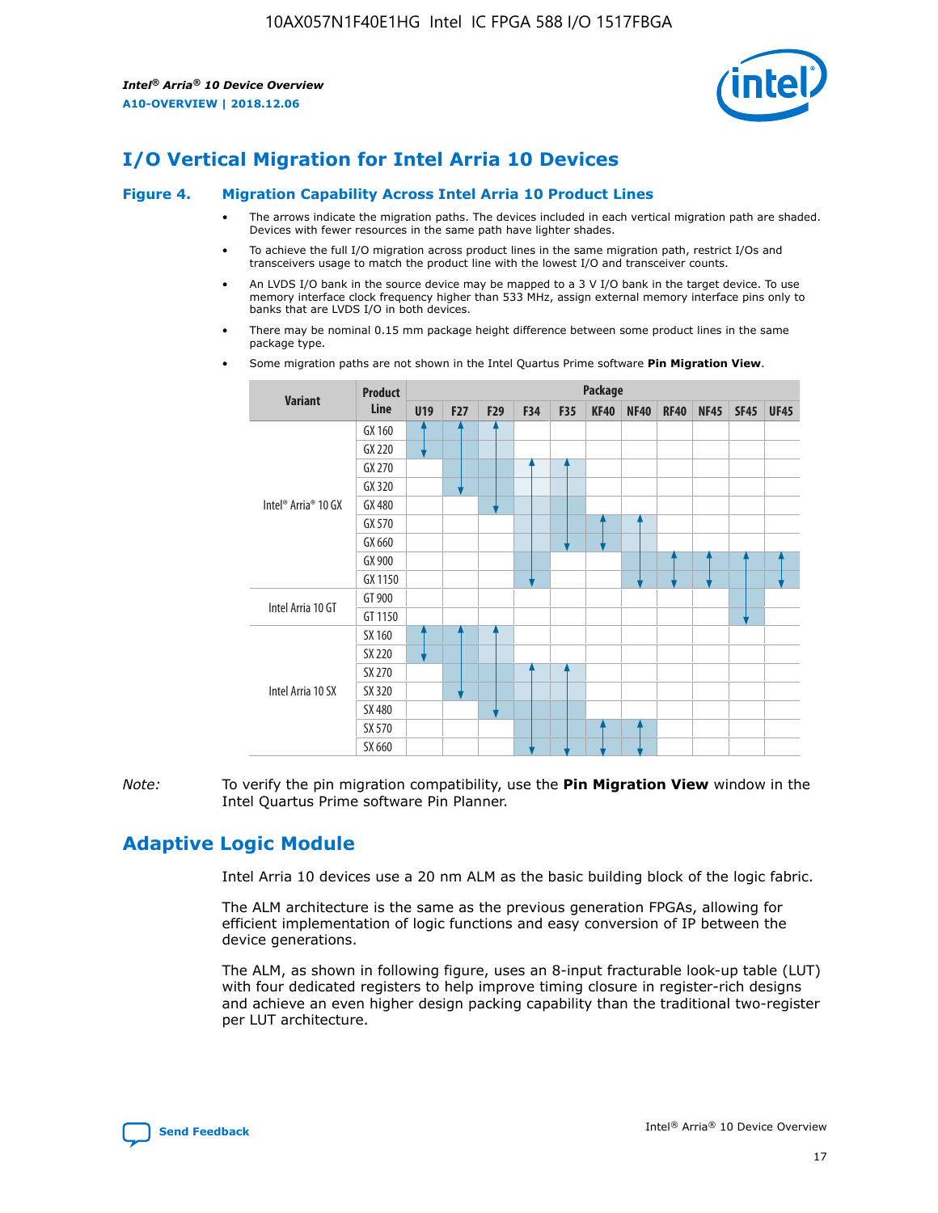# I/O Vertical Migration for Intel Arria 10 Devices

**Figure 4. Migration Capability Across Intel Arria 10 Product Lines**

- The arrows indicate the migration paths. The devices included in each vertical migration path are shaded. Devices with fewer resources in the same path have lighter shades.
- To achieve the full I/O migration across product lines in the same migration path, restrict I/Os and transceivers usage to match the product line with the lowest I/O and transceiver counts.
- An LVDS I/O bank in the source device may be mapped to a 3 V I/O bank in the target device. To use memory interface clock frequency higher than 533 MHz, assign external memory interface pins only to banks that are LVDS I/O in both devices.
- There may be nominal 0.15 mm package height difference between some product lines in the same package type.
- Some migration paths are not shown in the Intel Quartus Prime software **Pin Migration View**.

| Variant | Product Line | U19 | F27 | F29 | F34 | F35 | KF40 | NF40 | RF40 | NF45 | SF45 | UF45 |
|---|---|---|---|---|---|---|---|---|---|---|---|---|
| Intel® Arria® 10 GX | GX 160 | ✓ | ✓ | ✓ | | | | | | | | |
| | GX 220 | ✓ | ✓ | ✓ | | | | | | | | |
| | GX 270 | | ✓ | ✓ | ✓ | ✓ | | | | | | |
| | GX 320 | | ✓ | ✓ | ✓ | ✓ | | | | | | |
| | GX 480 | | | ✓ | ✓ | ✓ | | | | | | |
| | GX 570 | | | | ✓ | ✓ | ✓ | ✓ | | | | |
| | GX 660 | | | | ✓ | ✓ | ✓ | ✓ | | | | |
| | GX 900 | | | | ✓ | | | ✓ | ✓ | ✓ | ✓ | ✓ |
| | GX 1150 | | | | ✓ | | | ✓ | ✓ | ✓ | ✓ | ✓ |
| Intel Arria 10 GT | GT 900 | | | | | | | | | | ✓ | |
| | GT 1150 | | | | | | | | | | ✓ | |
| Intel Arria 10 SX | SX 160 | ✓ | ✓ | ✓ | | | | | | | | |
| | SX 220 | ✓ | ✓ | ✓ | | | | | | | | |
| | SX 270 | | ✓ | ✓ | ✓ | ✓ | | | | | | |
| | SX 320 | | ✓ | ✓ | ✓ | ✓ | | | | | | |
| | SX 480 | | | ✓ | ✓ | ✓ | | | | | | |
| | SX 570 | | | | ✓ | ✓ | ✓ | ✓ | | | | |
| | SX 660 | | | | ✓ | ✓ | ✓ | ✓ | | | | |

*Note:* To verify the pin migration compatibility, use the **Pin Migration View** window in the Intel Quartus Prime software Pin Planner.

# Adaptive Logic Module

Intel Arria 10 devices use a 20 nm ALM as the basic building block of the logic fabric.

The ALM architecture is the same as the previous generation FPGAs, allowing for efficient implementation of logic functions and easy conversion of IP between the device generations.

The ALM, as shown in following figure, uses an 8-input fracturable look-up table (LUT) with four dedicated registers to help improve timing closure in register-rich designs and achieve an even higher design packing capability than the traditional two-register per LUT architecture.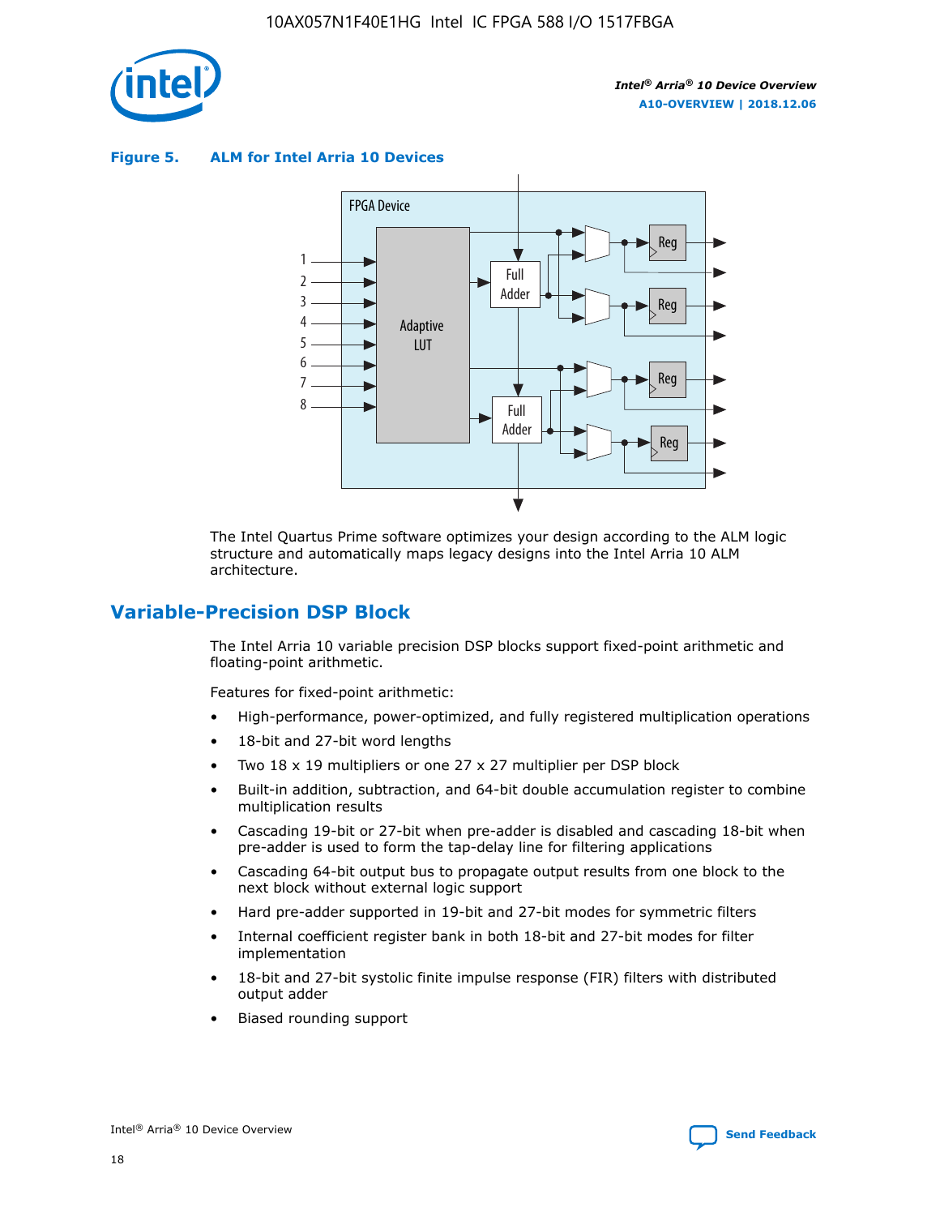**Figure 5. ALM for Intel Arria 10 Devices**

The Intel Quartus Prime software optimizes your design according to the ALM logic structure and automatically maps legacy designs into the Intel Arria 10 ALM architecture.

## Variable-Precision DSP Block

The Intel Arria 10 variable precision DSP blocks support fixed-point arithmetic and floating-point arithmetic.

Features for fixed-point arithmetic:

- High-performance, power-optimized, and fully registered multiplication operations
- 18-bit and 27-bit word lengths
- Two 18 x 19 multipliers or one 27 x 27 multiplier per DSP block
- Built-in addition, subtraction, and 64-bit double accumulation register to combine multiplication results
- Cascading 19-bit or 27-bit when pre-adder is disabled and cascading 18-bit when pre-adder is used to form the tap-delay line for filtering applications
- Cascading 64-bit output bus to propagate output results from one block to the next block without external logic support
- Hard pre-adder supported in 19-bit and 27-bit modes for symmetric filters
- Internal coefficient register bank in both 18-bit and 27-bit modes for filter implementation
- 18-bit and 27-bit systolic finite impulse response (FIR) filters with distributed output adder
- Biased rounding support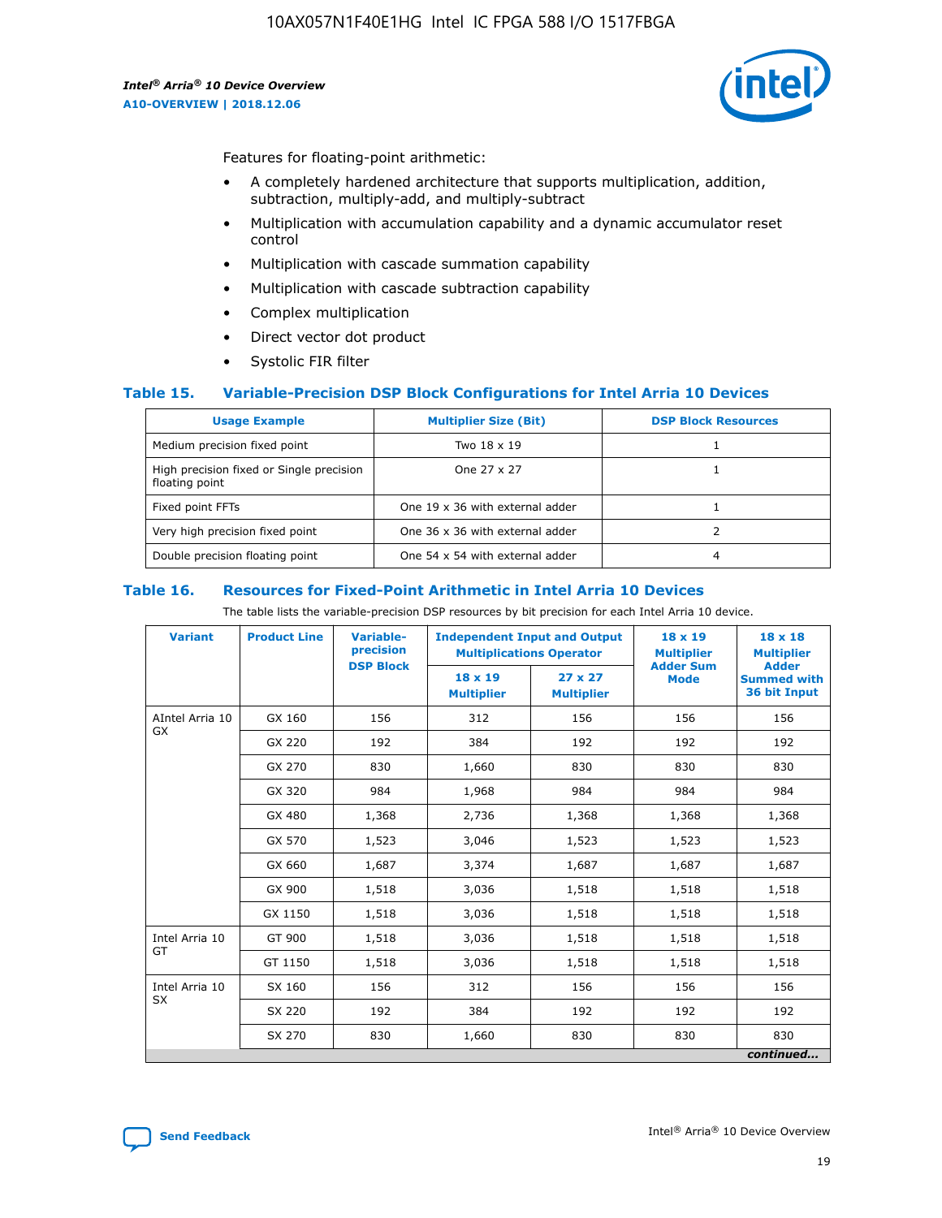Features for floating-point arithmetic:

- A completely hardened architecture that supports multiplication, addition, subtraction, multiply-add, and multiply-subtract
- Multiplication with accumulation capability and a dynamic accumulator reset control
- Multiplication with cascade summation capability
- Multiplication with cascade subtraction capability
- Complex multiplication
- Direct vector dot product
- Systolic FIR filter

### Table 15. Variable-Precision DSP Block Configurations for Intel Arria 10 Devices

| Usage Example | Multiplier Size (Bit) | DSP Block Resources |
|---|---|---|
| Medium precision fixed point | Two 18 x 19 | 1 |
| High precision fixed or Single precision floating point | One 27 x 27 | 1 |
| Fixed point FFTs | One 19 x 36 with external adder | 1 |
| Very high precision fixed point | One 36 x 36 with external adder | 2 |
| Double precision floating point | One 54 x 54 with external adder | 4 |

### Table 16. Resources for Fixed-Point Arithmetic in Intel Arria 10 Devices

The table lists the variable-precision DSP resources by bit precision for each Intel Arria 10 device.

| Variant | Product Line | Variable-precision DSP Block | Independent Input and Output Multiplications Operator | | 18 x 19 Multiplier Adder Sum Mode | 18 x 18 Multiplier Adder Summed with 36 bit Input |
|---|---|---|---|---|---|---|
| | | | 18 x 19 Multiplier | 27 x 27 Multiplier | | |
| AIntel Arria 10 GX | GX 160 | 156 | 312 | 156 | 156 | 156 |
| | GX 220 | 192 | 384 | 192 | 192 | 192 |
| | GX 270 | 830 | 1,660 | 830 | 830 | 830 |
| | GX 320 | 984 | 1,968 | 984 | 984 | 984 |
| | GX 480 | 1,368 | 2,736 | 1,368 | 1,368 | 1,368 |
| | GX 570 | 1,523 | 3,046 | 1,523 | 1,523 | 1,523 |
| | GX 660 | 1,687 | 3,374 | 1,687 | 1,687 | 1,687 |
| | GX 900 | 1,518 | 3,036 | 1,518 | 1,518 | 1,518 |
| | GX 1150 | 1,518 | 3,036 | 1,518 | 1,518 | 1,518 |
| Intel Arria 10 GT | GT 900 | 1,518 | 3,036 | 1,518 | 1,518 | 1,518 |
| | GT 1150 | 1,518 | 3,036 | 1,518 | 1,518 | 1,518 |
| Intel Arria 10 SX | SX 160 | 156 | 312 | 156 | 156 | 156 |
| | SX 220 | 192 | 384 | 192 | 192 | 192 |
| | SX 270 | 830 | 1,660 | 830 | 830 | 830 |

*continued...*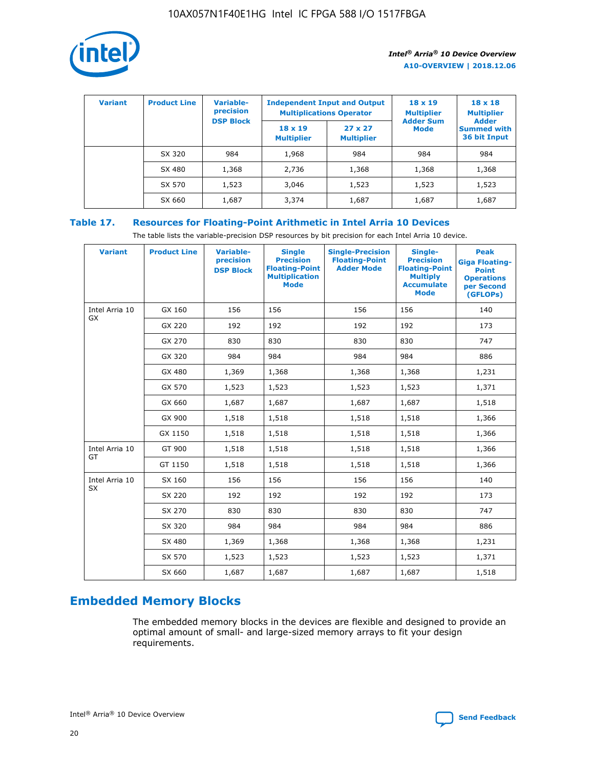| Variant | Product Line | Variable-precision DSP Block | Independent Input and Output Multiplications Operator | | 18 x 19 Multiplier Adder Sum Mode | 18 x 18 Multiplier Adder Summed with 36 bit Input |
|---|---|---|---|---|---|---|
| | | | 18 x 19 Multiplier | 27 x 27 Multiplier | | |
| | SX 320 | 984 | 1,968 | 984 | 984 | 984 |
| | SX 480 | 1,368 | 2,736 | 1,368 | 1,368 | 1,368 |
| | SX 570 | 1,523 | 3,046 | 1,523 | 1,523 | 1,523 |
| | SX 660 | 1,687 | 3,374 | 1,687 | 1,687 | 1,687 |

**Table 17. Resources for Floating-Point Arithmetic in Intel Arria 10 Devices**

The table lists the variable-precision DSP resources by bit precision for each Intel Arria 10 device.

| Variant | Product Line | Variable-precision DSP Block | Single Precision Floating-Point Multiplication Mode | Single-Precision Floating-Point Adder Mode | Single-Precision Floating-Point Multiply Accumulate Mode | Peak Giga Floating-Point Operations per Second (GFLOPs) |
|---|---|---|---|---|---|---|
| Intel Arria 10 GX | GX 160 | 156 | 156 | 156 | 156 | 140 |
| | GX 220 | 192 | 192 | 192 | 192 | 173 |
| | GX 270 | 830 | 830 | 830 | 830 | 747 |
| | GX 320 | 984 | 984 | 984 | 984 | 886 |
| | GX 480 | 1,369 | 1,368 | 1,368 | 1,368 | 1,231 |
| | GX 570 | 1,523 | 1,523 | 1,523 | 1,523 | 1,371 |
| | GX 660 | 1,687 | 1,687 | 1,687 | 1,687 | 1,518 |
| | GX 900 | 1,518 | 1,518 | 1,518 | 1,518 | 1,366 |
| | GX 1150 | 1,518 | 1,518 | 1,518 | 1,518 | 1,366 |
| Intel Arria 10 GT | GT 900 | 1,518 | 1,518 | 1,518 | 1,518 | 1,366 |
| | GT 1150 | 1,518 | 1,518 | 1,518 | 1,518 | 1,366 |
| Intel Arria 10 SX | SX 160 | 156 | 156 | 156 | 156 | 140 |
| | SX 220 | 192 | 192 | 192 | 192 | 173 |
| | SX 270 | 830 | 830 | 830 | 830 | 747 |
| | SX 320 | 984 | 984 | 984 | 984 | 886 |
| | SX 480 | 1,369 | 1,368 | 1,368 | 1,368 | 1,231 |
| | SX 570 | 1,523 | 1,523 | 1,523 | 1,523 | 1,371 |
| | SX 660 | 1,687 | 1,687 | 1,687 | 1,687 | 1,518 |

## Embedded Memory Blocks

The embedded memory blocks in the devices are flexible and designed to provide an optimal amount of small- and large-sized memory arrays to fit your design requirements.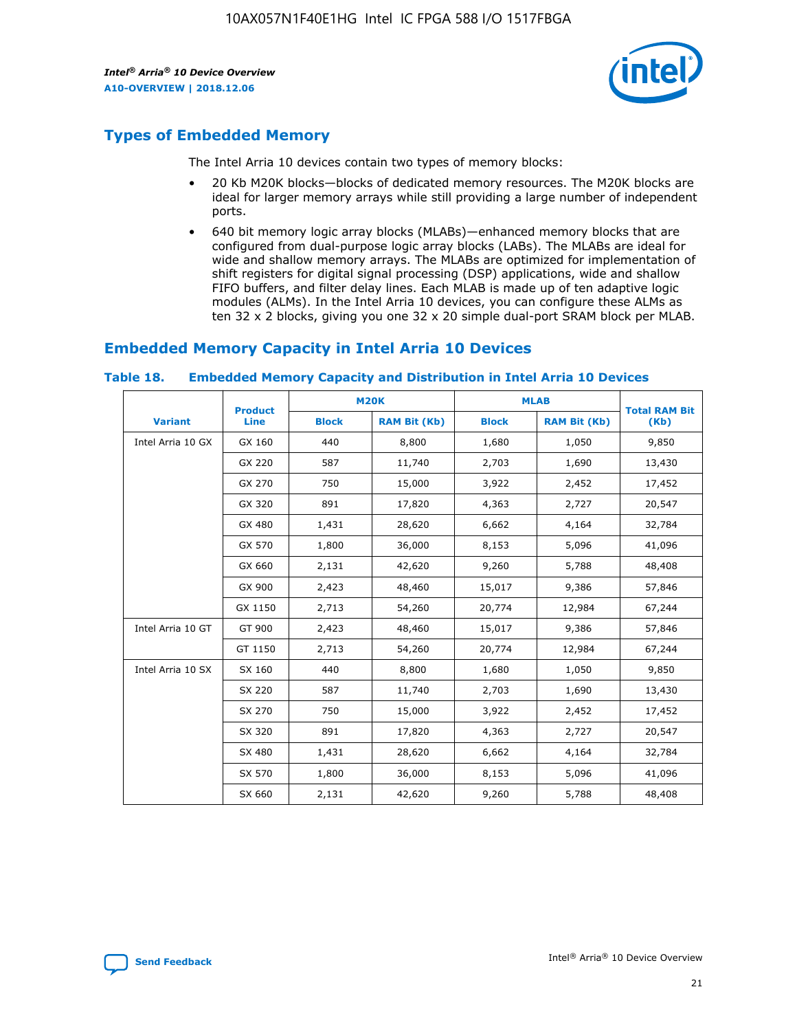## Types of Embedded Memory

The Intel Arria 10 devices contain two types of memory blocks:

- 20 Kb M20K blocks—blocks of dedicated memory resources. The M20K blocks are ideal for larger memory arrays while still providing a large number of independent ports.
- 640 bit memory logic array blocks (MLABs)—enhanced memory blocks that are configured from dual-purpose logic array blocks (LABs). The MLABs are ideal for wide and shallow memory arrays. The MLABs are optimized for implementation of shift registers for digital signal processing (DSP) applications, wide and shallow FIFO buffers, and filter delay lines. Each MLAB is made up of ten adaptive logic modules (ALMs). In the Intel Arria 10 devices, you can configure these ALMs as ten 32 x 2 blocks, giving you one 32 x 20 simple dual-port SRAM block per MLAB.

## Embedded Memory Capacity in Intel Arria 10 Devices

**Table 18. Embedded Memory Capacity and Distribution in Intel Arria 10 Devices**

| Variant | Product Line | M20K | | MLAB | | Total RAM Bit (Kb) |
|---|---|---|---|---|---|---|
| | | Block | RAM Bit (Kb) | Block | RAM Bit (Kb) | |
| Intel Arria 10 GX | GX 160 | 440 | 8,800 | 1,680 | 1,050 | 9,850 |
| | GX 220 | 587 | 11,740 | 2,703 | 1,690 | 13,430 |
| | GX 270 | 750 | 15,000 | 3,922 | 2,452 | 17,452 |
| | GX 320 | 891 | 17,820 | 4,363 | 2,727 | 20,547 |
| | GX 480 | 1,431 | 28,620 | 6,662 | 4,164 | 32,784 |
| | GX 570 | 1,800 | 36,000 | 8,153 | 5,096 | 41,096 |
| | GX 660 | 2,131 | 42,620 | 9,260 | 5,788 | 48,408 |
| | GX 900 | 2,423 | 48,460 | 15,017 | 9,386 | 57,846 |
| | GX 1150 | 2,713 | 54,260 | 20,774 | 12,984 | 67,244 |
| Intel Arria 10 GT | GT 900 | 2,423 | 48,460 | 15,017 | 9,386 | 57,846 |
| | GT 1150 | 2,713 | 54,260 | 20,774 | 12,984 | 67,244 |
| Intel Arria 10 SX | SX 160 | 440 | 8,800 | 1,680 | 1,050 | 9,850 |
| | SX 220 | 587 | 11,740 | 2,703 | 1,690 | 13,430 |
| | SX 270 | 750 | 15,000 | 3,922 | 2,452 | 17,452 |
| | SX 320 | 891 | 17,820 | 4,363 | 2,727 | 20,547 |
| | SX 480 | 1,431 | 28,620 | 6,662 | 4,164 | 32,784 |
| | SX 570 | 1,800 | 36,000 | 8,153 | 5,096 | 41,096 |
| | SX 660 | 2,131 | 42,620 | 9,260 | 5,788 | 48,408 |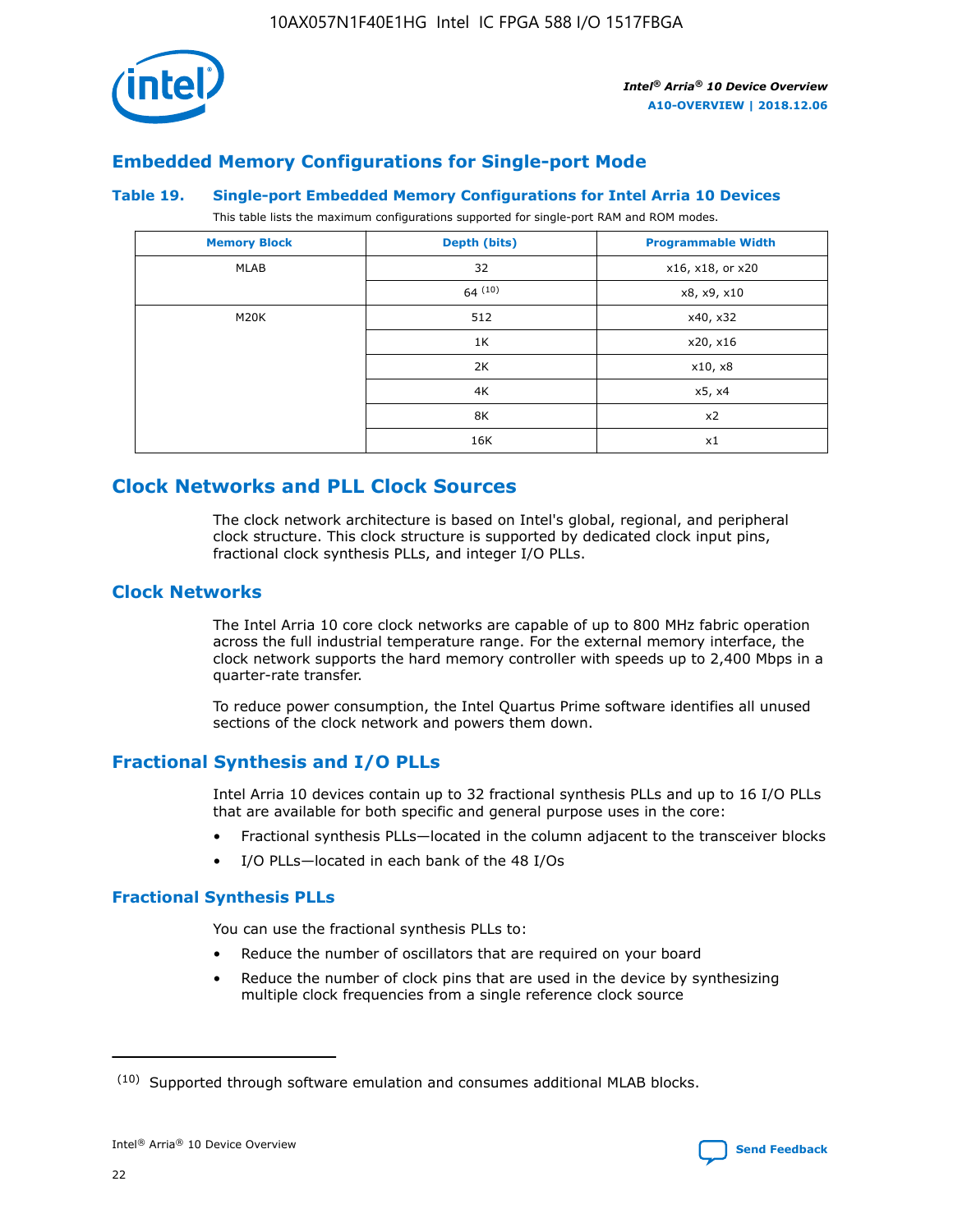## Embedded Memory Configurations for Single-port Mode

### Table 19. Single-port Embedded Memory Configurations for Intel Arria 10 Devices

This table lists the maximum configurations supported for single-port RAM and ROM modes.

| Memory Block | Depth (bits) | Programmable Width |
|---|---|---|
| MLAB | 32 | x16, x18, or x20 |
| | 64 [10] | x8, x9, x10 |
| M20K | 512 | x40, x32 |
| | 1K | x20, x16 |
| | 2K | x10, x8 |
| | 4K | x5, x4 |
| | 8K | x2 |
| | 16K | x1 |

# Clock Networks and PLL Clock Sources

The clock network architecture is based on Intel's global, regional, and peripheral clock structure. This clock structure is supported by dedicated clock input pins, fractional clock synthesis PLLs, and integer I/O PLLs.

## Clock Networks

The Intel Arria 10 core clock networks are capable of up to 800 MHz fabric operation across the full industrial temperature range. For the external memory interface, the clock network supports the hard memory controller with speeds up to 2,400 Mbps in a quarter-rate transfer.

To reduce power consumption, the Intel Quartus Prime software identifies all unused sections of the clock network and powers them down.

## Fractional Synthesis and I/O PLLs

Intel Arria 10 devices contain up to 32 fractional synthesis PLLs and up to 16 I/O PLLs that are available for both specific and general purpose uses in the core:

- Fractional synthesis PLLs—located in the column adjacent to the transceiver blocks
- I/O PLLs—located in each bank of the 48 I/Os

### Fractional Synthesis PLLs

You can use the fractional synthesis PLLs to:

- Reduce the number of oscillators that are required on your board
- Reduce the number of clock pins that are used in the device by synthesizing multiple clock frequencies from a single reference clock source

(10) Supported through software emulation and consumes additional MLAB blocks.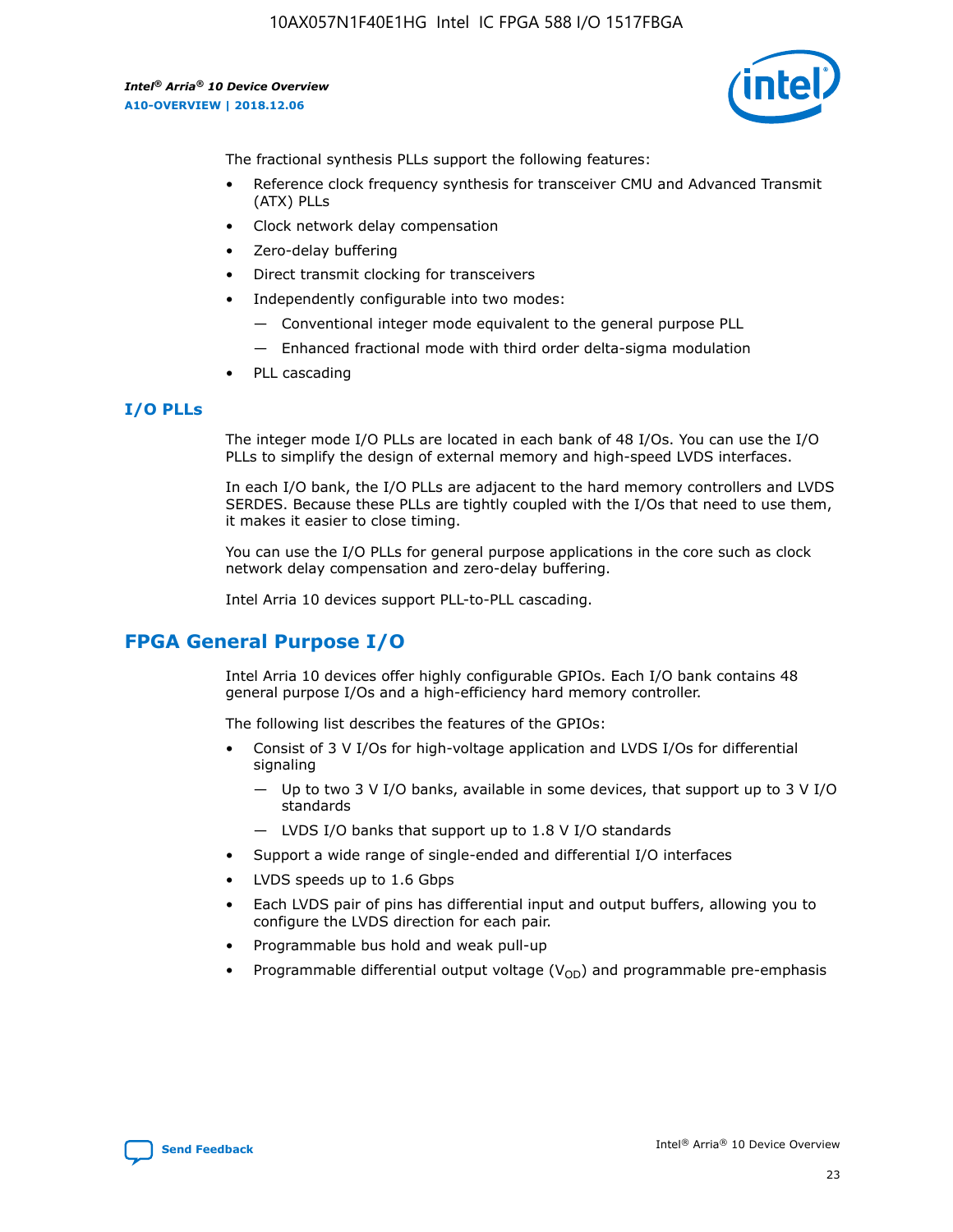The fractional synthesis PLLs support the following features:

- Reference clock frequency synthesis for transceiver CMU and Advanced Transmit (ATX) PLLs
- Clock network delay compensation
- Zero-delay buffering
- Direct transmit clocking for transceivers
- Independently configurable into two modes:
  - — Conventional integer mode equivalent to the general purpose PLL
  - — Enhanced fractional mode with third order delta-sigma modulation
- PLL cascading

### I/O PLLs

The integer mode I/O PLLs are located in each bank of 48 I/Os. You can use the I/O PLLs to simplify the design of external memory and high-speed LVDS interfaces.

In each I/O bank, the I/O PLLs are adjacent to the hard memory controllers and LVDS SERDES. Because these PLLs are tightly coupled with the I/Os that need to use them, it makes it easier to close timing.

You can use the I/O PLLs for general purpose applications in the core such as clock network delay compensation and zero-delay buffering.

Intel Arria 10 devices support PLL-to-PLL cascading.

## FPGA General Purpose I/O

Intel Arria 10 devices offer highly configurable GPIOs. Each I/O bank contains 48 general purpose I/Os and a high-efficiency hard memory controller.

The following list describes the features of the GPIOs:

- Consist of 3 V I/Os for high-voltage application and LVDS I/Os for differential signaling
  - — Up to two 3 V I/O banks, available in some devices, that support up to 3 V I/O standards
  - — LVDS I/O banks that support up to 1.8 V I/O standards
- Support a wide range of single-ended and differential I/O interfaces
- LVDS speeds up to 1.6 Gbps
- Each LVDS pair of pins has differential input and output buffers, allowing you to configure the LVDS direction for each pair.
- Programmable bus hold and weak pull-up
- Programmable differential output voltage ($V_{OD}$) and programmable pre-emphasis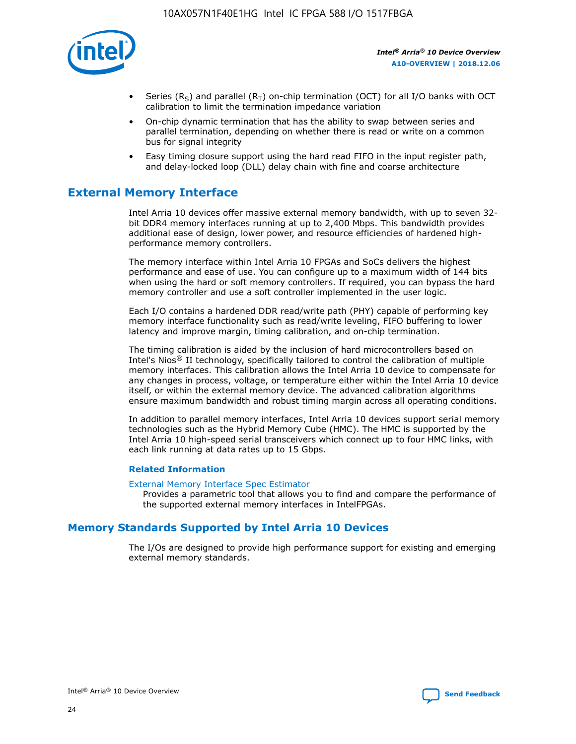- Series ($R_S$) and parallel ($R_T$) on-chip termination (OCT) for all I/O banks with OCT calibration to limit the termination impedance variation
- On-chip dynamic termination that has the ability to swap between series and parallel termination, depending on whether there is read or write on a common bus for signal integrity
- Easy timing closure support using the hard read FIFO in the input register path, and delay-locked loop (DLL) delay chain with fine and coarse architecture

## External Memory Interface

Intel Arria 10 devices offer massive external memory bandwidth, with up to seven 32-bit DDR4 memory interfaces running at up to 2,400 Mbps. This bandwidth provides additional ease of design, lower power, and resource efficiencies of hardened high-performance memory controllers.

The memory interface within Intel Arria 10 FPGAs and SoCs delivers the highest performance and ease of use. You can configure up to a maximum width of 144 bits when using the hard or soft memory controllers. If required, you can bypass the hard memory controller and use a soft controller implemented in the user logic.

Each I/O contains a hardened DDR read/write path (PHY) capable of performing key memory interface functionality such as read/write leveling, FIFO buffering to lower latency and improve margin, timing calibration, and on-chip termination.

The timing calibration is aided by the inclusion of hard microcontrollers based on Intel's Nios® II technology, specifically tailored to control the calibration of multiple memory interfaces. This calibration allows the Intel Arria 10 device to compensate for any changes in process, voltage, or temperature either within the Intel Arria 10 device itself, or within the external memory device. The advanced calibration algorithms ensure maximum bandwidth and robust timing margin across all operating conditions.

In addition to parallel memory interfaces, Intel Arria 10 devices support serial memory technologies such as the Hybrid Memory Cube (HMC). The HMC is supported by the Intel Arria 10 high-speed serial transceivers which connect up to four HMC links, with each link running at data rates up to 15 Gbps.

### Related Information

External Memory Interface Spec Estimator
Provides a parametric tool that allows you to find and compare the performance of the supported external memory interfaces in IntelFPGAs.

## Memory Standards Supported by Intel Arria 10 Devices

The I/Os are designed to provide high performance support for existing and emerging external memory standards.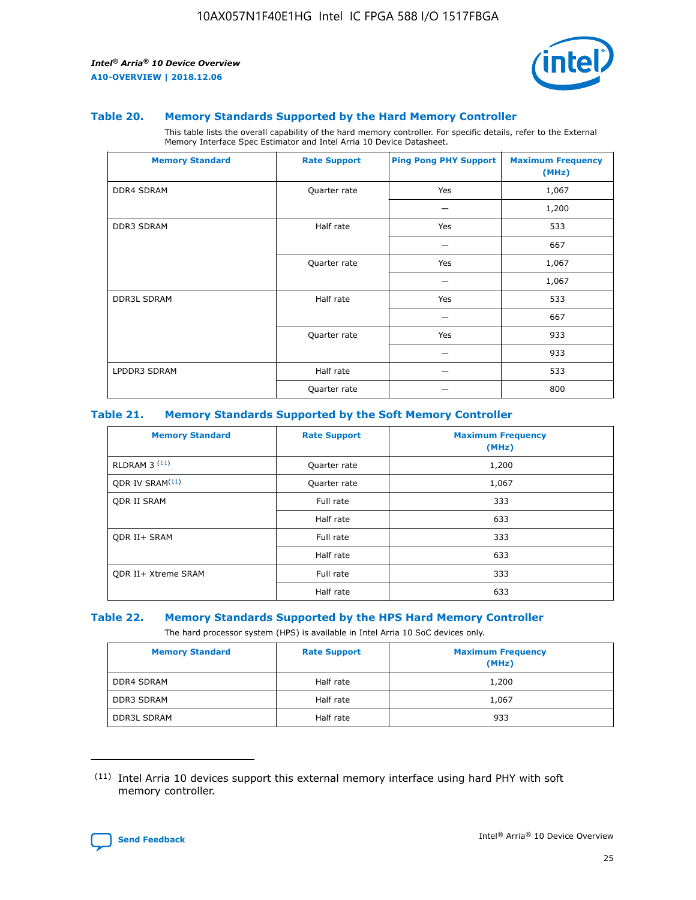### Table 20. Memory Standards Supported by the Hard Memory Controller

This table lists the overall capability of the hard memory controller. For specific details, refer to the External Memory Interface Spec Estimator and Intel Arria 10 Device Datasheet.

| Memory Standard | Rate Support | Ping Pong PHY Support | Maximum Frequency (MHz) |
|---|---|---|---|
| DDR4 SDRAM | Quarter rate | Yes | 1,067 |
| | | — | 1,200 |
| DDR3 SDRAM | Half rate | Yes | 533 |
| | | — | 667 |
| | Quarter rate | Yes | 1,067 |
| | | — | 1,067 |
| DDR3L SDRAM | Half rate | Yes | 533 |
| | | — | 667 |
| | Quarter rate | Yes | 933 |
| | | — | 933 |
| LPDDR3 SDRAM | Half rate | — | 533 |
| | Quarter rate | — | 800 |

### Table 21. Memory Standards Supported by the Soft Memory Controller

| Memory Standard | Rate Support | Maximum Frequency (MHz) |
|---|---|---|
| RLDRAM 3 [11] | Quarter rate | 1,200 |
| QDR IV SRAM[11] | Quarter rate | 1,067 |
| QDR II SRAM | Full rate | 333 |
| | Half rate | 633 |
| QDR II+ SRAM | Full rate | 333 |
| | Half rate | 633 |
| QDR II+ Xtreme SRAM | Full rate | 333 |
| | Half rate | 633 |

### Table 22. Memory Standards Supported by the HPS Hard Memory Controller

The hard processor system (HPS) is available in Intel Arria 10 SoC devices only.

| Memory Standard | Rate Support | Maximum Frequency (MHz) |
|---|---|---|
| DDR4 SDRAM | Half rate | 1,200 |
| DDR3 SDRAM | Half rate | 1,067 |
| DDR3L SDRAM | Half rate | 933 |

(11) Intel Arria 10 devices support this external memory interface using hard PHY with soft memory controller.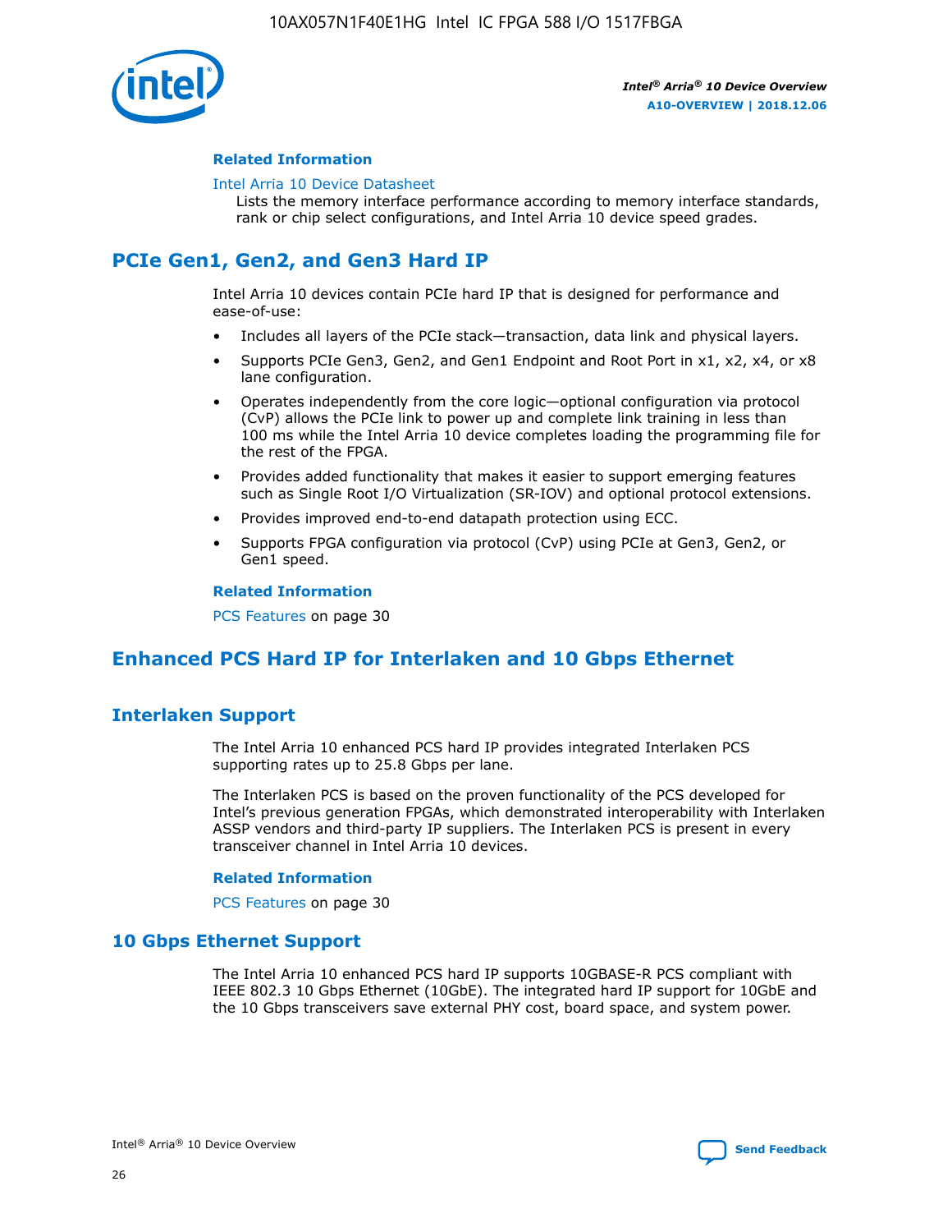### Related Information

Intel Arria 10 Device Datasheet

Lists the memory interface performance according to memory interface standards, rank or chip select configurations, and Intel Arria 10 device speed grades.

## PCIe Gen1, Gen2, and Gen3 Hard IP

Intel Arria 10 devices contain PCIe hard IP that is designed for performance and ease-of-use:

- Includes all layers of the PCIe stack—transaction, data link and physical layers.
- Supports PCIe Gen3, Gen2, and Gen1 Endpoint and Root Port in x1, x2, x4, or x8 lane configuration.
- Operates independently from the core logic—optional configuration via protocol (CvP) allows the PCIe link to power up and complete link training in less than 100 ms while the Intel Arria 10 device completes loading the programming file for the rest of the FPGA.
- Provides added functionality that makes it easier to support emerging features such as Single Root I/O Virtualization (SR-IOV) and optional protocol extensions.
- Provides improved end-to-end datapath protection using ECC.
- Supports FPGA configuration via protocol (CvP) using PCIe at Gen3, Gen2, or Gen1 speed.

### Related Information

PCS Features on page 30

## Enhanced PCS Hard IP for Interlaken and 10 Gbps Ethernet

## Interlaken Support

The Intel Arria 10 enhanced PCS hard IP provides integrated Interlaken PCS supporting rates up to 25.8 Gbps per lane.

The Interlaken PCS is based on the proven functionality of the PCS developed for Intel's previous generation FPGAs, which demonstrated interoperability with Interlaken ASSP vendors and third-party IP suppliers. The Interlaken PCS is present in every transceiver channel in Intel Arria 10 devices.

### Related Information

PCS Features on page 30

## 10 Gbps Ethernet Support

The Intel Arria 10 enhanced PCS hard IP supports 10GBASE-R PCS compliant with IEEE 802.3 10 Gbps Ethernet (10GbE). The integrated hard IP support for 10GbE and the 10 Gbps transceivers save external PHY cost, board space, and system power.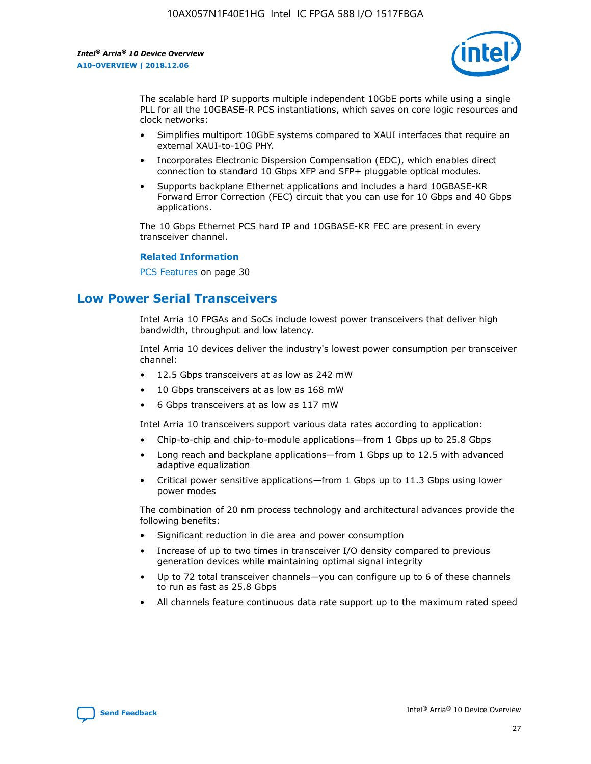The scalable hard IP supports multiple independent 10GbE ports while using a single PLL for all the 10GBASE-R PCS instantiations, which saves on core logic resources and clock networks:

- Simplifies multiport 10GbE systems compared to XAUI interfaces that require an external XAUI-to-10G PHY.
- Incorporates Electronic Dispersion Compensation (EDC), which enables direct connection to standard 10 Gbps XFP and SFP+ pluggable optical modules.
- Supports backplane Ethernet applications and includes a hard 10GBASE-KR Forward Error Correction (FEC) circuit that you can use for 10 Gbps and 40 Gbps applications.

The 10 Gbps Ethernet PCS hard IP and 10GBASE-KR FEC are present in every transceiver channel.

**Related Information**

PCS Features on page 30

## Low Power Serial Transceivers

Intel Arria 10 FPGAs and SoCs include lowest power transceivers that deliver high bandwidth, throughput and low latency.

Intel Arria 10 devices deliver the industry's lowest power consumption per transceiver channel:

- 12.5 Gbps transceivers at as low as 242 mW
- 10 Gbps transceivers at as low as 168 mW
- 6 Gbps transceivers at as low as 117 mW

Intel Arria 10 transceivers support various data rates according to application:

- Chip-to-chip and chip-to-module applications—from 1 Gbps up to 25.8 Gbps
- Long reach and backplane applications—from 1 Gbps up to 12.5 with advanced adaptive equalization
- Critical power sensitive applications—from 1 Gbps up to 11.3 Gbps using lower power modes

The combination of 20 nm process technology and architectural advances provide the following benefits:

- Significant reduction in die area and power consumption
- Increase of up to two times in transceiver I/O density compared to previous generation devices while maintaining optimal signal integrity
- Up to 72 total transceiver channels—you can configure up to 6 of these channels to run as fast as 25.8 Gbps
- All channels feature continuous data rate support up to the maximum rated speed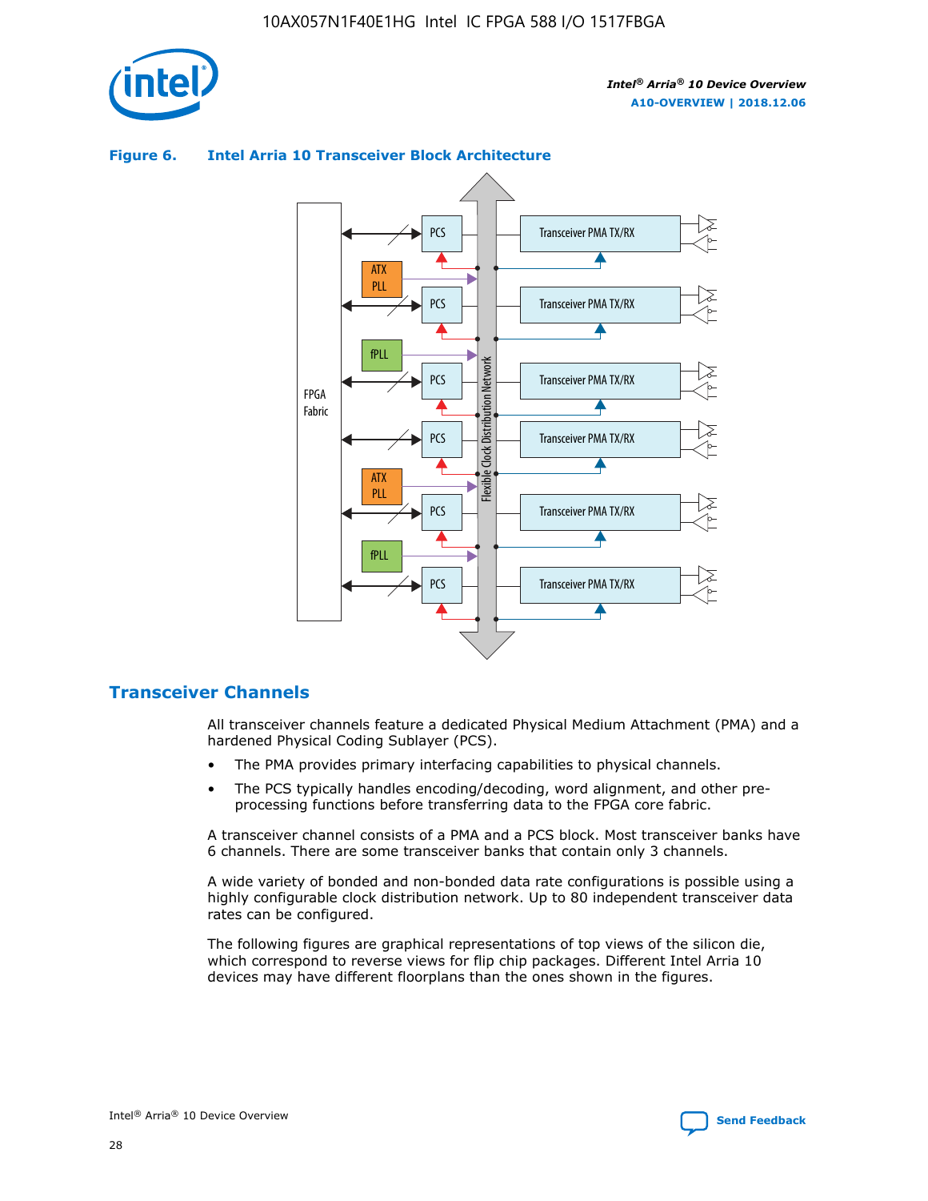**Figure 6. Intel Arria 10 Transceiver Block Architecture**

## Transceiver Channels

All transceiver channels feature a dedicated Physical Medium Attachment (PMA) and a hardened Physical Coding Sublayer (PCS).

- The PMA provides primary interfacing capabilities to physical channels.
- The PCS typically handles encoding/decoding, word alignment, and other pre-processing functions before transferring data to the FPGA core fabric.

A transceiver channel consists of a PMA and a PCS block. Most transceiver banks have 6 channels. There are some transceiver banks that contain only 3 channels.

A wide variety of bonded and non-bonded data rate configurations is possible using a highly configurable clock distribution network. Up to 80 independent transceiver data rates can be configured.

The following figures are graphical representations of top views of the silicon die, which correspond to reverse views for flip chip packages. Different Intel Arria 10 devices may have different floorplans than the ones shown in the figures.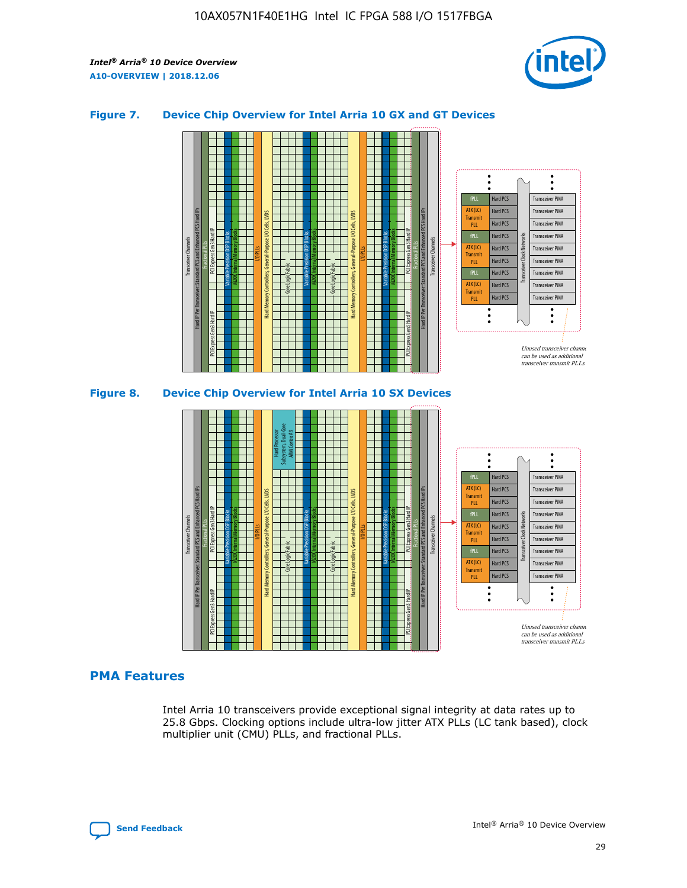### Figure 7. Device Chip Overview for Intel Arria 10 GX and GT Devices

### Figure 8. Device Chip Overview for Intel Arria 10 SX Devices

## PMA Features

Intel Arria 10 transceivers provide exceptional signal integrity at data rates up to 25.8 Gbps. Clocking options include ultra-low jitter ATX PLLs (LC tank based), clock multiplier unit (CMU) PLLs, and fractional PLLs.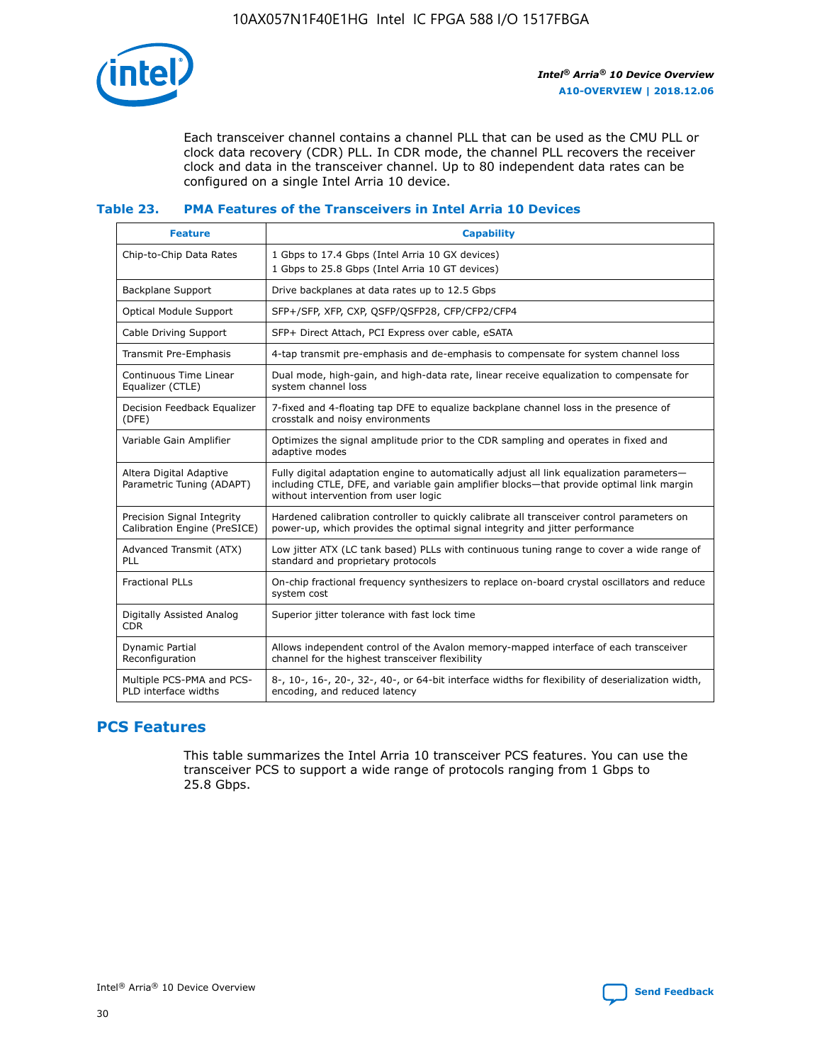Each transceiver channel contains a channel PLL that can be used as the CMU PLL or clock data recovery (CDR) PLL. In CDR mode, the channel PLL recovers the receiver clock and data in the transceiver channel. Up to 80 independent data rates can be configured on a single Intel Arria 10 device.

### Table 23. PMA Features of the Transceivers in Intel Arria 10 Devices

| Feature | Capability |
|---|---|
| Chip-to-Chip Data Rates | 1 Gbps to 17.4 Gbps (Intel Arria 10 GX devices)<br>1 Gbps to 25.8 Gbps (Intel Arria 10 GT devices) |
| Backplane Support | Drive backplanes at data rates up to 12.5 Gbps |
| Optical Module Support | SFP+/SFP, XFP, CXP, QSFP/QSFP28, CFP/CFP2/CFP4 |
| Cable Driving Support | SFP+ Direct Attach, PCI Express over cable, eSATA |
| Transmit Pre-Emphasis | 4-tap transmit pre-emphasis and de-emphasis to compensate for system channel loss |
| Continuous Time Linear Equalizer (CTLE) | Dual mode, high-gain, and high-data rate, linear receive equalization to compensate for system channel loss |
| Decision Feedback Equalizer (DFE) | 7-fixed and 4-floating tap DFE to equalize backplane channel loss in the presence of crosstalk and noisy environments |
| Variable Gain Amplifier | Optimizes the signal amplitude prior to the CDR sampling and operates in fixed and adaptive modes |
| Altera Digital Adaptive Parametric Tuning (ADAPT) | Fully digital adaptation engine to automatically adjust all link equalization parameters—including CTLE, DFE, and variable gain amplifier blocks—that provide optimal link margin without intervention from user logic |
| Precision Signal Integrity Calibration Engine (PreSICE) | Hardened calibration controller to quickly calibrate all transceiver control parameters on power-up, which provides the optimal signal integrity and jitter performance |
| Advanced Transmit (ATX) PLL | Low jitter ATX (LC tank based) PLLs with continuous tuning range to cover a wide range of standard and proprietary protocols |
| Fractional PLLs | On-chip fractional frequency synthesizers to replace on-board crystal oscillators and reduce system cost |
| Digitally Assisted Analog CDR | Superior jitter tolerance with fast lock time |
| Dynamic Partial Reconfiguration | Allows independent control of the Avalon memory-mapped interface of each transceiver channel for the highest transceiver flexibility |
| Multiple PCS-PMA and PCS-PLD interface widths | 8-, 10-, 16-, 20-, 32-, 40-, or 64-bit interface widths for flexibility of deserialization width, encoding, and reduced latency |

## PCS Features

This table summarizes the Intel Arria 10 transceiver PCS features. You can use the transceiver PCS to support a wide range of protocols ranging from 1 Gbps to 25.8 Gbps.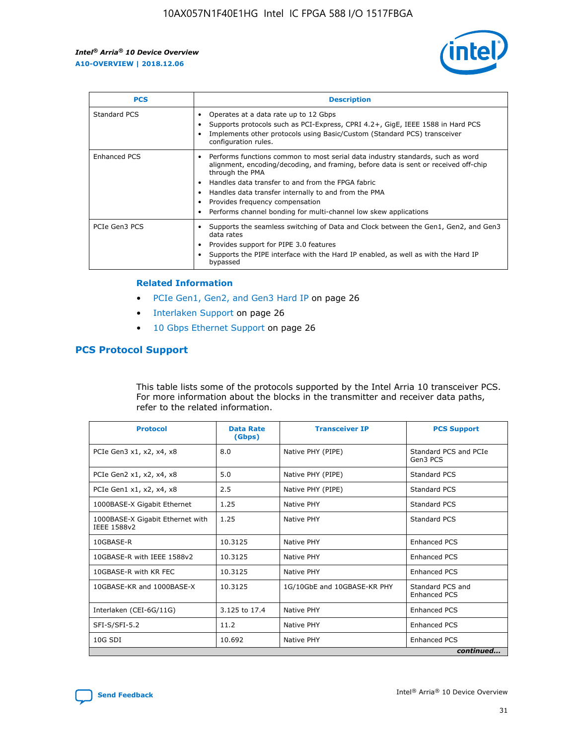| PCS | Description |
| --- | --- |
| Standard PCS | • Operates at a data rate up to 12 Gbps<br>• Supports protocols such as PCI-Express, CPRI 4.2+, GigE, IEEE 1588 in Hard PCS<br>• Implements other protocols using Basic/Custom (Standard PCS) transceiver configuration rules. |
| Enhanced PCS | • Performs functions common to most serial data industry standards, such as word alignment, encoding/decoding, and framing, before data is sent or received off-chip through the PMA<br>• Handles data transfer to and from the FPGA fabric<br>• Handles data transfer internally to and from the PMA<br>• Provides frequency compensation<br>• Performs channel bonding for multi-channel low skew applications |
| PCIe Gen3 PCS | • Supports the seamless switching of Data and Clock between the Gen1, Gen2, and Gen3 data rates<br>• Provides support for PIPE 3.0 features<br>• Supports the PIPE interface with the Hard IP enabled, as well as with the Hard IP bypassed |

### Related Information

- PCIe Gen1, Gen2, and Gen3 Hard IP on page 26
- Interlaken Support on page 26
- 10 Gbps Ethernet Support on page 26

## PCS Protocol Support

This table lists some of the protocols supported by the Intel Arria 10 transceiver PCS. For more information about the blocks in the transmitter and receiver data paths, refer to the related information.

| Protocol | Data Rate (Gbps) | Transceiver IP | PCS Support |
| --- | --- | --- | --- |
| PCIe Gen3 x1, x2, x4, x8 | 8.0 | Native PHY (PIPE) | Standard PCS and PCIe Gen3 PCS |
| PCIe Gen2 x1, x2, x4, x8 | 5.0 | Native PHY (PIPE) | Standard PCS |
| PCIe Gen1 x1, x2, x4, x8 | 2.5 | Native PHY (PIPE) | Standard PCS |
| 1000BASE-X Gigabit Ethernet | 1.25 | Native PHY | Standard PCS |
| 1000BASE-X Gigabit Ethernet with IEEE 1588v2 | 1.25 | Native PHY | Standard PCS |
| 10GBASE-R | 10.3125 | Native PHY | Enhanced PCS |
| 10GBASE-R with IEEE 1588v2 | 10.3125 | Native PHY | Enhanced PCS |
| 10GBASE-R with KR FEC | 10.3125 | Native PHY | Enhanced PCS |
| 10GBASE-KR and 1000BASE-X | 10.3125 | 1G/10GbE and 10GBASE-KR PHY | Standard PCS and Enhanced PCS |
| Interlaken (CEI-6G/11G) | 3.125 to 17.4 | Native PHY | Enhanced PCS |
| SFI-S/SFI-5.2 | 11.2 | Native PHY | Enhanced PCS |
| 10G SDI | 10.692 | Native PHY | Enhanced PCS |

*continued...*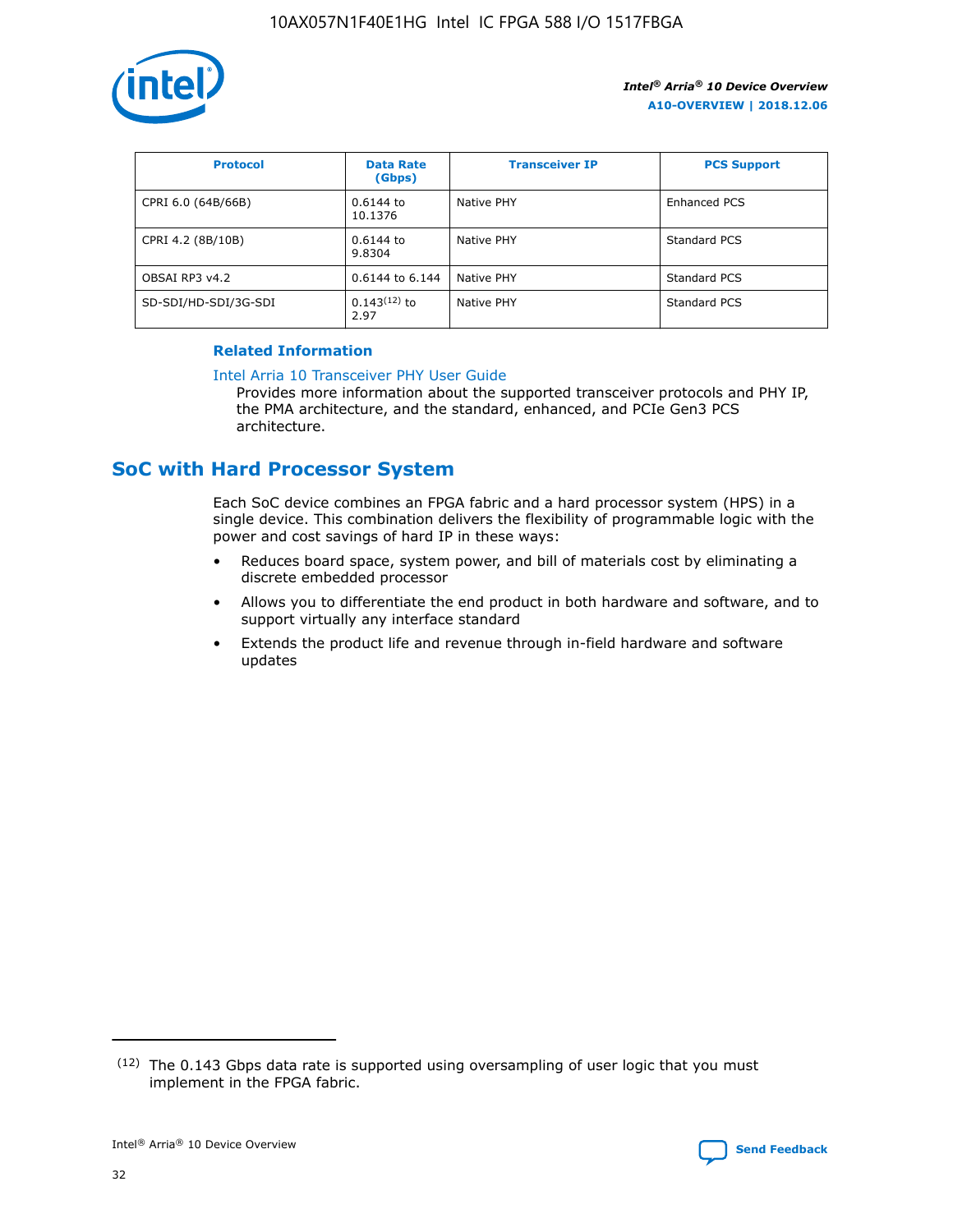| Protocol | Data Rate (Gbps) | Transceiver IP | PCS Support |
| --- | --- | --- | --- |
| CPRI 6.0 (64B/66B) | 0.6144 to 10.1376 | Native PHY | Enhanced PCS |
| CPRI 4.2 (8B/10B) | 0.6144 to 9.8304 | Native PHY | Standard PCS |
| OBSAI RP3 v4.2 | 0.6144 to 6.144 | Native PHY | Standard PCS |
| SD-SDI/HD-SDI/3G-SDI | 0.143[12] to 2.97 | Native PHY | Standard PCS |

**Related Information**

Intel Arria 10 Transceiver PHY User Guide

Provides more information about the supported transceiver protocols and PHY IP, the PMA architecture, and the standard, enhanced, and PCIe Gen3 PCS architecture.

## SoC with Hard Processor System

Each SoC device combines an FPGA fabric and a hard processor system (HPS) in a single device. This combination delivers the flexibility of programmable logic with the power and cost savings of hard IP in these ways:

- Reduces board space, system power, and bill of materials cost by eliminating a discrete embedded processor
- Allows you to differentiate the end product in both hardware and software, and to support virtually any interface standard
- Extends the product life and revenue through in-field hardware and software updates

(12) The 0.143 Gbps data rate is supported using oversampling of user logic that you must implement in the FPGA fabric.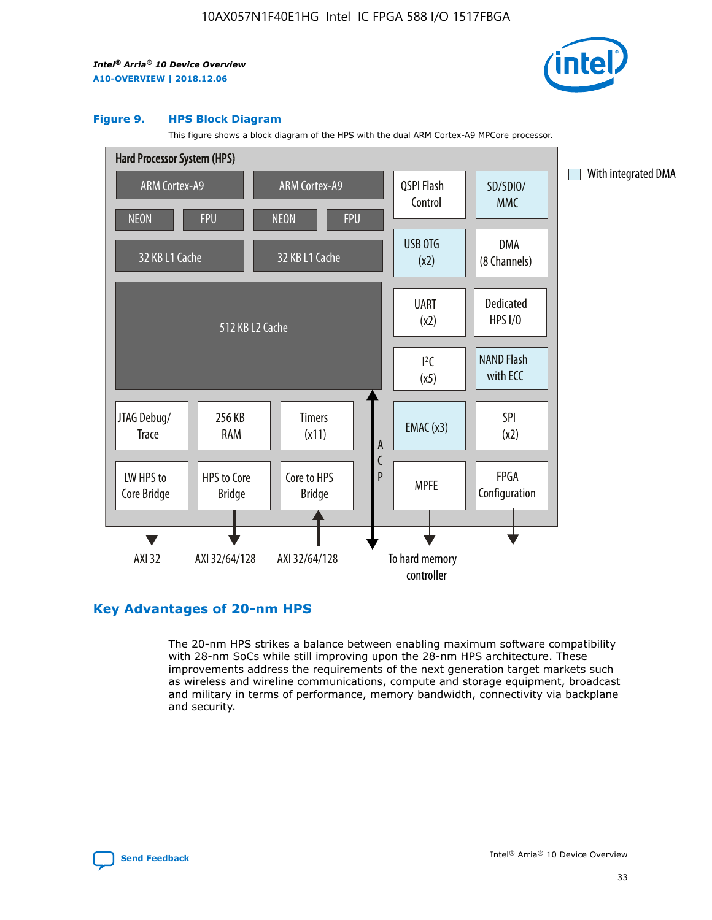**Figure 9. HPS Block Diagram**

This figure shows a block diagram of the HPS with the dual ARM Cortex-A9 MPCore processor.

Hard Processor System (HPS)

- ARM Cortex-A9 (NEON, FPU, 32 KB L1 Cache)
- ARM Cortex-A9 (NEON, FPU, 32 KB L1 Cache)
- 512 KB L2 Cache
- QSPI Flash Control
- SD/SDIO/MMC
- USB OTG (x2)
- DMA (8 Channels)
- UART (x2)
- Dedicated HPS I/O
- I²C (x5)
- NAND Flash with ECC
- JTAG Debug/Trace
- 256 KB RAM
- Timers (x11)
- EMAC (x3)
- SPI (x2)
- LW HPS to Core Bridge — AXI 32
- HPS to Core Bridge — AXI 32/64/128
- Core to HPS Bridge — AXI 32/64/128
- ACP
- MPFE — To hard memory controller
- FPGA Configuration

With integrated DMA

## Key Advantages of 20-nm HPS

The 20-nm HPS strikes a balance between enabling maximum software compatibility with 28-nm SoCs while still improving upon the 28-nm HPS architecture. These improvements address the requirements of the next generation target markets such as wireless and wireline communications, compute and storage equipment, broadcast and military in terms of performance, memory bandwidth, connectivity via backplane and security.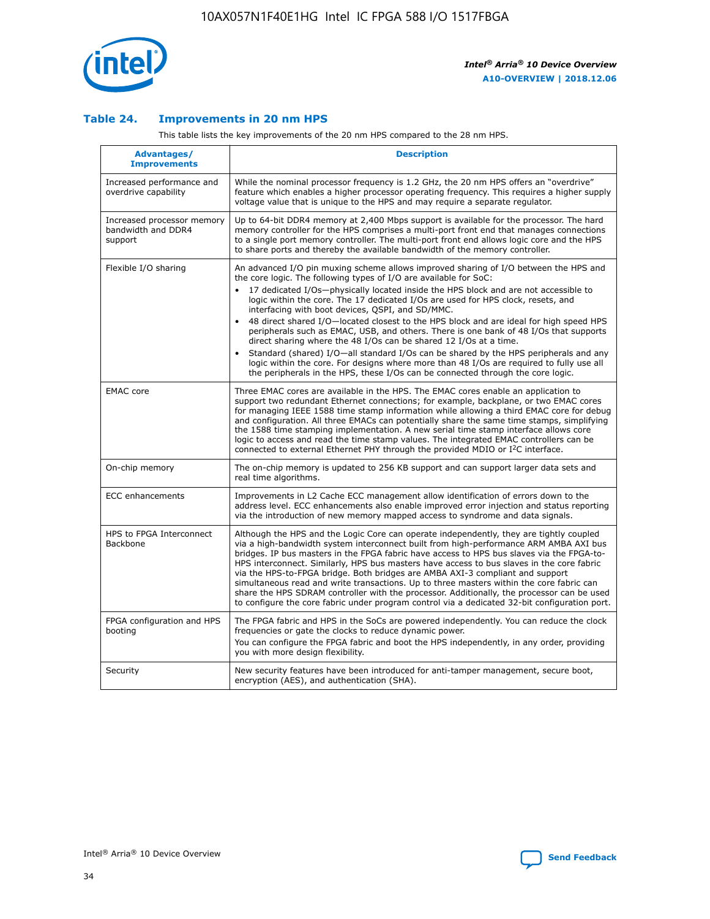### Table 24. Improvements in 20 nm HPS

This table lists the key improvements of the 20 nm HPS compared to the 28 nm HPS.

| Advantages/ Improvements | Description |
|---|---|
| Increased performance and overdrive capability | While the nominal processor frequency is 1.2 GHz, the 20 nm HPS offers an "overdrive" feature which enables a higher processor operating frequency. This requires a higher supply voltage value that is unique to the HPS and may require a separate regulator. |
| Increased processor memory bandwidth and DDR4 support | Up to 64-bit DDR4 memory at 2,400 Mbps support is available for the processor. The hard memory controller for the HPS comprises a multi-port front end that manages connections to a single port memory controller. The multi-port front end allows logic core and the HPS to share ports and thereby the available bandwidth of the memory controller. |
| Flexible I/O sharing | An advanced I/O pin muxing scheme allows improved sharing of I/O between the HPS and the core logic. The following types of I/O are available for SoC:<br>• 17 dedicated I/Os—physically located inside the HPS block and are not accessible to logic within the core. The 17 dedicated I/Os are used for HPS clock, resets, and interfacing with boot devices, QSPI, and SD/MMC.<br>• 48 direct shared I/O—located closest to the HPS block and are ideal for high speed HPS peripherals such as EMAC, USB, and others. There is one bank of 48 I/Os that supports direct sharing where the 48 I/Os can be shared 12 I/Os at a time.<br>• Standard (shared) I/O—all standard I/Os can be shared by the HPS peripherals and any logic within the core. For designs where more than 48 I/Os are required to fully use all the peripherals in the HPS, these I/Os can be connected through the core logic. |
| EMAC core | Three EMAC cores are available in the HPS. The EMAC cores enable an application to support two redundant Ethernet connections; for example, backplane, or two EMAC cores for managing IEEE 1588 time stamp information while allowing a third EMAC core for debug and configuration. All three EMACs can potentially share the same time stamps, simplifying the 1588 time stamping implementation. A new serial time stamp interface allows core logic to access and read the time stamp values. The integrated EMAC controllers can be connected to external Ethernet PHY through the provided MDIO or I²C interface. |
| On-chip memory | The on-chip memory is updated to 256 KB support and can support larger data sets and real time algorithms. |
| ECC enhancements | Improvements in L2 Cache ECC management allow identification of errors down to the address level. ECC enhancements also enable improved error injection and status reporting via the introduction of new memory mapped access to syndrome and data signals. |
| HPS to FPGA Interconnect Backbone | Although the HPS and the Logic Core can operate independently, they are tightly coupled via a high-bandwidth system interconnect built from high-performance ARM AMBA AXI bus bridges. IP bus masters in the FPGA fabric have access to HPS bus slaves via the FPGA-to-HPS interconnect. Similarly, HPS bus masters have access to bus slaves in the core fabric via the HPS-to-FPGA bridge. Both bridges are AMBA AXI-3 compliant and support simultaneous read and write transactions. Up to three masters within the core fabric can share the HPS SDRAM controller with the processor. Additionally, the processor can be used to configure the core fabric under program control via a dedicated 32-bit configuration port. |
| FPGA configuration and HPS booting | The FPGA fabric and HPS in the SoCs are powered independently. You can reduce the clock frequencies or gate the clocks to reduce dynamic power.<br>You can configure the FPGA fabric and boot the HPS independently, in any order, providing you with more design flexibility. |
| Security | New security features have been introduced for anti-tamper management, secure boot, encryption (AES), and authentication (SHA). |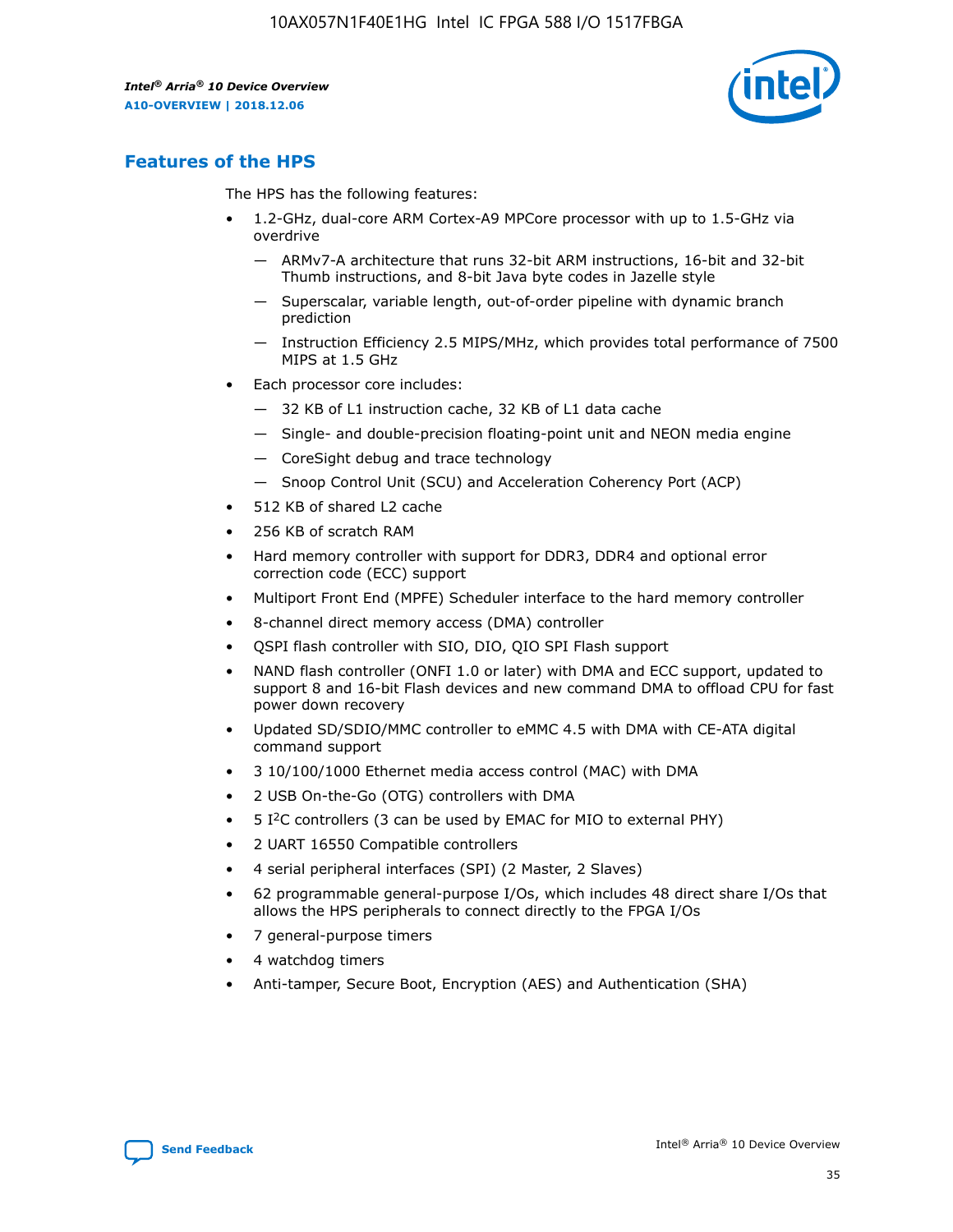## Features of the HPS

The HPS has the following features:

- 1.2-GHz, dual-core ARM Cortex-A9 MPCore processor with up to 1.5-GHz via overdrive
  - — ARMv7-A architecture that runs 32-bit ARM instructions, 16-bit and 32-bit Thumb instructions, and 8-bit Java byte codes in Jazelle style
  - — Superscalar, variable length, out-of-order pipeline with dynamic branch prediction
  - — Instruction Efficiency 2.5 MIPS/MHz, which provides total performance of 7500 MIPS at 1.5 GHz
- Each processor core includes:
  - — 32 KB of L1 instruction cache, 32 KB of L1 data cache
  - — Single- and double-precision floating-point unit and NEON media engine
  - — CoreSight debug and trace technology
  - — Snoop Control Unit (SCU) and Acceleration Coherency Port (ACP)
- 512 KB of shared L2 cache
- 256 KB of scratch RAM
- Hard memory controller with support for DDR3, DDR4 and optional error correction code (ECC) support
- Multiport Front End (MPFE) Scheduler interface to the hard memory controller
- 8-channel direct memory access (DMA) controller
- QSPI flash controller with SIO, DIO, QIO SPI Flash support
- NAND flash controller (ONFI 1.0 or later) with DMA and ECC support, updated to support 8 and 16-bit Flash devices and new command DMA to offload CPU for fast power down recovery
- Updated SD/SDIO/MMC controller to eMMC 4.5 with DMA with CE-ATA digital command support
- 3 10/100/1000 Ethernet media access control (MAC) with DMA
- 2 USB On-the-Go (OTG) controllers with DMA
- 5 I²C controllers (3 can be used by EMAC for MIO to external PHY)
- 2 UART 16550 Compatible controllers
- 4 serial peripheral interfaces (SPI) (2 Master, 2 Slaves)
- 62 programmable general-purpose I/Os, which includes 48 direct share I/Os that allows the HPS peripherals to connect directly to the FPGA I/Os
- 7 general-purpose timers
- 4 watchdog timers
- Anti-tamper, Secure Boot, Encryption (AES) and Authentication (SHA)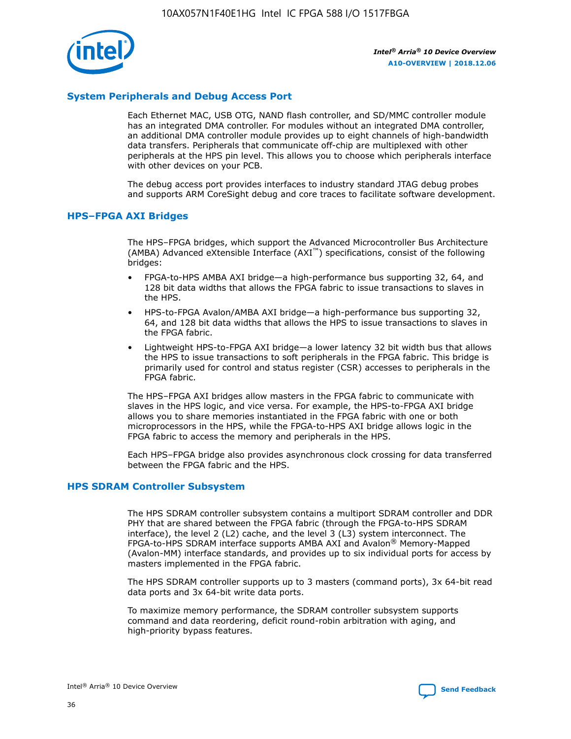## System Peripherals and Debug Access Port

Each Ethernet MAC, USB OTG, NAND flash controller, and SD/MMC controller module has an integrated DMA controller. For modules without an integrated DMA controller, an additional DMA controller module provides up to eight channels of high-bandwidth data transfers. Peripherals that communicate off-chip are multiplexed with other peripherals at the HPS pin level. This allows you to choose which peripherals interface with other devices on your PCB.

The debug access port provides interfaces to industry standard JTAG debug probes and supports ARM CoreSight debug and core traces to facilitate software development.

## HPS–FPGA AXI Bridges

The HPS–FPGA bridges, which support the Advanced Microcontroller Bus Architecture (AMBA) Advanced eXtensible Interface (AXI™) specifications, consist of the following bridges:

- FPGA-to-HPS AMBA AXI bridge—a high-performance bus supporting 32, 64, and 128 bit data widths that allows the FPGA fabric to issue transactions to slaves in the HPS.
- HPS-to-FPGA Avalon/AMBA AXI bridge—a high-performance bus supporting 32, 64, and 128 bit data widths that allows the HPS to issue transactions to slaves in the FPGA fabric.
- Lightweight HPS-to-FPGA AXI bridge—a lower latency 32 bit width bus that allows the HPS to issue transactions to soft peripherals in the FPGA fabric. This bridge is primarily used for control and status register (CSR) accesses to peripherals in the FPGA fabric.

The HPS–FPGA AXI bridges allow masters in the FPGA fabric to communicate with slaves in the HPS logic, and vice versa. For example, the HPS-to-FPGA AXI bridge allows you to share memories instantiated in the FPGA fabric with one or both microprocessors in the HPS, while the FPGA-to-HPS AXI bridge allows logic in the FPGA fabric to access the memory and peripherals in the HPS.

Each HPS–FPGA bridge also provides asynchronous clock crossing for data transferred between the FPGA fabric and the HPS.

## HPS SDRAM Controller Subsystem

The HPS SDRAM controller subsystem contains a multiport SDRAM controller and DDR PHY that are shared between the FPGA fabric (through the FPGA-to-HPS SDRAM interface), the level 2 (L2) cache, and the level 3 (L3) system interconnect. The FPGA-to-HPS SDRAM interface supports AMBA AXI and Avalon® Memory-Mapped (Avalon-MM) interface standards, and provides up to six individual ports for access by masters implemented in the FPGA fabric.

The HPS SDRAM controller supports up to 3 masters (command ports), 3x 64-bit read data ports and 3x 64-bit write data ports.

To maximize memory performance, the SDRAM controller subsystem supports command and data reordering, deficit round-robin arbitration with aging, and high-priority bypass features.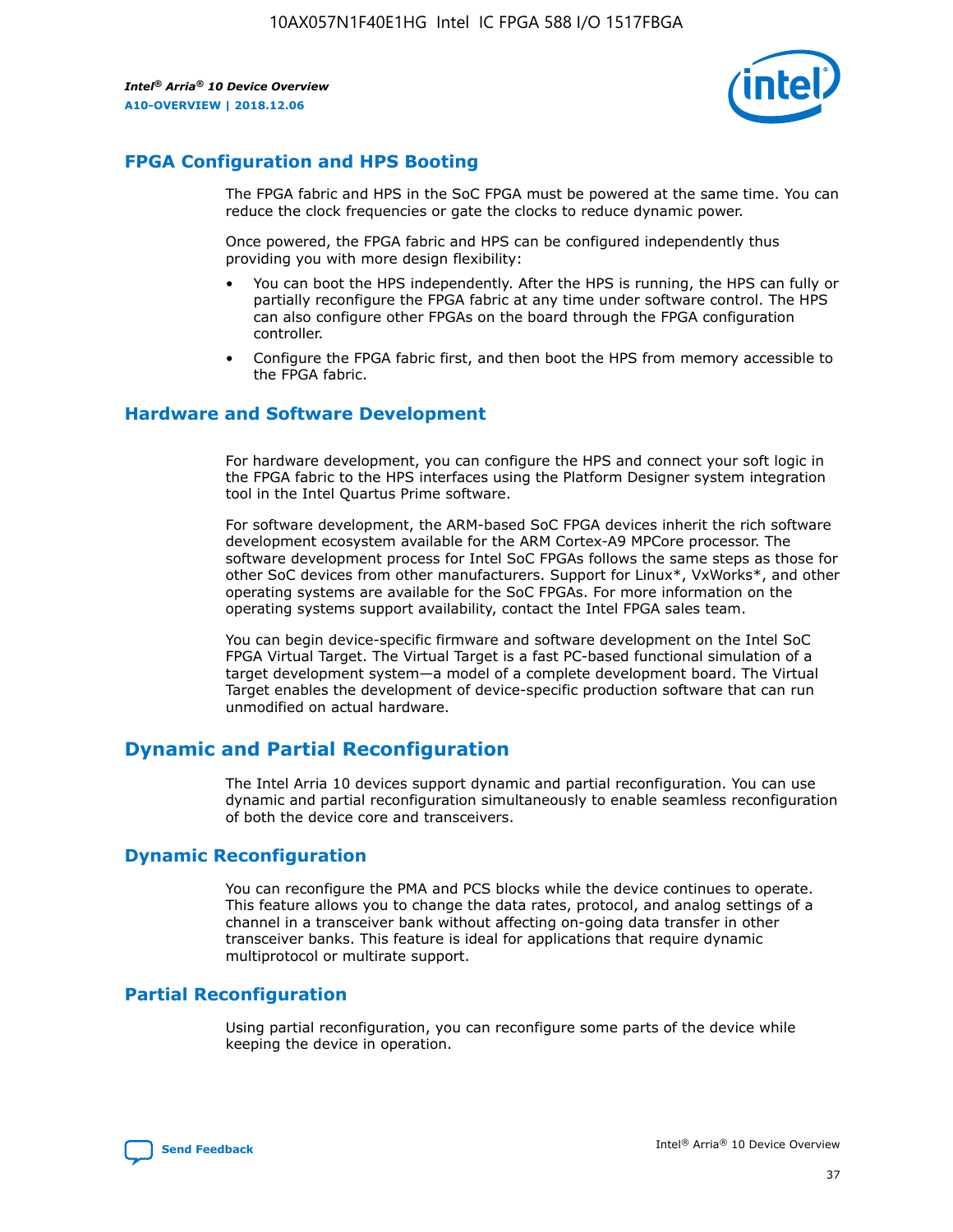## FPGA Configuration and HPS Booting

The FPGA fabric and HPS in the SoC FPGA must be powered at the same time. You can reduce the clock frequencies or gate the clocks to reduce dynamic power.

Once powered, the FPGA fabric and HPS can be configured independently thus providing you with more design flexibility:

- You can boot the HPS independently. After the HPS is running, the HPS can fully or partially reconfigure the FPGA fabric at any time under software control. The HPS can also configure other FPGAs on the board through the FPGA configuration controller.
- Configure the FPGA fabric first, and then boot the HPS from memory accessible to the FPGA fabric.

## Hardware and Software Development

For hardware development, you can configure the HPS and connect your soft logic in the FPGA fabric to the HPS interfaces using the Platform Designer system integration tool in the Intel Quartus Prime software.

For software development, the ARM-based SoC FPGA devices inherit the rich software development ecosystem available for the ARM Cortex-A9 MPCore processor. The software development process for Intel SoC FPGAs follows the same steps as those for other SoC devices from other manufacturers. Support for Linux*, VxWorks*, and other operating systems are available for the SoC FPGAs. For more information on the operating systems support availability, contact the Intel FPGA sales team.

You can begin device-specific firmware and software development on the Intel SoC FPGA Virtual Target. The Virtual Target is a fast PC-based functional simulation of a target development system—a model of a complete development board. The Virtual Target enables the development of device-specific production software that can run unmodified on actual hardware.

# Dynamic and Partial Reconfiguration

The Intel Arria 10 devices support dynamic and partial reconfiguration. You can use dynamic and partial reconfiguration simultaneously to enable seamless reconfiguration of both the device core and transceivers.

## Dynamic Reconfiguration

You can reconfigure the PMA and PCS blocks while the device continues to operate. This feature allows you to change the data rates, protocol, and analog settings of a channel in a transceiver bank without affecting on-going data transfer in other transceiver banks. This feature is ideal for applications that require dynamic multiprotocol or multirate support.

## Partial Reconfiguration

Using partial reconfiguration, you can reconfigure some parts of the device while keeping the device in operation.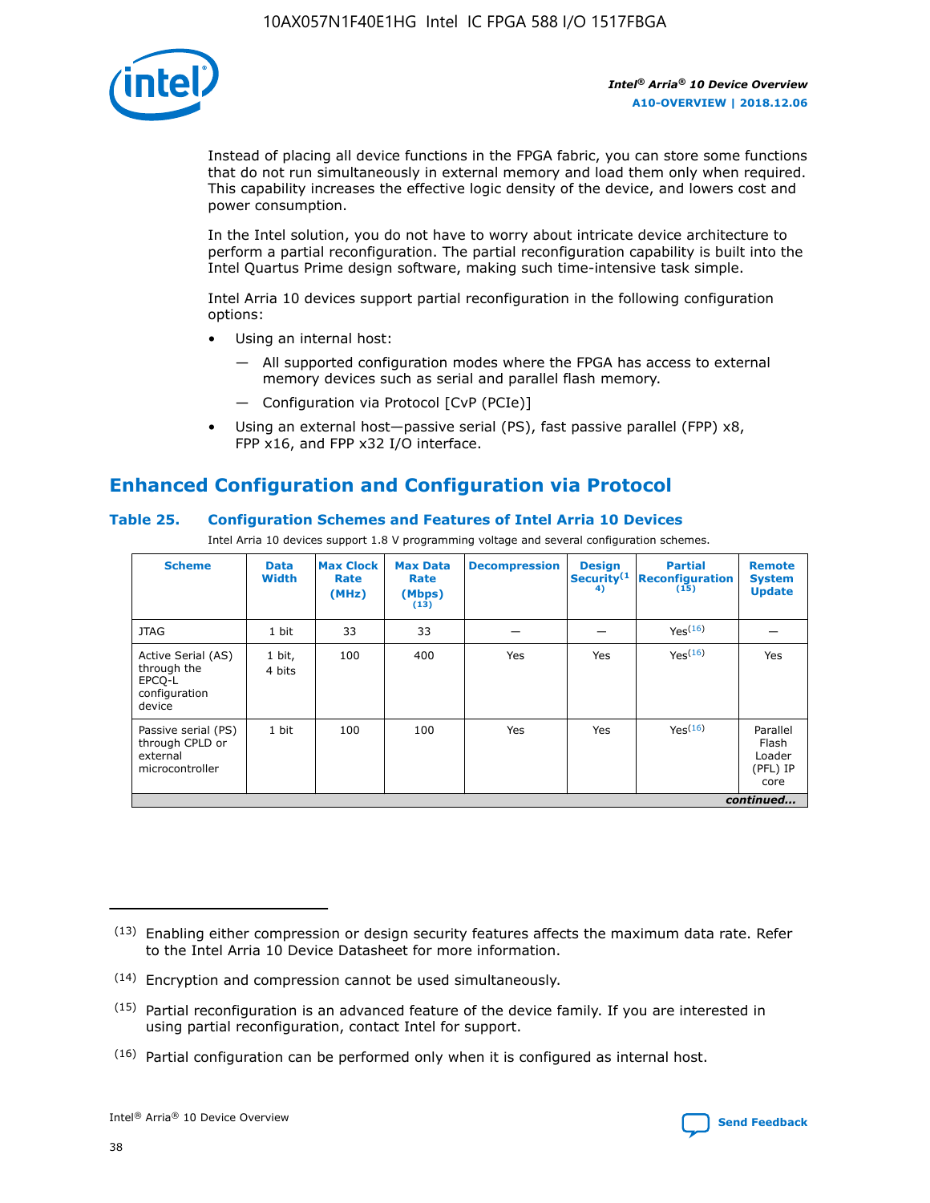Instead of placing all device functions in the FPGA fabric, you can store some functions that do not run simultaneously in external memory and load them only when required. This capability increases the effective logic density of the device, and lowers cost and power consumption.

In the Intel solution, you do not have to worry about intricate device architecture to perform a partial reconfiguration. The partial reconfiguration capability is built into the Intel Quartus Prime design software, making such time-intensive task simple.

Intel Arria 10 devices support partial reconfiguration in the following configuration options:

- Using an internal host:
  - — All supported configuration modes where the FPGA has access to external memory devices such as serial and parallel flash memory.
  - — Configuration via Protocol [CvP (PCIe)]
- Using an external host—passive serial (PS), fast passive parallel (FPP) x8, FPP x16, and FPP x32 I/O interface.

## Enhanced Configuration and Configuration via Protocol

### Table 25. Configuration Schemes and Features of Intel Arria 10 Devices

Intel Arria 10 devices support 1.8 V programming voltage and several configuration schemes.

| Scheme | Data Width | Max Clock Rate (MHz) | Max Data Rate (Mbps) (13) | Decompression | Design Security (14) | Partial Reconfiguration (15) | Remote System Update |
|---|---|---|---|---|---|---|---|
| JTAG | 1 bit | 33 | 33 | — | — | Yes(16) | — |
| Active Serial (AS) through the EPCQ-L configuration device | 1 bit, 4 bits | 100 | 400 | Yes | Yes | Yes(16) | Yes |
| Passive serial (PS) through CPLD or external microcontroller | 1 bit | 100 | 100 | Yes | Yes | Yes(16) | Parallel Flash Loader (PFL) IP core |

*continued...*

(13) Enabling either compression or design security features affects the maximum data rate. Refer to the Intel Arria 10 Device Datasheet for more information.

(14) Encryption and compression cannot be used simultaneously.

(15) Partial reconfiguration is an advanced feature of the device family. If you are interested in using partial reconfiguration, contact Intel for support.

(16) Partial configuration can be performed only when it is configured as internal host.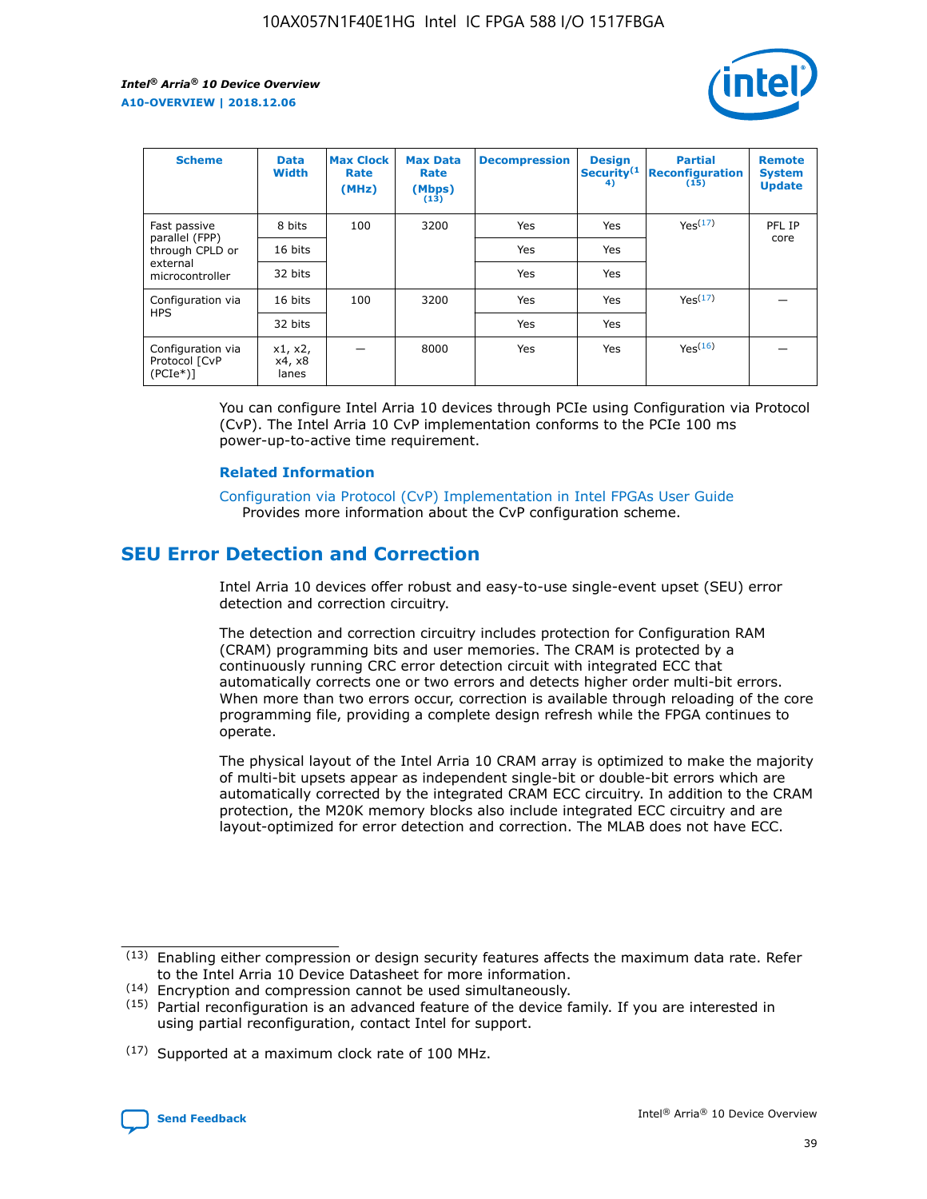| Scheme | Data Width | Max Clock Rate (MHz) | Max Data Rate (Mbps) (13) | Decompression | Design Security(14) | Partial Reconfiguration (15) | Remote System Update |
|---|---|---|---|---|---|---|---|
| Fast passive parallel (FPP) through CPLD or external microcontroller | 8 bits | 100 | 3200 | Yes | Yes | Yes(17) | PFL IP core |
| | 16 bits | | | Yes | Yes | | |
| | 32 bits | | | Yes | Yes | | |
| Configuration via HPS | 16 bits | 100 | 3200 | Yes | Yes | Yes(17) | — |
| | 32 bits | | | Yes | Yes | | |
| Configuration via Protocol [CvP (PCIe*)] | x1, x2, x4, x8 lanes | — | 8000 | Yes | Yes | Yes(16) | — |

You can configure Intel Arria 10 devices through PCIe using Configuration via Protocol (CvP). The Intel Arria 10 CvP implementation conforms to the PCIe 100 ms power-up-to-active time requirement.

### Related Information

Configuration via Protocol (CvP) Implementation in Intel FPGAs User Guide
Provides more information about the CvP configuration scheme.

## SEU Error Detection and Correction

Intel Arria 10 devices offer robust and easy-to-use single-event upset (SEU) error detection and correction circuitry.

The detection and correction circuitry includes protection for Configuration RAM (CRAM) programming bits and user memories. The CRAM is protected by a continuously running CRC error detection circuit with integrated ECC that automatically corrects one or two errors and detects higher order multi-bit errors. When more than two errors occur, correction is available through reloading of the core programming file, providing a complete design refresh while the FPGA continues to operate.

The physical layout of the Intel Arria 10 CRAM array is optimized to make the majority of multi-bit upsets appear as independent single-bit or double-bit errors which are automatically corrected by the integrated CRAM ECC circuitry. In addition to the CRAM protection, the M20K memory blocks also include integrated ECC circuitry and are layout-optimized for error detection and correction. The MLAB does not have ECC.

(13) Enabling either compression or design security features affects the maximum data rate. Refer to the Intel Arria 10 Device Datasheet for more information.

(14) Encryption and compression cannot be used simultaneously.

(15) Partial reconfiguration is an advanced feature of the device family. If you are interested in using partial reconfiguration, contact Intel for support.

(17) Supported at a maximum clock rate of 100 MHz.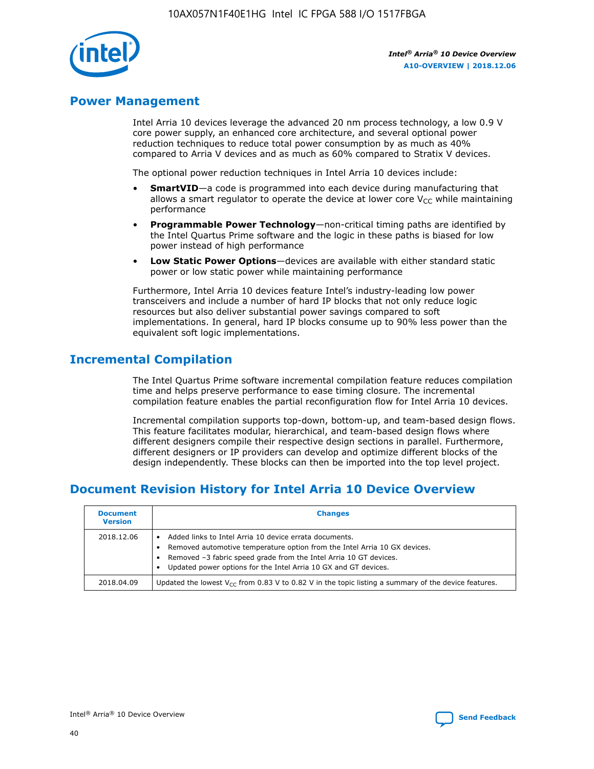## Power Management

Intel Arria 10 devices leverage the advanced 20 nm process technology, a low 0.9 V core power supply, an enhanced core architecture, and several optional power reduction techniques to reduce total power consumption by as much as 40% compared to Arria V devices and as much as 60% compared to Stratix V devices.

The optional power reduction techniques in Intel Arria 10 devices include:

- **SmartVID**—a code is programmed into each device during manufacturing that allows a smart regulator to operate the device at lower core $V_{CC}$ while maintaining performance
- **Programmable Power Technology**—non-critical timing paths are identified by the Intel Quartus Prime software and the logic in these paths is biased for low power instead of high performance
- **Low Static Power Options**—devices are available with either standard static power or low static power while maintaining performance

Furthermore, Intel Arria 10 devices feature Intel's industry-leading low power transceivers and include a number of hard IP blocks that not only reduce logic resources but also deliver substantial power savings compared to soft implementations. In general, hard IP blocks consume up to 90% less power than the equivalent soft logic implementations.

## Incremental Compilation

The Intel Quartus Prime software incremental compilation feature reduces compilation time and helps preserve performance to ease timing closure. The incremental compilation feature enables the partial reconfiguration flow for Intel Arria 10 devices.

Incremental compilation supports top-down, bottom-up, and team-based design flows. This feature facilitates modular, hierarchical, and team-based design flows where different designers compile their respective design sections in parallel. Furthermore, different designers or IP providers can develop and optimize different blocks of the design independently. These blocks can then be imported into the top level project.

## Document Revision History for Intel Arria 10 Device Overview

| Document Version | Changes |
|---|---|
| 2018.12.06 | • Added links to Intel Arria 10 device errata documents.<br>• Removed automotive temperature option from the Intel Arria 10 GX devices.<br>• Removed –3 fabric speed grade from the Intel Arria 10 GT devices.<br>• Updated power options for the Intel Arria 10 GX and GT devices. |
| 2018.04.09 | Updated the lowest $V_{CC}$ from 0.83 V to 0.82 V in the topic listing a summary of the device features. |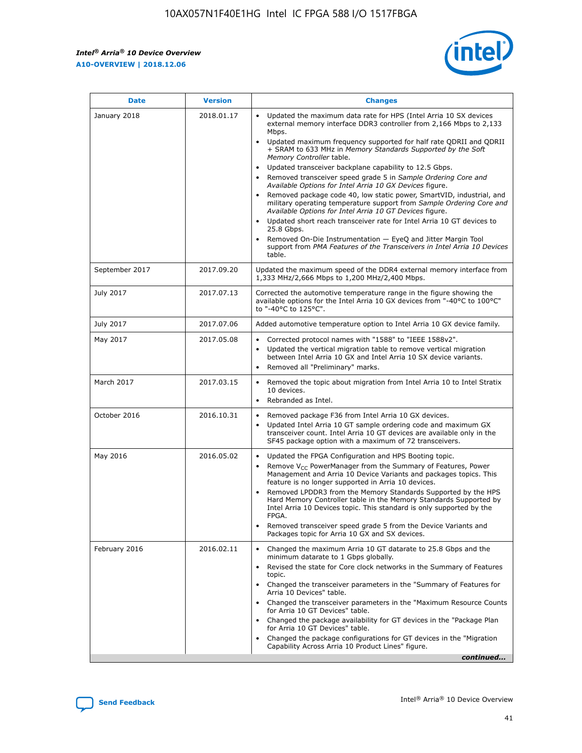| Date | Version | Changes |
| --- | --- | --- |
| January 2018 | 2018.01.17 | • Updated the maximum data rate for HPS (Intel Arria 10 SX devices external memory interface DDR3 controller from 2,166 Mbps to 2,133 Mbps.<br>• Updated maximum frequency supported for half rate QDRII and QDRII + SRAM to 633 MHz in *Memory Standards Supported by the Soft Memory Controller* table.<br>• Updated transceiver backplane capability to 12.5 Gbps.<br>• Removed transceiver speed grade 5 in *Sample Ordering Core and Available Options for Intel Arria 10 GX Devices* figure.<br>• Removed package code 40, low static power, SmartVID, industrial, and military operating temperature support from *Sample Ordering Core and Available Options for Intel Arria 10 GT Devices* figure.<br>• Updated short reach transceiver rate for Intel Arria 10 GT devices to 25.8 Gbps.<br>• Removed On-Die Instrumentation — EyeQ and Jitter Margin Tool support from *PMA Features of the Transceivers in Intel Arria 10 Devices* table. |
| September 2017 | 2017.09.20 | Updated the maximum speed of the DDR4 external memory interface from 1,333 MHz/2,666 Mbps to 1,200 MHz/2,400 Mbps. |
| July 2017 | 2017.07.13 | Corrected the automotive temperature range in the figure showing the available options for the Intel Arria 10 GX devices from "-40°C to 100°C" to "-40°C to 125°C". |
| July 2017 | 2017.07.06 | Added automotive temperature option to Intel Arria 10 GX device family. |
| May 2017 | 2017.05.08 | • Corrected protocol names with "1588" to "IEEE 1588v2".<br>• Updated the vertical migration table to remove vertical migration between Intel Arria 10 GX and Intel Arria 10 SX device variants.<br>• Removed all "Preliminary" marks. |
| March 2017 | 2017.03.15 | • Removed the topic about migration from Intel Arria 10 to Intel Stratix 10 devices.<br>• Rebranded as Intel. |
| October 2016 | 2016.10.31 | • Removed package F36 from Intel Arria 10 GX devices.<br>• Updated Intel Arria 10 GT sample ordering code and maximum GX transceiver count. Intel Arria 10 GT devices are available only in the SF45 package option with a maximum of 72 transceivers. |
| May 2016 | 2016.05.02 | • Updated the FPGA Configuration and HPS Booting topic.<br>• Remove $V_{CC}$ PowerManager from the Summary of Features, Power Management and Arria 10 Device Variants and packages topics. This feature is no longer supported in Arria 10 devices.<br>• Removed LPDDR3 from the Memory Standards Supported by the HPS Hard Memory Controller table in the Memory Standards Supported by Intel Arria 10 Devices topic. This standard is only supported by the FPGA.<br>• Removed transceiver speed grade 5 from the Device Variants and Packages topic for Arria 10 GX and SX devices. |
| February 2016 | 2016.02.11 | • Changed the maximum Arria 10 GT datarate to 25.8 Gbps and the minimum datarate to 1 Gbps globally.<br>• Revised the state for Core clock networks in the Summary of Features topic.<br>• Changed the transceiver parameters in the "Summary of Features for Arria 10 Devices" table.<br>• Changed the transceiver parameters in the "Maximum Resource Counts for Arria 10 GT Devices" table.<br>• Changed the package availability for GT devices in the "Package Plan for Arria 10 GT Devices" table.<br>• Changed the package configurations for GT devices in the "Migration Capability Across Arria 10 Product Lines" figure. |

*continued...*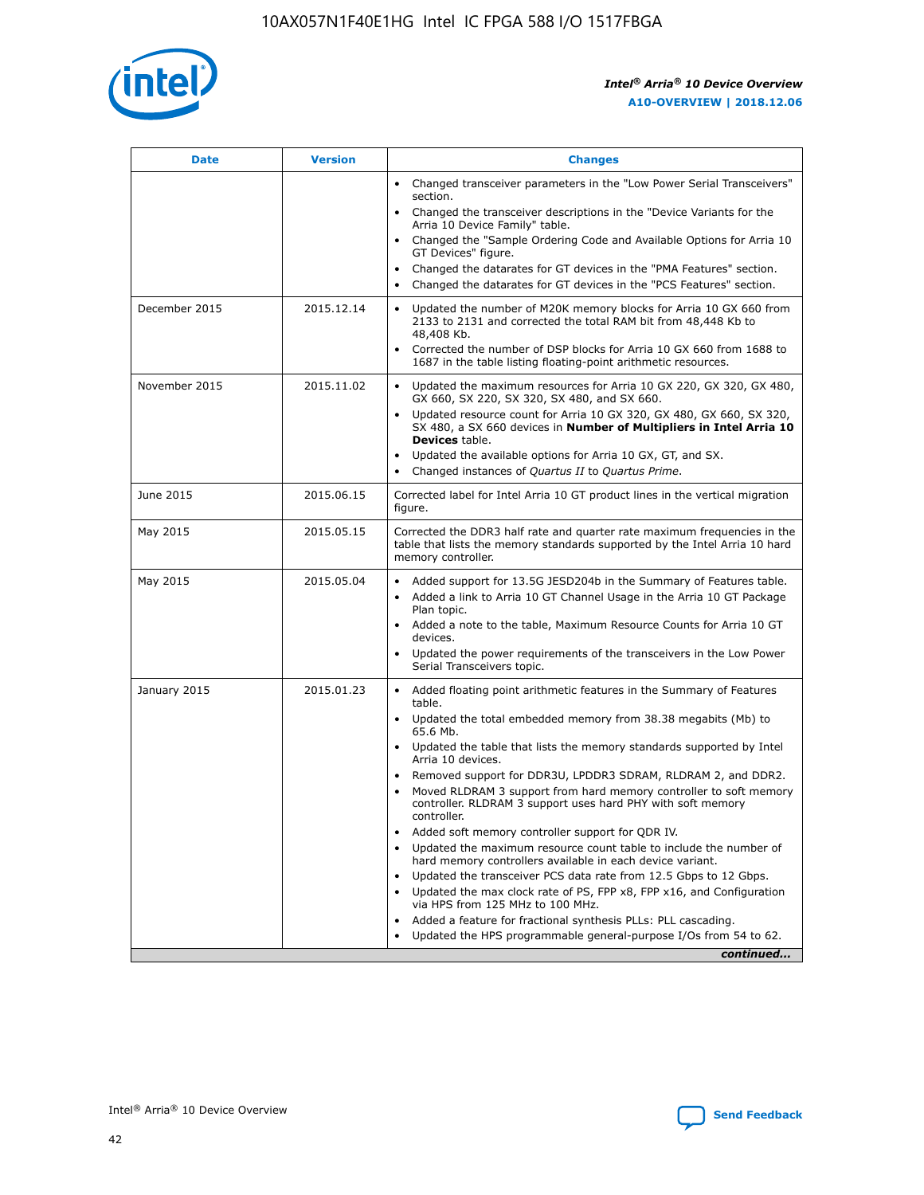| Date | Version | Changes |
| --- | --- | --- |
| | | • Changed transceiver parameters in the "Low Power Serial Transceivers" section.<br>• Changed the transceiver descriptions in the "Device Variants for the Arria 10 Device Family" table.<br>• Changed the "Sample Ordering Code and Available Options for Arria 10 GT Devices" figure.<br>• Changed the datarates for GT devices in the "PMA Features" section.<br>• Changed the datarates for GT devices in the "PCS Features" section. |
| December 2015 | 2015.12.14 | • Updated the number of M20K memory blocks for Arria 10 GX 660 from 2133 to 2131 and corrected the total RAM bit from 48,448 Kb to 48,408 Kb.<br>• Corrected the number of DSP blocks for Arria 10 GX 660 from 1688 to 1687 in the table listing floating-point arithmetic resources. |
| November 2015 | 2015.11.02 | • Updated the maximum resources for Arria 10 GX 220, GX 320, GX 480, GX 660, SX 220, SX 320, SX 480, and SX 660.<br>• Updated resource count for Arria 10 GX 320, GX 480, GX 660, SX 320, SX 480, a SX 660 devices in **Number of Multipliers in Intel Arria 10 Devices** table.<br>• Updated the available options for Arria 10 GX, GT, and SX.<br>• Changed instances of *Quartus II* to *Quartus Prime*. |
| June 2015 | 2015.06.15 | Corrected label for Intel Arria 10 GT product lines in the vertical migration figure. |
| May 2015 | 2015.05.15 | Corrected the DDR3 half rate and quarter rate maximum frequencies in the table that lists the memory standards supported by the Intel Arria 10 hard memory controller. |
| May 2015 | 2015.05.04 | • Added support for 13.5G JESD204b in the Summary of Features table.<br>• Added a link to Arria 10 GT Channel Usage in the Arria 10 GT Package Plan topic.<br>• Added a note to the table, Maximum Resource Counts for Arria 10 GT devices.<br>• Updated the power requirements of the transceivers in the Low Power Serial Transceivers topic. |
| January 2015 | 2015.01.23 | • Added floating point arithmetic features in the Summary of Features table.<br>• Updated the total embedded memory from 38.38 megabits (Mb) to 65.6 Mb.<br>• Updated the table that lists the memory standards supported by Intel Arria 10 devices.<br>• Removed support for DDR3U, LPDDR3 SDRAM, RLDRAM 2, and DDR2.<br>• Moved RLDRAM 3 support from hard memory controller to soft memory controller. RLDRAM 3 support uses hard PHY with soft memory controller.<br>• Added soft memory controller support for QDR IV.<br>• Updated the maximum resource count table to include the number of hard memory controllers available in each device variant.<br>• Updated the transceiver PCS data rate from 12.5 Gbps to 12 Gbps.<br>• Updated the max clock rate of PS, FPP x8, FPP x16, and Configuration via HPS from 125 MHz to 100 MHz.<br>• Added a feature for fractional synthesis PLLs: PLL cascading.<br>• Updated the HPS programmable general-purpose I/Os from 54 to 62. |

*continued...*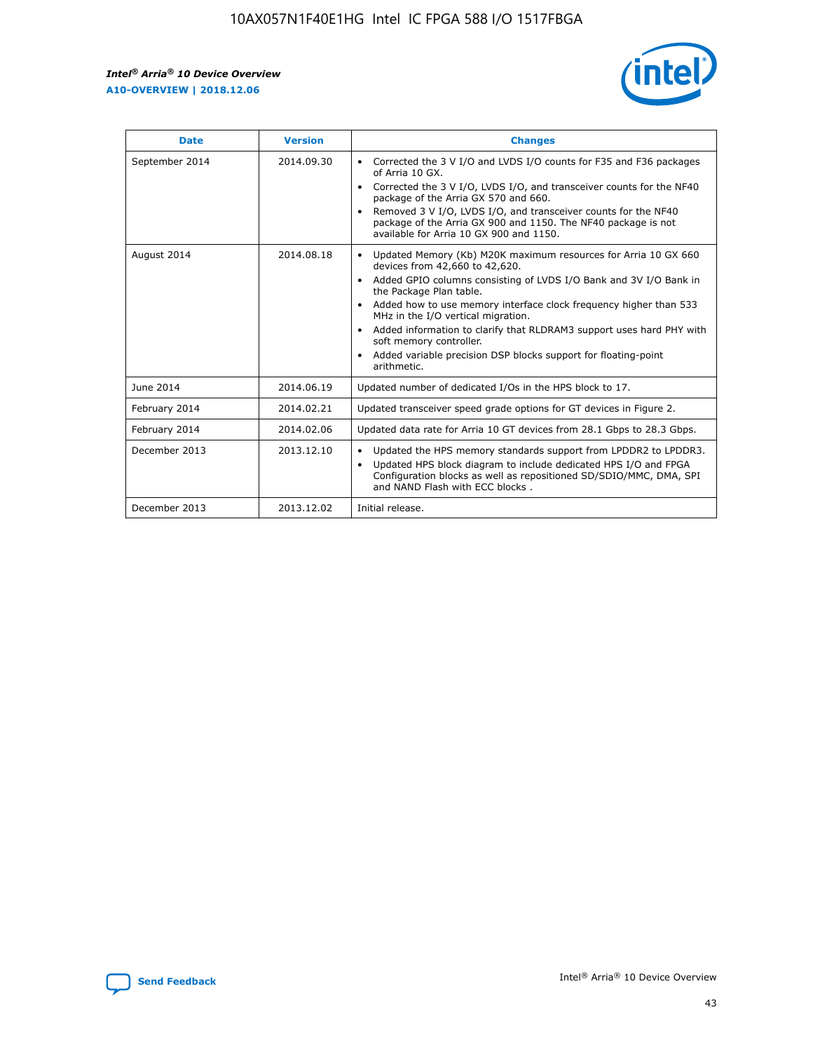| Date | Version | Changes |
| --- | --- | --- |
| September 2014 | 2014.09.30 | • Corrected the 3 V I/O and LVDS I/O counts for F35 and F36 packages of Arria 10 GX.<br>• Corrected the 3 V I/O, LVDS I/O, and transceiver counts for the NF40 package of the Arria GX 570 and 660.<br>• Removed 3 V I/O, LVDS I/O, and transceiver counts for the NF40 package of the Arria GX 900 and 1150. The NF40 package is not available for Arria 10 GX 900 and 1150. |
| August 2014 | 2014.08.18 | • Updated Memory (Kb) M20K maximum resources for Arria 10 GX 660 devices from 42,660 to 42,620.<br>• Added GPIO columns consisting of LVDS I/O Bank and 3V I/O Bank in the Package Plan table.<br>• Added how to use memory interface clock frequency higher than 533 MHz in the I/O vertical migration.<br>• Added information to clarify that RLDRAM3 support uses hard PHY with soft memory controller.<br>• Added variable precision DSP blocks support for floating-point arithmetic. |
| June 2014 | 2014.06.19 | Updated number of dedicated I/Os in the HPS block to 17. |
| February 2014 | 2014.02.21 | Updated transceiver speed grade options for GT devices in Figure 2. |
| February 2014 | 2014.02.06 | Updated data rate for Arria 10 GT devices from 28.1 Gbps to 28.3 Gbps. |
| December 2013 | 2013.12.10 | • Updated the HPS memory standards support from LPDDR2 to LPDDR3.<br>• Updated HPS block diagram to include dedicated HPS I/O and FPGA Configuration blocks as well as repositioned SD/SDIO/MMC, DMA, SPI and NAND Flash with ECC blocks . |
| December 2013 | 2013.12.02 | Initial release. |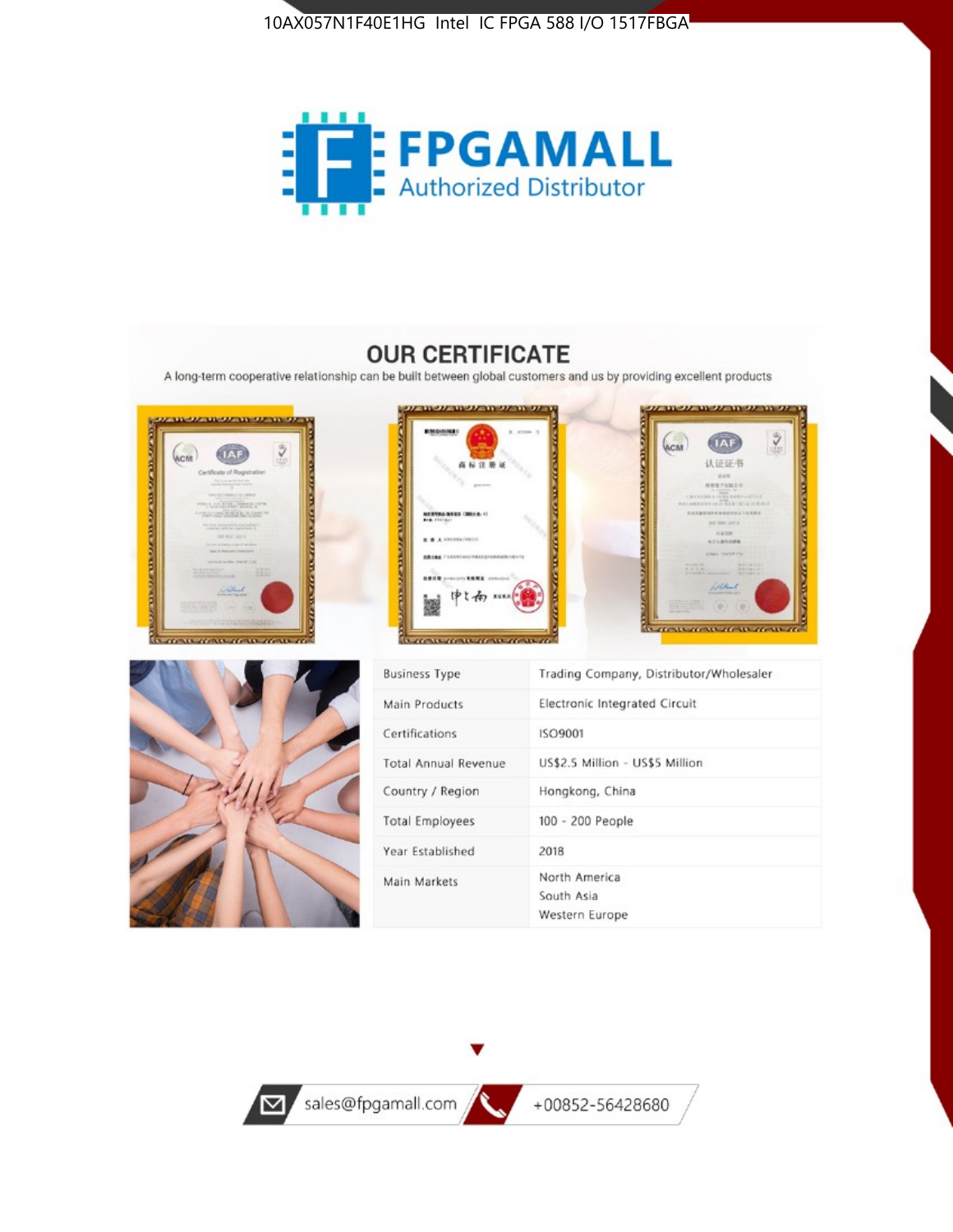# FPGAMALL

Authorized Distributor

## OUR CERTIFICATE

A long-term cooperative relationship can be built between global customers and us by providing excellent products

| | |
|---|---|
| Business Type | Trading Company, Distributor/Wholesaler |
| Main Products | Electronic Integrated Circuit |
| Certifications | ISO9001 |
| Total Annual Revenue | US$2.5 Million - US$5 Million |
| Country / Region | Hongkong, China |
| Total Employees | 100 - 200 People |
| Year Established | 2018 |
| Main Markets | North America<br>South Asia<br>Western Europe |

sales@fpgamall.com

+00852-56428680